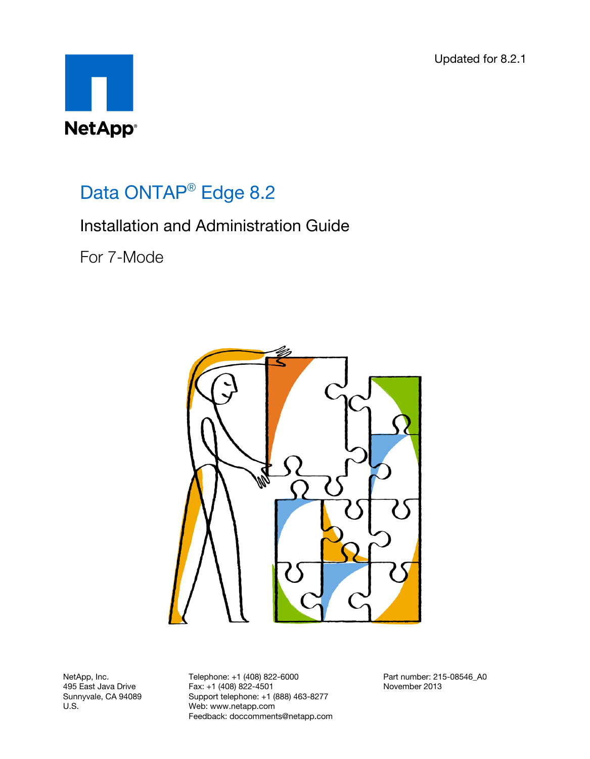Updated for 8.2.1

NetApp®

# Data ONTAP® Edge 8.2

## Installation and Administration Guide

### For 7-Mode

NetApp, Inc.
495 East Java Drive
Sunnyvale, CA 94089
U.S.

Telephone: +1 (408) 822-6000
Fax: +1 (408) 822-4501
Support telephone: +1 (888) 463-8277
Web: www.netapp.com
Feedback: doccomments@netapp.com

Part number: 215-08546_A0
November 2013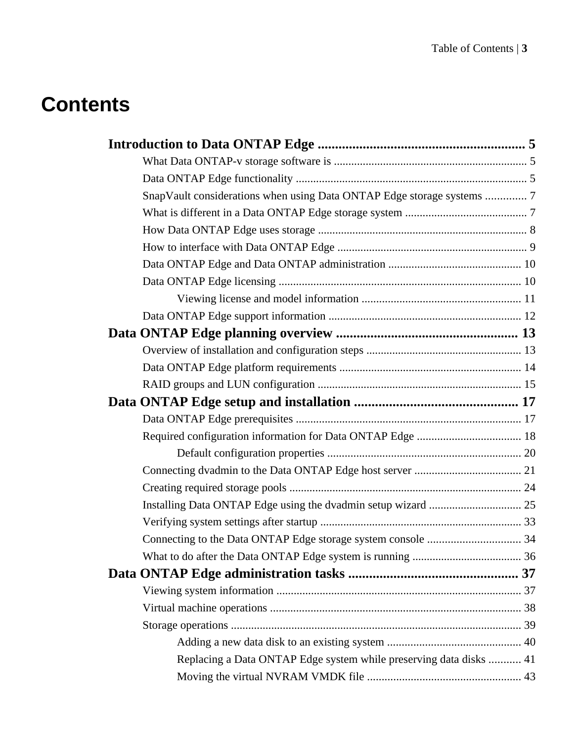# Contents

**Introduction to Data ONTAP Edge .............................................................. 5**

- What Data ONTAP-v storage software is .................................................................. 5
- Data ONTAP Edge functionality ............................................................................... 5
- SnapVault considerations when using Data ONTAP Edge storage systems .............. 7
- What is different in a Data ONTAP Edge storage system .......................................... 7
- How Data ONTAP Edge uses storage ........................................................................ 8
- How to interface with Data ONTAP Edge ................................................................. 9
- Data ONTAP Edge and Data ONTAP administration ............................................. 10
- Data ONTAP Edge licensing .................................................................................... 10
    - Viewing license and model information ...................................................... 11
- Data ONTAP Edge support information .................................................................. 12

**Data ONTAP Edge planning overview ..................................................... 13**

- Overview of installation and configuration steps ...................................................... 13
- Data ONTAP Edge platform requirements .............................................................. 14
- RAID groups and LUN configuration ...................................................................... 15

**Data ONTAP Edge setup and installation ............................................... 17**

- Data ONTAP Edge prerequisites .............................................................................. 17
- Required configuration information for Data ONTAP Edge .................................... 18
    - Default configuration properties .................................................................. 20
- Connecting dvadmin to the Data ONTAP Edge host server ..................................... 21
- Creating required storage pools ................................................................................ 24
- Installing Data ONTAP Edge using the dvadmin setup wizard ................................ 25
- Verifying system settings after startup ..................................................................... 33
- Connecting to the Data ONTAP Edge storage system console ................................ 34
- What to do after the Data ONTAP Edge system is running ...................................... 36

**Data ONTAP Edge administration tasks .................................................. 37**

- Viewing system information ..................................................................................... 37
- Virtual machine operations ....................................................................................... 38
- Storage operations ..................................................................................................... 39
    - Adding a new data disk to an existing system ............................................. 40
    - Replacing a Data ONTAP Edge system while preserving data disks ........... 41
    - Moving the virtual NVRAM VMDK file ..................................................... 43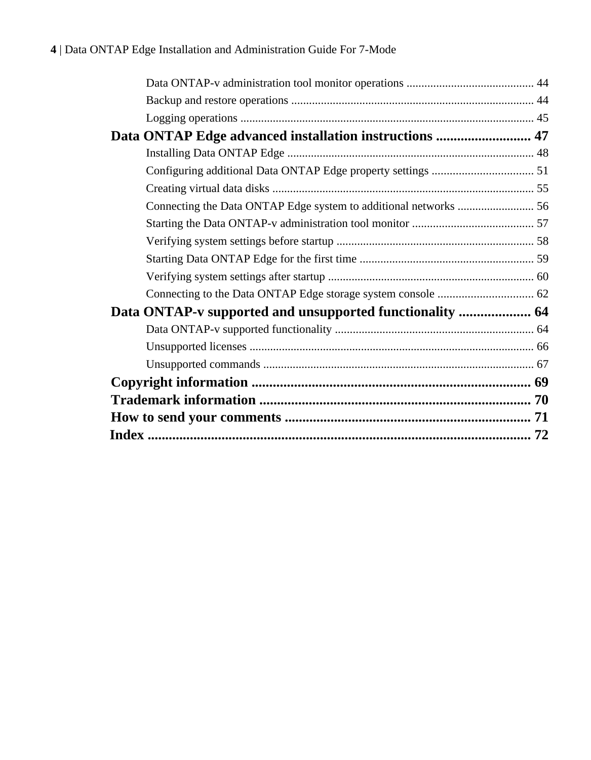Data ONTAP-v administration tool monitor operations .......................................... 44
Backup and restore operations .................................................................................. 44
Logging operations .................................................................................................... 45

**Data ONTAP Edge advanced installation instructions .......................... 47**

Installing Data ONTAP Edge .................................................................................... 48
Configuring additional Data ONTAP Edge property settings .................................. 51
Creating virtual data disks ......................................................................................... 55
Connecting the Data ONTAP Edge system to additional networks .......................... 56
Starting the Data ONTAP-v administration tool monitor ......................................... 57
Verifying system settings before startup .................................................................. 58
Starting Data ONTAP Edge for the first time ........................................................... 59
Verifying system settings after startup ..................................................................... 60
Connecting to the Data ONTAP Edge storage system console ................................ 62

**Data ONTAP-v supported and unsupported functionality .................... 64**

Data ONTAP-v supported functionality ................................................................... 64
Unsupported licenses ................................................................................................ 66
Unsupported commands ........................................................................................... 67

**Copyright information ............................................................................... 69**

**Trademark information ............................................................................. 70**

**How to send your comments ..................................................................... 71**

**Index ............................................................................................................. 72**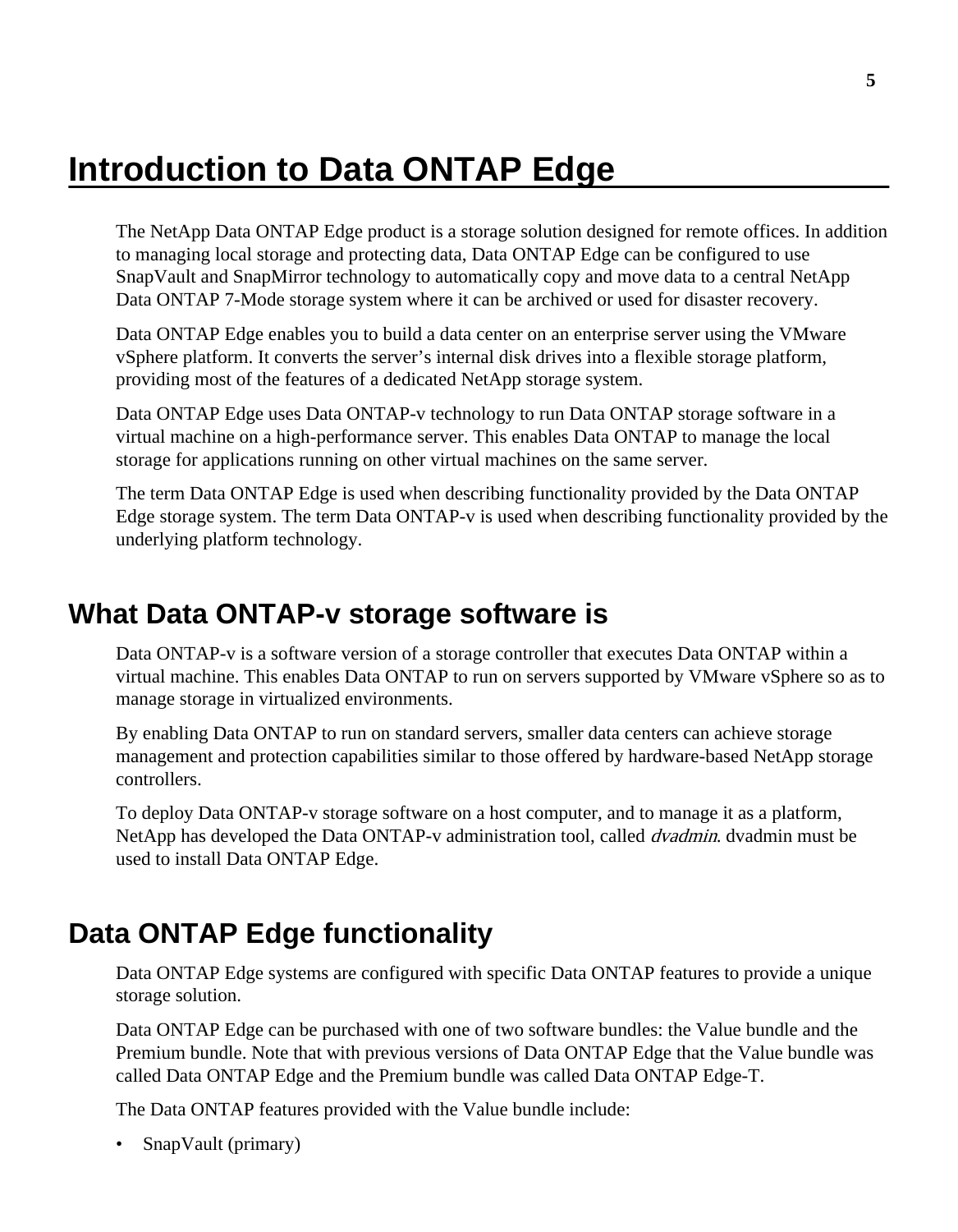# Introduction to Data ONTAP Edge

The NetApp Data ONTAP Edge product is a storage solution designed for remote offices. In addition to managing local storage and protecting data, Data ONTAP Edge can be configured to use SnapVault and SnapMirror technology to automatically copy and move data to a central NetApp Data ONTAP 7-Mode storage system where it can be archived or used for disaster recovery.

Data ONTAP Edge enables you to build a data center on an enterprise server using the VMware vSphere platform. It converts the server's internal disk drives into a flexible storage platform, providing most of the features of a dedicated NetApp storage system.

Data ONTAP Edge uses Data ONTAP-v technology to run Data ONTAP storage software in a virtual machine on a high-performance server. This enables Data ONTAP to manage the local storage for applications running on other virtual machines on the same server.

The term Data ONTAP Edge is used when describing functionality provided by the Data ONTAP Edge storage system. The term Data ONTAP-v is used when describing functionality provided by the underlying platform technology.

## What Data ONTAP-v storage software is

Data ONTAP-v is a software version of a storage controller that executes Data ONTAP within a virtual machine. This enables Data ONTAP to run on servers supported by VMware vSphere so as to manage storage in virtualized environments.

By enabling Data ONTAP to run on standard servers, smaller data centers can achieve storage management and protection capabilities similar to those offered by hardware-based NetApp storage controllers.

To deploy Data ONTAP-v storage software on a host computer, and to manage it as a platform, NetApp has developed the Data ONTAP-v administration tool, called *dvadmin*. dvadmin must be used to install Data ONTAP Edge.

## Data ONTAP Edge functionality

Data ONTAP Edge systems are configured with specific Data ONTAP features to provide a unique storage solution.

Data ONTAP Edge can be purchased with one of two software bundles: the Value bundle and the Premium bundle. Note that with previous versions of Data ONTAP Edge that the Value bundle was called Data ONTAP Edge and the Premium bundle was called Data ONTAP Edge-T.

The Data ONTAP features provided with the Value bundle include:

- SnapVault (primary)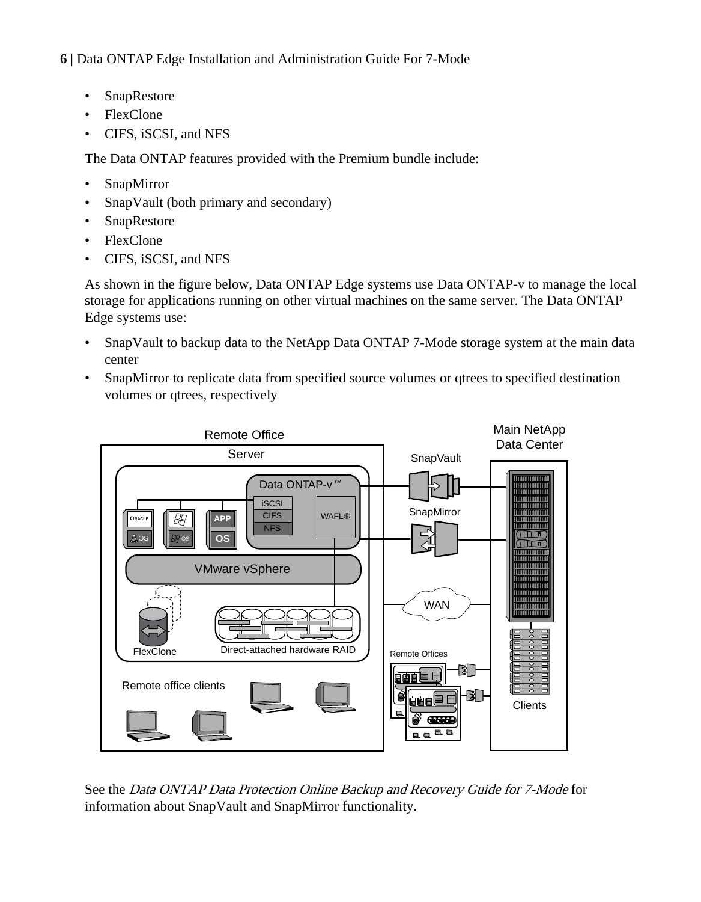- SnapRestore
- FlexClone
- CIFS, iSCSI, and NFS

The Data ONTAP features provided with the Premium bundle include:

- SnapMirror
- SnapVault (both primary and secondary)
- SnapRestore
- FlexClone
- CIFS, iSCSI, and NFS

As shown in the figure below, Data ONTAP Edge systems use Data ONTAP-v to manage the local storage for applications running on other virtual machines on the same server. The Data ONTAP Edge systems use:

- SnapVault to backup data to the NetApp Data ONTAP 7-Mode storage system at the main data center
- SnapMirror to replicate data from specified source volumes or qtrees to specified destination volumes or qtrees, respectively

See the *Data ONTAP Data Protection Online Backup and Recovery Guide for 7-Mode* for information about SnapVault and SnapMirror functionality.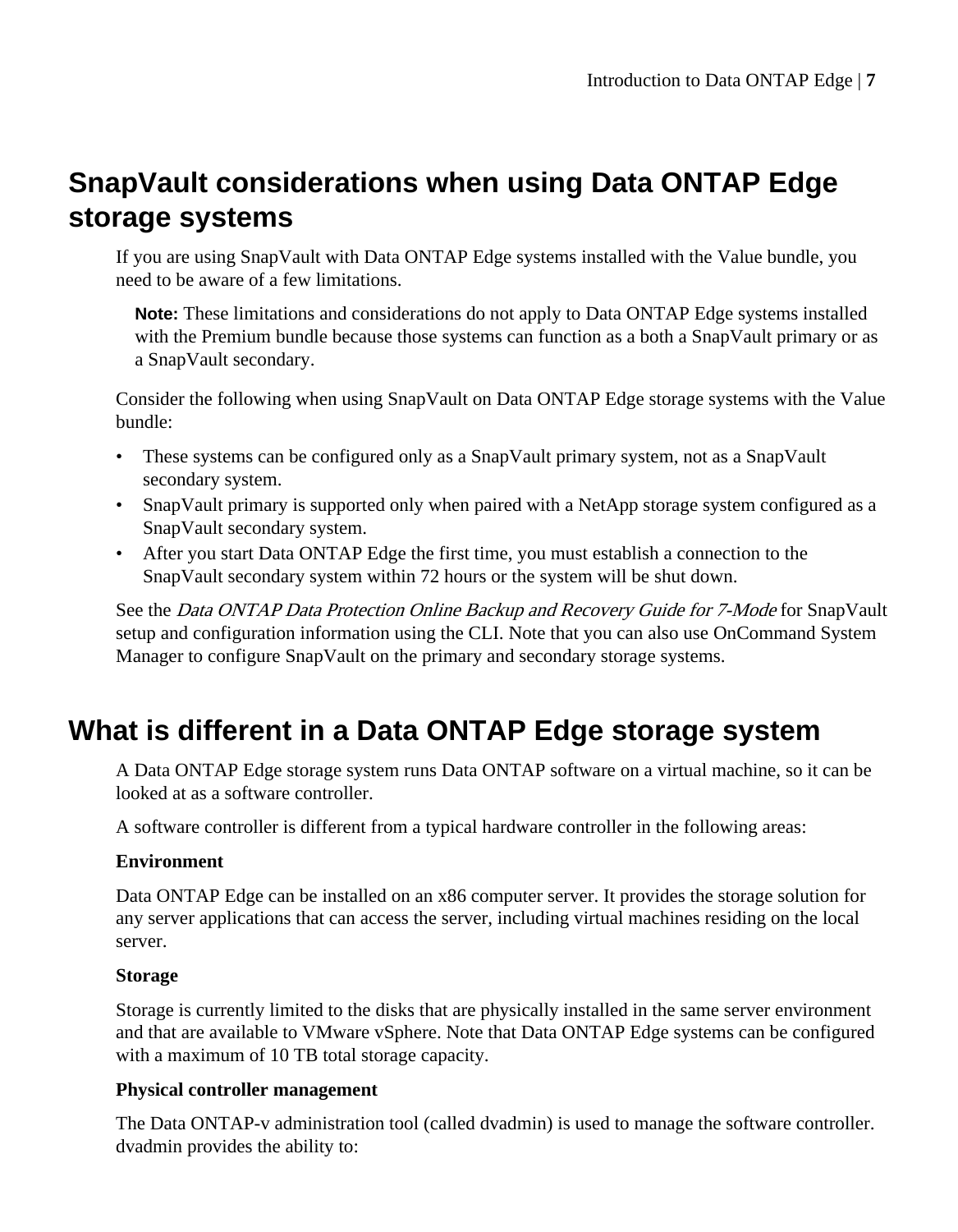## SnapVault considerations when using Data ONTAP Edge storage systems

If you are using SnapVault with Data ONTAP Edge systems installed with the Value bundle, you need to be aware of a few limitations.

**Note:** These limitations and considerations do not apply to Data ONTAP Edge systems installed with the Premium bundle because those systems can function as a both a SnapVault primary or as a SnapVault secondary.

Consider the following when using SnapVault on Data ONTAP Edge storage systems with the Value bundle:

- These systems can be configured only as a SnapVault primary system, not as a SnapVault secondary system.
- SnapVault primary is supported only when paired with a NetApp storage system configured as a SnapVault secondary system.
- After you start Data ONTAP Edge the first time, you must establish a connection to the SnapVault secondary system within 72 hours or the system will be shut down.

See the *Data ONTAP Data Protection Online Backup and Recovery Guide for 7-Mode* for SnapVault setup and configuration information using the CLI. Note that you can also use OnCommand System Manager to configure SnapVault on the primary and secondary storage systems.

## What is different in a Data ONTAP Edge storage system

A Data ONTAP Edge storage system runs Data ONTAP software on a virtual machine, so it can be looked at as a software controller.

A software controller is different from a typical hardware controller in the following areas:

**Environment**

Data ONTAP Edge can be installed on an x86 computer server. It provides the storage solution for any server applications that can access the server, including virtual machines residing on the local server.

**Storage**

Storage is currently limited to the disks that are physically installed in the same server environment and that are available to VMware vSphere. Note that Data ONTAP Edge systems can be configured with a maximum of 10 TB total storage capacity.

**Physical controller management**

The Data ONTAP-v administration tool (called dvadmin) is used to manage the software controller. dvadmin provides the ability to: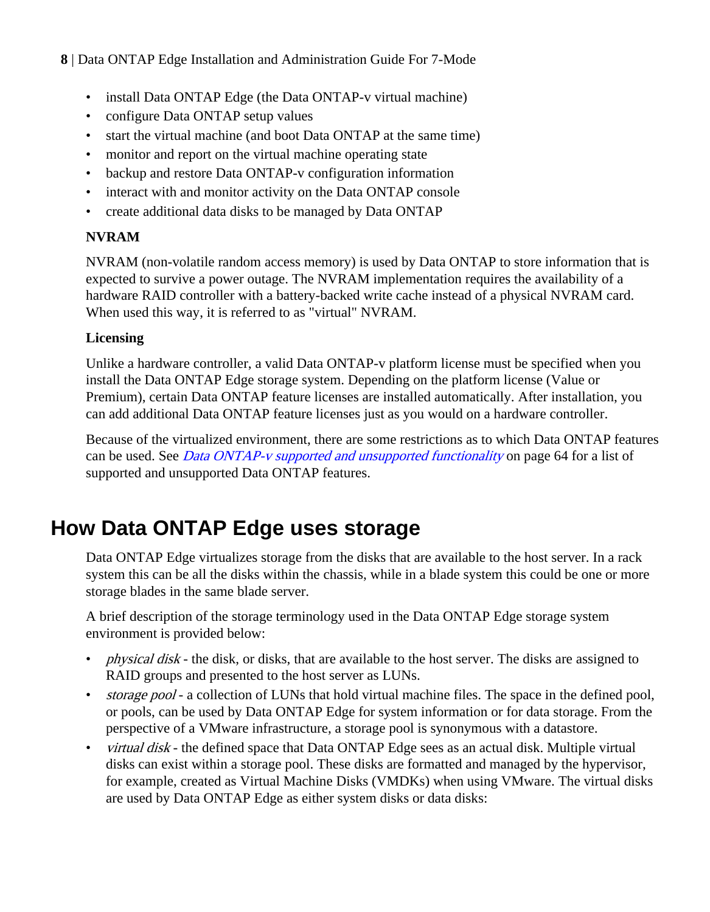- install Data ONTAP Edge (the Data ONTAP-v virtual machine)
- configure Data ONTAP setup values
- start the virtual machine (and boot Data ONTAP at the same time)
- monitor and report on the virtual machine operating state
- backup and restore Data ONTAP-v configuration information
- interact with and monitor activity on the Data ONTAP console
- create additional data disks to be managed by Data ONTAP

**NVRAM**

NVRAM (non-volatile random access memory) is used by Data ONTAP to store information that is expected to survive a power outage. The NVRAM implementation requires the availability of a hardware RAID controller with a battery-backed write cache instead of a physical NVRAM card. When used this way, it is referred to as "virtual" NVRAM.

**Licensing**

Unlike a hardware controller, a valid Data ONTAP-v platform license must be specified when you install the Data ONTAP Edge storage system. Depending on the platform license (Value or Premium), certain Data ONTAP feature licenses are installed automatically. After installation, you can add additional Data ONTAP feature licenses just as you would on a hardware controller.

Because of the virtualized environment, there are some restrictions as to which Data ONTAP features can be used. See *Data ONTAP-v supported and unsupported functionality* on page 64 for a list of supported and unsupported Data ONTAP features.

# How Data ONTAP Edge uses storage

Data ONTAP Edge virtualizes storage from the disks that are available to the host server. In a rack system this can be all the disks within the chassis, while in a blade system this could be one or more storage blades in the same blade server.

A brief description of the storage terminology used in the Data ONTAP Edge storage system environment is provided below:

- *physical disk* - the disk, or disks, that are available to the host server. The disks are assigned to RAID groups and presented to the host server as LUNs.
- *storage pool* - a collection of LUNs that hold virtual machine files. The space in the defined pool, or pools, can be used by Data ONTAP Edge for system information or for data storage. From the perspective of a VMware infrastructure, a storage pool is synonymous with a datastore.
- *virtual disk* - the defined space that Data ONTAP Edge sees as an actual disk. Multiple virtual disks can exist within a storage pool. These disks are formatted and managed by the hypervisor, for example, created as Virtual Machine Disks (VMDKs) when using VMware. The virtual disks are used by Data ONTAP Edge as either system disks or data disks: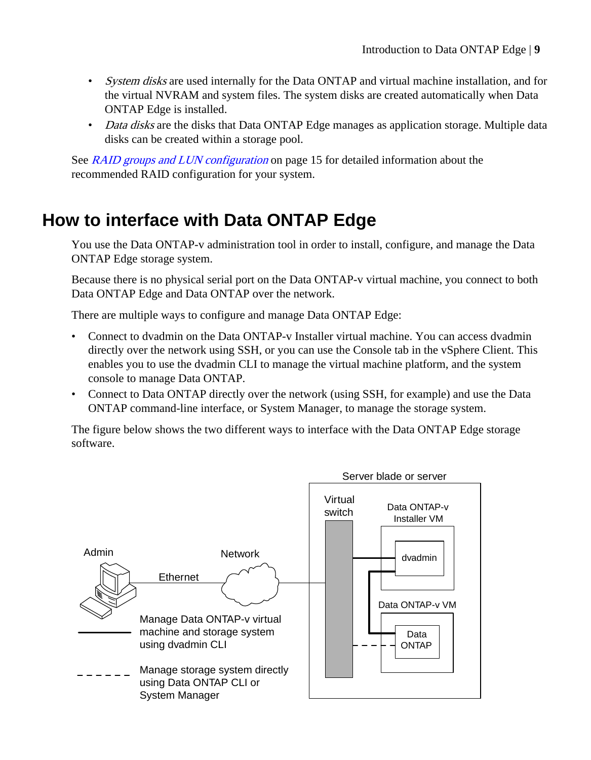- *System disks* are used internally for the Data ONTAP and virtual machine installation, and for the virtual NVRAM and system files. The system disks are created automatically when Data ONTAP Edge is installed.
- *Data disks* are the disks that Data ONTAP Edge manages as application storage. Multiple data disks can be created within a storage pool.

See *RAID groups and LUN configuration* on page 15 for detailed information about the recommended RAID configuration for your system.

## How to interface with Data ONTAP Edge

You use the Data ONTAP-v administration tool in order to install, configure, and manage the Data ONTAP Edge storage system.

Because there is no physical serial port on the Data ONTAP-v virtual machine, you connect to both Data ONTAP Edge and Data ONTAP over the network.

There are multiple ways to configure and manage Data ONTAP Edge:

- Connect to dvadmin on the Data ONTAP-v Installer virtual machine. You can access dvadmin directly over the network using SSH, or you can use the Console tab in the vSphere Client. This enables you to use the dvadmin CLI to manage the virtual machine platform, and the system console to manage Data ONTAP.
- Connect to Data ONTAP directly over the network (using SSH, for example) and use the Data ONTAP command-line interface, or System Manager, to manage the storage system.

The figure below shows the two different ways to interface with the Data ONTAP Edge storage software.

Server blade or server

Virtual switch

Data ONTAP-v Installer VM

dvadmin

Data ONTAP-v VM

Data ONTAP

Admin

Network

Ethernet

Manage Data ONTAP-v virtual machine and storage system using dvadmin CLI

Manage storage system directly using Data ONTAP CLI or System Manager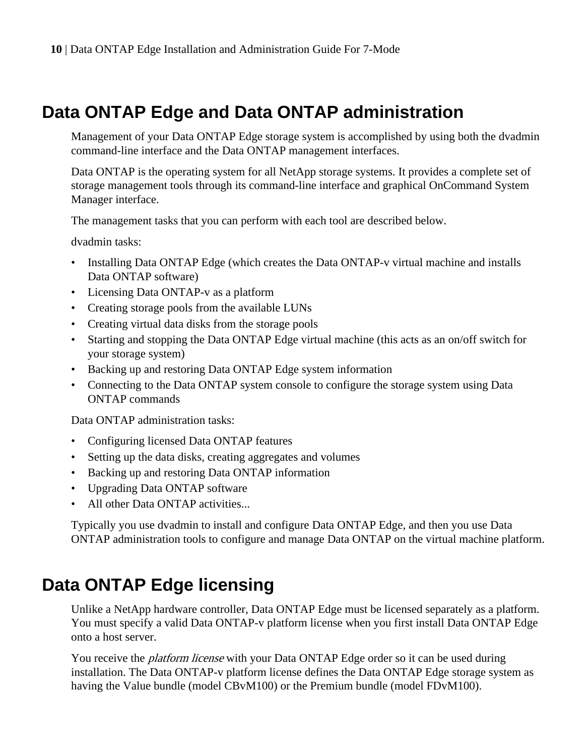# Data ONTAP Edge and Data ONTAP administration

Management of your Data ONTAP Edge storage system is accomplished by using both the dvadmin command-line interface and the Data ONTAP management interfaces.

Data ONTAP is the operating system for all NetApp storage systems. It provides a complete set of storage management tools through its command-line interface and graphical OnCommand System Manager interface.

The management tasks that you can perform with each tool are described below.

dvadmin tasks:

- Installing Data ONTAP Edge (which creates the Data ONTAP-v virtual machine and installs Data ONTAP software)
- Licensing Data ONTAP-v as a platform
- Creating storage pools from the available LUNs
- Creating virtual data disks from the storage pools
- Starting and stopping the Data ONTAP Edge virtual machine (this acts as an on/off switch for your storage system)
- Backing up and restoring Data ONTAP Edge system information
- Connecting to the Data ONTAP system console to configure the storage system using Data ONTAP commands

Data ONTAP administration tasks:

- Configuring licensed Data ONTAP features
- Setting up the data disks, creating aggregates and volumes
- Backing up and restoring Data ONTAP information
- Upgrading Data ONTAP software
- All other Data ONTAP activities...

Typically you use dvadmin to install and configure Data ONTAP Edge, and then you use Data ONTAP administration tools to configure and manage Data ONTAP on the virtual machine platform.

# Data ONTAP Edge licensing

Unlike a NetApp hardware controller, Data ONTAP Edge must be licensed separately as a platform. You must specify a valid Data ONTAP-v platform license when you first install Data ONTAP Edge onto a host server.

You receive the *platform license* with your Data ONTAP Edge order so it can be used during installation. The Data ONTAP-v platform license defines the Data ONTAP Edge storage system as having the Value bundle (model CBvM100) or the Premium bundle (model FDvM100).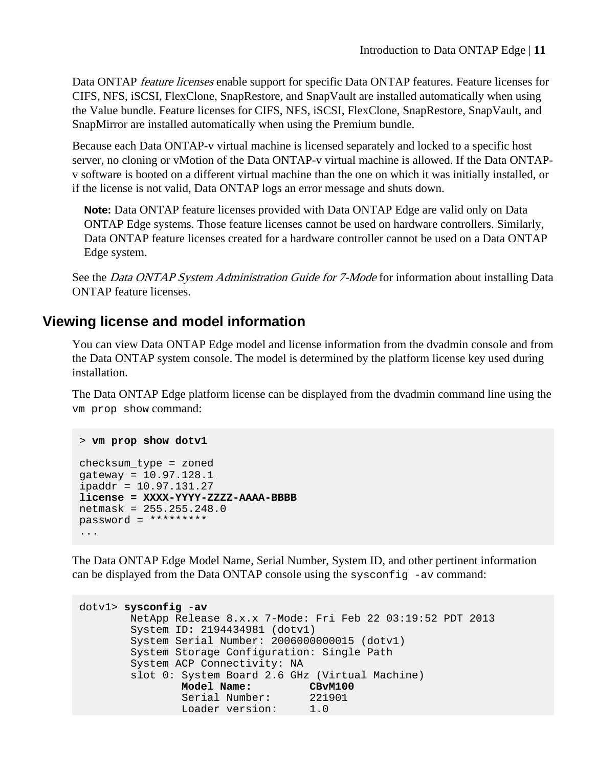Data ONTAP *feature licenses* enable support for specific Data ONTAP features. Feature licenses for CIFS, NFS, iSCSI, FlexClone, SnapRestore, and SnapVault are installed automatically when using the Value bundle. Feature licenses for CIFS, NFS, iSCSI, FlexClone, SnapRestore, SnapVault, and SnapMirror are installed automatically when using the Premium bundle.

Because each Data ONTAP-v virtual machine is licensed separately and locked to a specific host server, no cloning or vMotion of the Data ONTAP-v virtual machine is allowed. If the Data ONTAP-v software is booted on a different virtual machine than the one on which it was initially installed, or if the license is not valid, Data ONTAP logs an error message and shuts down.

> **Note:** Data ONTAP feature licenses provided with Data ONTAP Edge are valid only on Data ONTAP Edge systems. Those feature licenses cannot be used on hardware controllers. Similarly, Data ONTAP feature licenses created for a hardware controller cannot be used on a Data ONTAP Edge system.

See the *Data ONTAP System Administration Guide for 7-Mode* for information about installing Data ONTAP feature licenses.

## Viewing license and model information

You can view Data ONTAP Edge model and license information from the dvadmin console and from the Data ONTAP system console. The model is determined by the platform license key used during installation.

The Data ONTAP Edge platform license can be displayed from the dvadmin command line using the `vm prop show` command:

```
> vm prop show dotv1

checksum_type = zoned
gateway = 10.97.128.1
ipaddr = 10.97.131.27
license = XXXX-YYYY-ZZZZ-AAAA-BBBB
netmask = 255.255.248.0
password = *********
...
```

The Data ONTAP Edge Model Name, Serial Number, System ID, and other pertinent information can be displayed from the Data ONTAP console using the `sysconfig -av` command:

```
dotv1> sysconfig -av
        NetApp Release 8.x.x 7-Mode: Fri Feb 22 03:19:52 PDT 2013
        System ID: 2194434981 (dotv1)
        System Serial Number: 2006000000015 (dotv1)
        System Storage Configuration: Single Path
        System ACP Connectivity: NA
        slot 0: System Board 2.6 GHz (Virtual Machine)
                Model Name:         CBvM100
                Serial Number:      221901
                Loader version:     1.0
```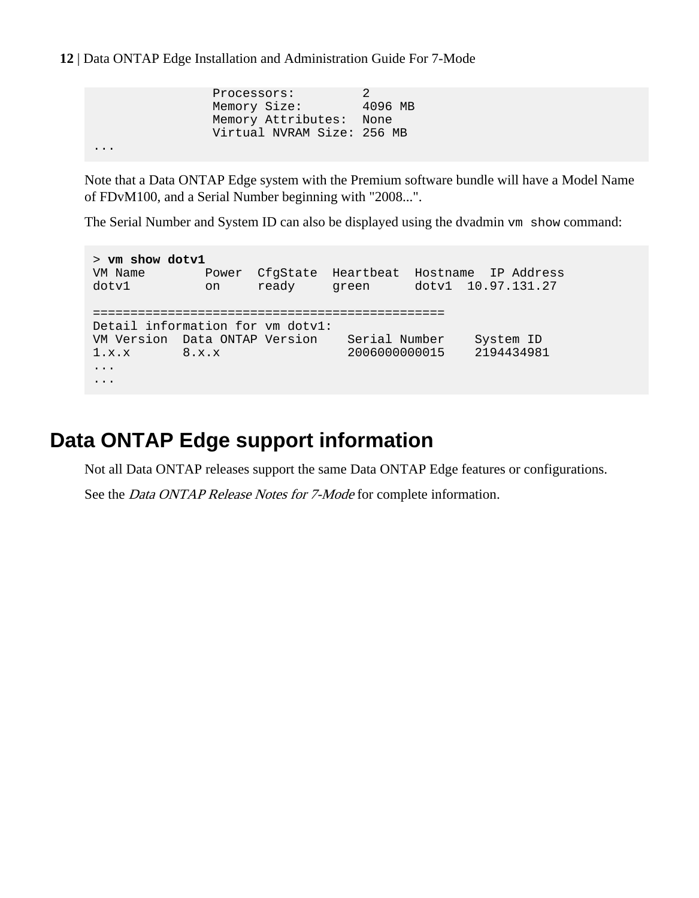```
                 Processors:         2
                 Memory Size:        4096 MB
                 Memory Attributes:  None
                 Virtual NVRAM Size: 256 MB
...
```

Note that a Data ONTAP Edge system with the Premium software bundle will have a Model Name of FDvM100, and a Serial Number beginning with "2008...".

The Serial Number and System ID can also be displayed using the dvadmin `vm show` command:

```
> vm show dotv1
VM Name        Power  CfgState  Heartbeat  Hostname  IP Address
dotv1          on     ready     green      dotv1  10.97.131.27

===============================================
Detail information for vm dotv1:
VM Version  Data ONTAP Version    Serial Number    System ID
1.x.x       8.x.x                 2006000000015    2194434981
...
...
```

## Data ONTAP Edge support information

Not all Data ONTAP releases support the same Data ONTAP Edge features or configurations.

See the *Data ONTAP Release Notes for 7-Mode* for complete information.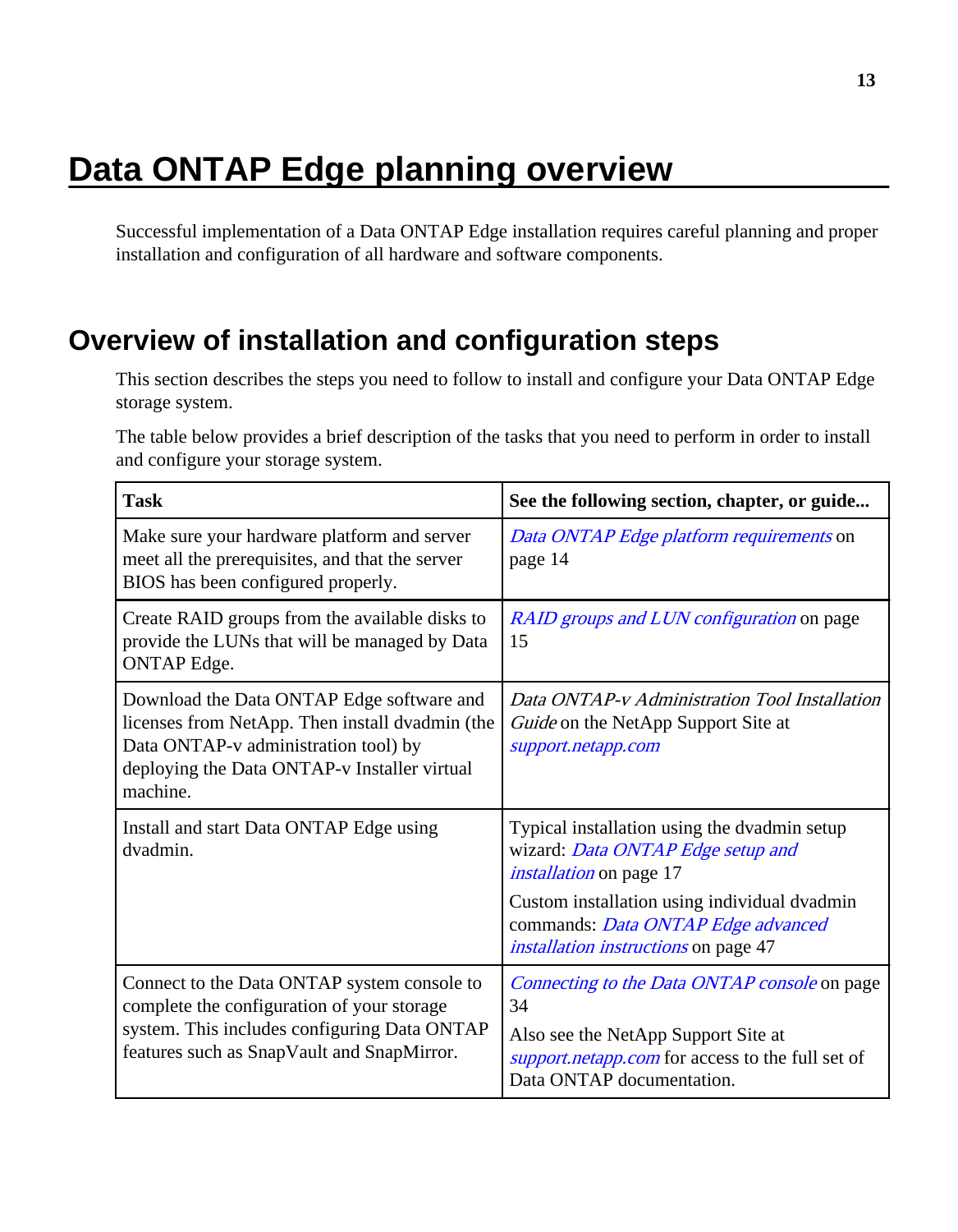# Data ONTAP Edge planning overview

Successful implementation of a Data ONTAP Edge installation requires careful planning and proper installation and configuration of all hardware and software components.

## Overview of installation and configuration steps

This section describes the steps you need to follow to install and configure your Data ONTAP Edge storage system.

The table below provides a brief description of the tasks that you need to perform in order to install and configure your storage system.

| Task | See the following section, chapter, or guide... |
|---|---|
| Make sure your hardware platform and server meet all the prerequisites, and that the server BIOS has been configured properly. | *Data ONTAP Edge platform requirements* on page 14 |
| Create RAID groups from the available disks to provide the LUNs that will be managed by Data ONTAP Edge. | *RAID groups and LUN configuration* on page 15 |
| Download the Data ONTAP Edge software and licenses from NetApp. Then install dvadmin (the Data ONTAP-v administration tool) by deploying the Data ONTAP-v Installer virtual machine. | *Data ONTAP-v Administration Tool Installation Guide* on the NetApp Support Site at *support.netapp.com* |
| Install and start Data ONTAP Edge using dvadmin. | Typical installation using the dvadmin setup wizard: *Data ONTAP Edge setup and installation* on page 17<br><br>Custom installation using individual dvadmin commands: *Data ONTAP Edge advanced installation instructions* on page 47 |
| Connect to the Data ONTAP system console to complete the configuration of your storage system. This includes configuring Data ONTAP features such as SnapVault and SnapMirror. | *Connecting to the Data ONTAP console* on page 34<br><br>Also see the NetApp Support Site at *support.netapp.com* for access to the full set of Data ONTAP documentation. |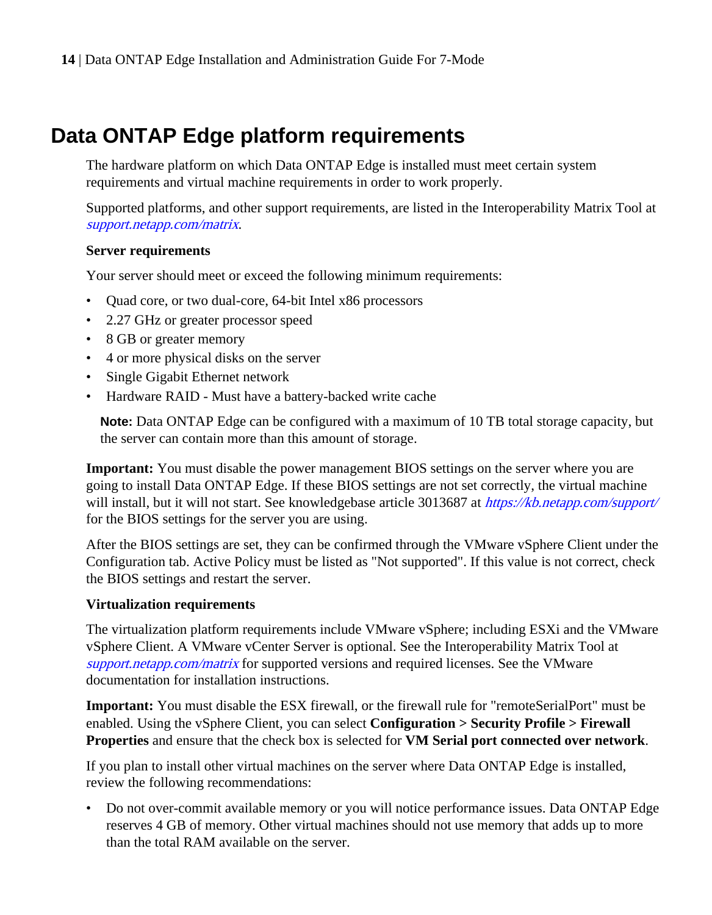# Data ONTAP Edge platform requirements

The hardware platform on which Data ONTAP Edge is installed must meet certain system requirements and virtual machine requirements in order to work properly.

Supported platforms, and other support requirements, are listed in the Interoperability Matrix Tool at *support.netapp.com/matrix*.

**Server requirements**

Your server should meet or exceed the following minimum requirements:

- Quad core, or two dual-core, 64-bit Intel x86 processors
- 2.27 GHz or greater processor speed
- 8 GB or greater memory
- 4 or more physical disks on the server
- Single Gigabit Ethernet network
- Hardware RAID - Must have a battery-backed write cache

> **Note:** Data ONTAP Edge can be configured with a maximum of 10 TB total storage capacity, but the server can contain more than this amount of storage.

**Important:** You must disable the power management BIOS settings on the server where you are going to install Data ONTAP Edge. If these BIOS settings are not set correctly, the virtual machine will install, but it will not start. See knowledgebase article 3013687 at *https://kb.netapp.com/support/* for the BIOS settings for the server you are using.

After the BIOS settings are set, they can be confirmed through the VMware vSphere Client under the Configuration tab. Active Policy must be listed as "Not supported". If this value is not correct, check the BIOS settings and restart the server.

**Virtualization requirements**

The virtualization platform requirements include VMware vSphere; including ESXi and the VMware vSphere Client. A VMware vCenter Server is optional. See the Interoperability Matrix Tool at *support.netapp.com/matrix* for supported versions and required licenses. See the VMware documentation for installation instructions.

**Important:** You must disable the ESX firewall, or the firewall rule for "remoteSerialPort" must be enabled. Using the vSphere Client, you can select **Configuration > Security Profile > Firewall Properties** and ensure that the check box is selected for **VM Serial port connected over network**.

If you plan to install other virtual machines on the server where Data ONTAP Edge is installed, review the following recommendations:

- Do not over-commit available memory or you will notice performance issues. Data ONTAP Edge reserves 4 GB of memory. Other virtual machines should not use memory that adds up to more than the total RAM available on the server.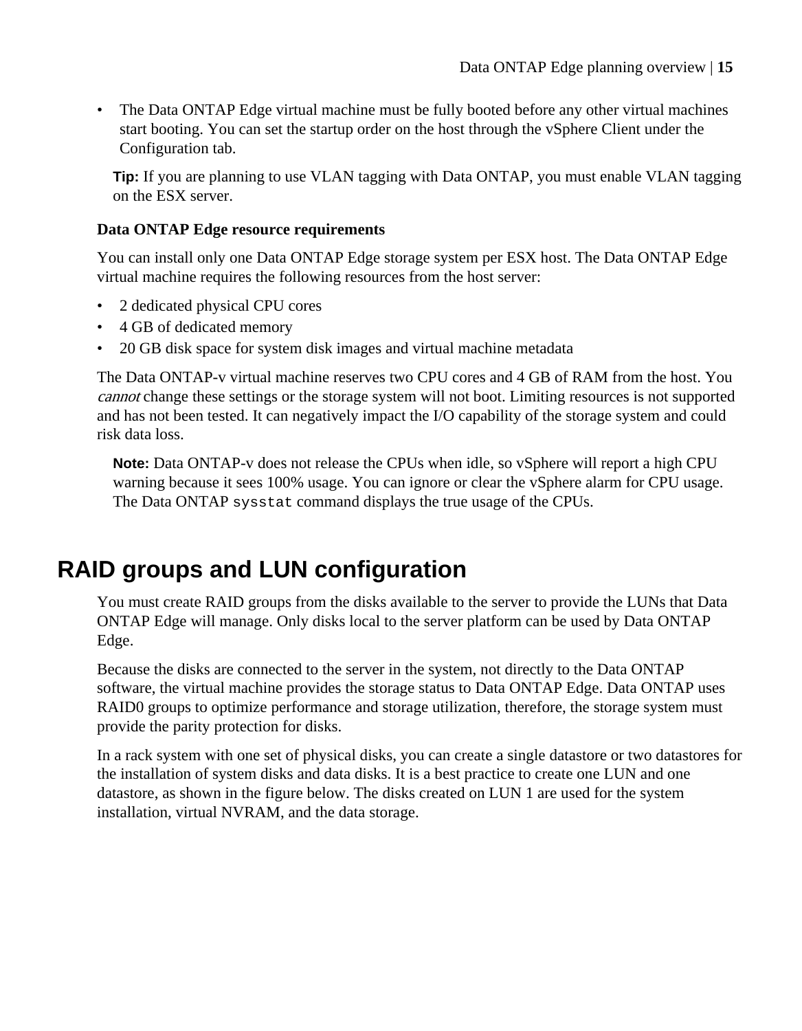- The Data ONTAP Edge virtual machine must be fully booted before any other virtual machines start booting. You can set the startup order on the host through the vSphere Client under the Configuration tab.

**Tip:** If you are planning to use VLAN tagging with Data ONTAP, you must enable VLAN tagging on the ESX server.

### Data ONTAP Edge resource requirements

You can install only one Data ONTAP Edge storage system per ESX host. The Data ONTAP Edge virtual machine requires the following resources from the host server:

- 2 dedicated physical CPU cores
- 4 GB of dedicated memory
- 20 GB disk space for system disk images and virtual machine metadata

The Data ONTAP-v virtual machine reserves two CPU cores and 4 GB of RAM from the host. You *cannot* change these settings or the storage system will not boot. Limiting resources is not supported and has not been tested. It can negatively impact the I/O capability of the storage system and could risk data loss.

**Note:** Data ONTAP-v does not release the CPUs when idle, so vSphere will report a high CPU warning because it sees 100% usage. You can ignore or clear the vSphere alarm for CPU usage. The Data ONTAP `sysstat` command displays the true usage of the CPUs.

# RAID groups and LUN configuration

You must create RAID groups from the disks available to the server to provide the LUNs that Data ONTAP Edge will manage. Only disks local to the server platform can be used by Data ONTAP Edge.

Because the disks are connected to the server in the system, not directly to the Data ONTAP software, the virtual machine provides the storage status to Data ONTAP Edge. Data ONTAP uses RAID0 groups to optimize performance and storage utilization, therefore, the storage system must provide the parity protection for disks.

In a rack system with one set of physical disks, you can create a single datastore or two datastores for the installation of system disks and data disks. It is a best practice to create one LUN and one datastore, as shown in the figure below. The disks created on LUN 1 are used for the system installation, virtual NVRAM, and the data storage.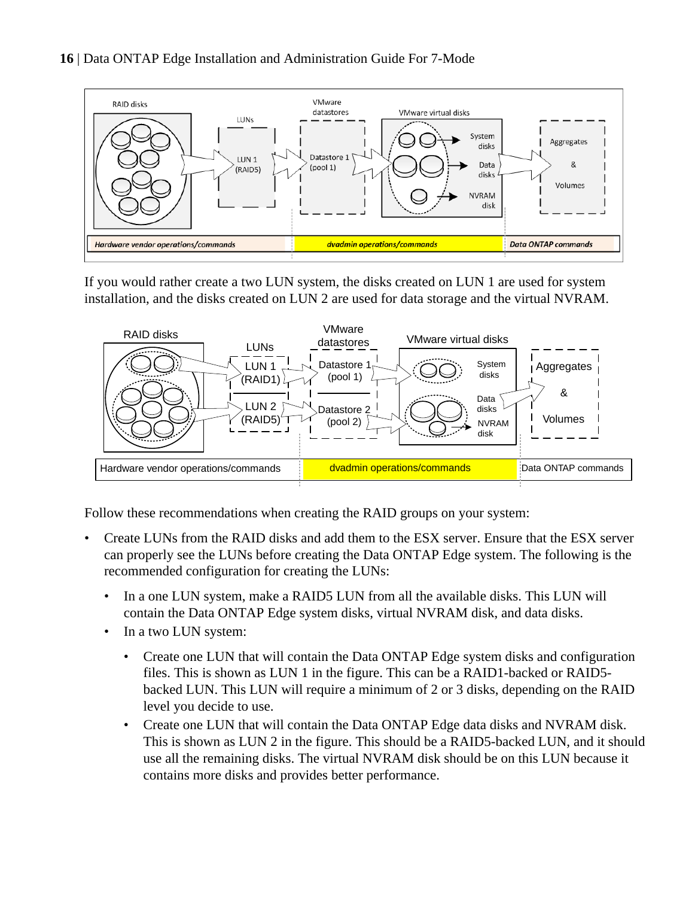If you would rather create a two LUN system, the disks created on LUN 1 are used for system installation, and the disks created on LUN 2 are used for data storage and the virtual NVRAM.

Follow these recommendations when creating the RAID groups on your system:

- Create LUNs from the RAID disks and add them to the ESX server. Ensure that the ESX server can properly see the LUNs before creating the Data ONTAP Edge system. The following is the recommended configuration for creating the LUNs:
  - In a one LUN system, make a RAID5 LUN from all the available disks. This LUN will contain the Data ONTAP Edge system disks, virtual NVRAM disk, and data disks.
  - In a two LUN system:
    - Create one LUN that will contain the Data ONTAP Edge system disks and configuration files. This is shown as LUN 1 in the figure. This can be a RAID1-backed or RAID5-backed LUN. This LUN will require a minimum of 2 or 3 disks, depending on the RAID level you decide to use.
    - Create one LUN that will contain the Data ONTAP Edge data disks and NVRAM disk. This is shown as LUN 2 in the figure. This should be a RAID5-backed LUN, and it should use all the remaining disks. The virtual NVRAM disk should be on this LUN because it contains more disks and provides better performance.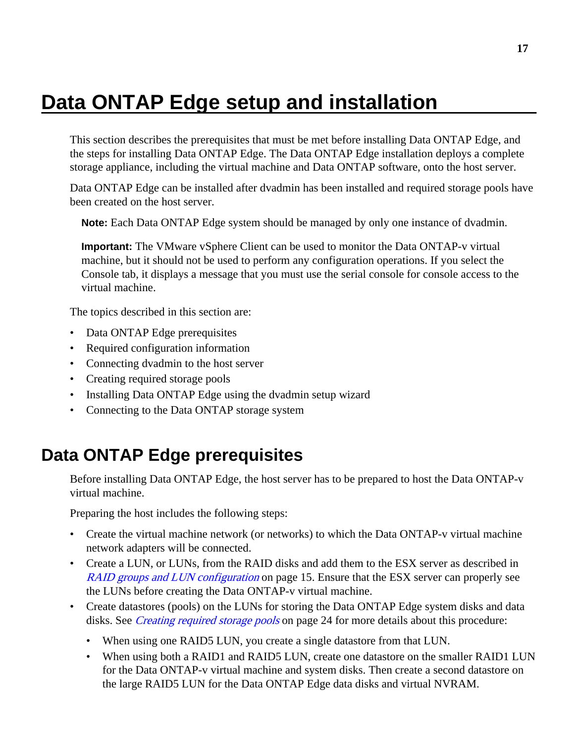# Data ONTAP Edge setup and installation

This section describes the prerequisites that must be met before installing Data ONTAP Edge, and the steps for installing Data ONTAP Edge. The Data ONTAP Edge installation deploys a complete storage appliance, including the virtual machine and Data ONTAP software, onto the host server.

Data ONTAP Edge can be installed after dvadmin has been installed and required storage pools have been created on the host server.

> **Note:** Each Data ONTAP Edge system should be managed by only one instance of dvadmin.

> **Important:** The VMware vSphere Client can be used to monitor the Data ONTAP-v virtual machine, but it should not be used to perform any configuration operations. If you select the Console tab, it displays a message that you must use the serial console for console access to the virtual machine.

The topics described in this section are:

- Data ONTAP Edge prerequisites
- Required configuration information
- Connecting dvadmin to the host server
- Creating required storage pools
- Installing Data ONTAP Edge using the dvadmin setup wizard
- Connecting to the Data ONTAP storage system

## Data ONTAP Edge prerequisites

Before installing Data ONTAP Edge, the host server has to be prepared to host the Data ONTAP-v virtual machine.

Preparing the host includes the following steps:

- Create the virtual machine network (or networks) to which the Data ONTAP-v virtual machine network adapters will be connected.
- Create a LUN, or LUNs, from the RAID disks and add them to the ESX server as described in *RAID groups and LUN configuration* on page 15. Ensure that the ESX server can properly see the LUNs before creating the Data ONTAP-v virtual machine.
- Create datastores (pools) on the LUNs for storing the Data ONTAP Edge system disks and data disks. See *Creating required storage pools* on page 24 for more details about this procedure:
    - When using one RAID5 LUN, you create a single datastore from that LUN.
    - When using both a RAID1 and RAID5 LUN, create one datastore on the smaller RAID1 LUN for the Data ONTAP-v virtual machine and system disks. Then create a second datastore on the large RAID5 LUN for the Data ONTAP Edge data disks and virtual NVRAM.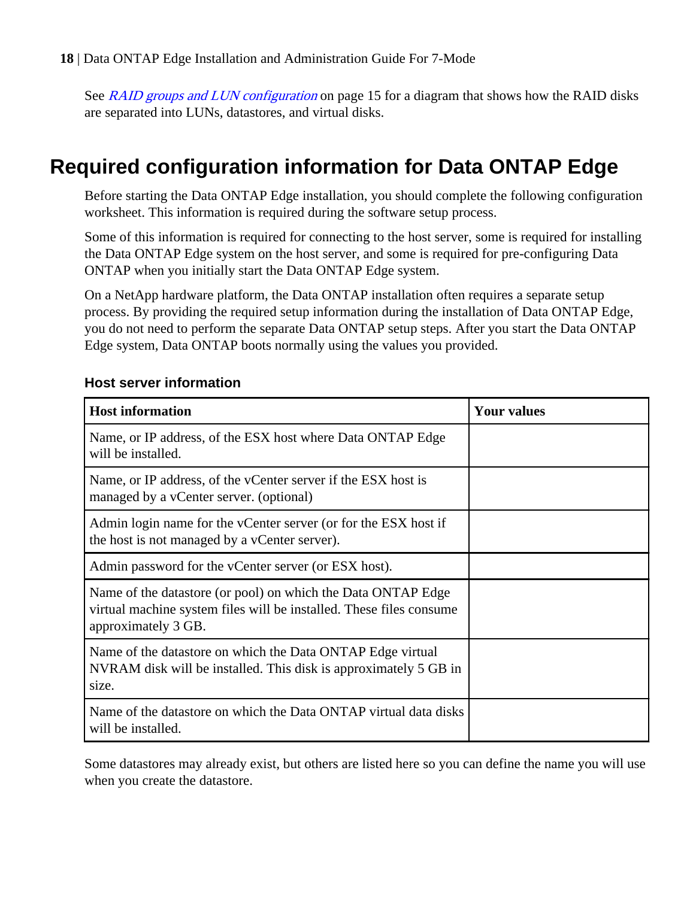See *RAID groups and LUN configuration* on page 15 for a diagram that shows how the RAID disks are separated into LUNs, datastores, and virtual disks.

# Required configuration information for Data ONTAP Edge

Before starting the Data ONTAP Edge installation, you should complete the following configuration worksheet. This information is required during the software setup process.

Some of this information is required for connecting to the host server, some is required for installing the Data ONTAP Edge system on the host server, and some is required for pre-configuring Data ONTAP when you initially start the Data ONTAP Edge system.

On a NetApp hardware platform, the Data ONTAP installation often requires a separate setup process. By providing the required setup information during the installation of Data ONTAP Edge, you do not need to perform the separate Data ONTAP setup steps. After you start the Data ONTAP Edge system, Data ONTAP boots normally using the values you provided.

### Host server information

| Host information | Your values |
|---|---|
| Name, or IP address, of the ESX host where Data ONTAP Edge will be installed. | |
| Name, or IP address, of the vCenter server if the ESX host is managed by a vCenter server. (optional) | |
| Admin login name for the vCenter server (or for the ESX host if the host is not managed by a vCenter server). | |
| Admin password for the vCenter server (or ESX host). | |
| Name of the datastore (or pool) on which the Data ONTAP Edge virtual machine system files will be installed. These files consume approximately 3 GB. | |
| Name of the datastore on which the Data ONTAP Edge virtual NVRAM disk will be installed. This disk is approximately 5 GB in size. | |
| Name of the datastore on which the Data ONTAP virtual data disks will be installed. | |

Some datastores may already exist, but others are listed here so you can define the name you will use when you create the datastore.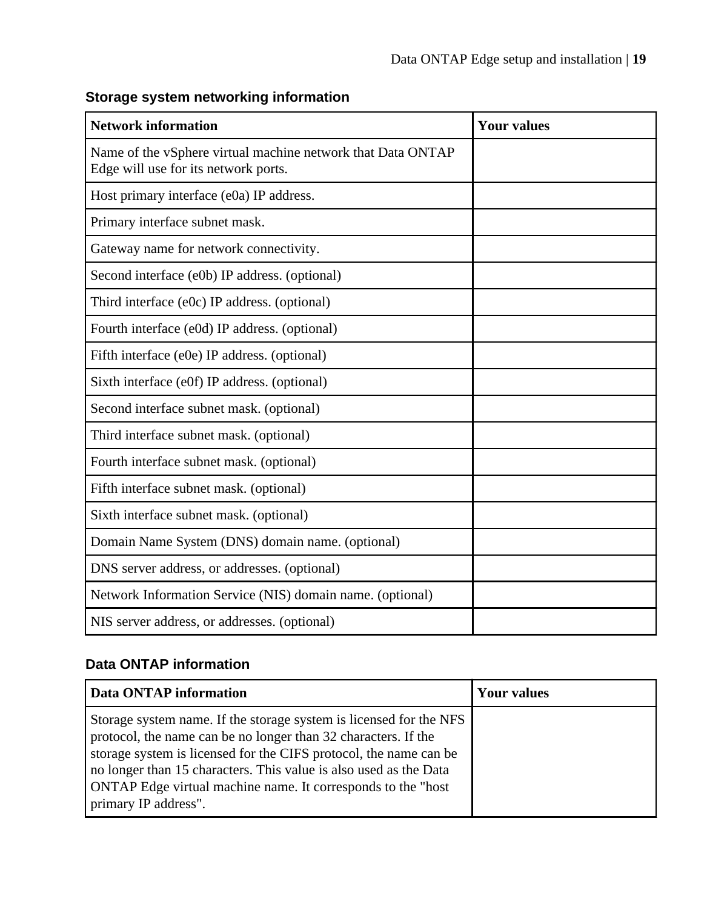### Storage system networking information

| Network information | Your values |
| --- | --- |
| Name of the vSphere virtual machine network that Data ONTAP Edge will use for its network ports. | |
| Host primary interface (e0a) IP address. | |
| Primary interface subnet mask. | |
| Gateway name for network connectivity. | |
| Second interface (e0b) IP address. (optional) | |
| Third interface (e0c) IP address. (optional) | |
| Fourth interface (e0d) IP address. (optional) | |
| Fifth interface (e0e) IP address. (optional) | |
| Sixth interface (e0f) IP address. (optional) | |
| Second interface subnet mask. (optional) | |
| Third interface subnet mask. (optional) | |
| Fourth interface subnet mask. (optional) | |
| Fifth interface subnet mask. (optional) | |
| Sixth interface subnet mask. (optional) | |
| Domain Name System (DNS) domain name. (optional) | |
| DNS server address, or addresses. (optional) | |
| Network Information Service (NIS) domain name. (optional) | |
| NIS server address, or addresses. (optional) | |

### Data ONTAP information

| Data ONTAP information | Your values |
| --- | --- |
| Storage system name. If the storage system is licensed for the NFS protocol, the name can be no longer than 32 characters. If the storage system is licensed for the CIFS protocol, the name can be no longer than 15 characters. This value is also used as the Data ONTAP Edge virtual machine name. It corresponds to the "host primary IP address". | |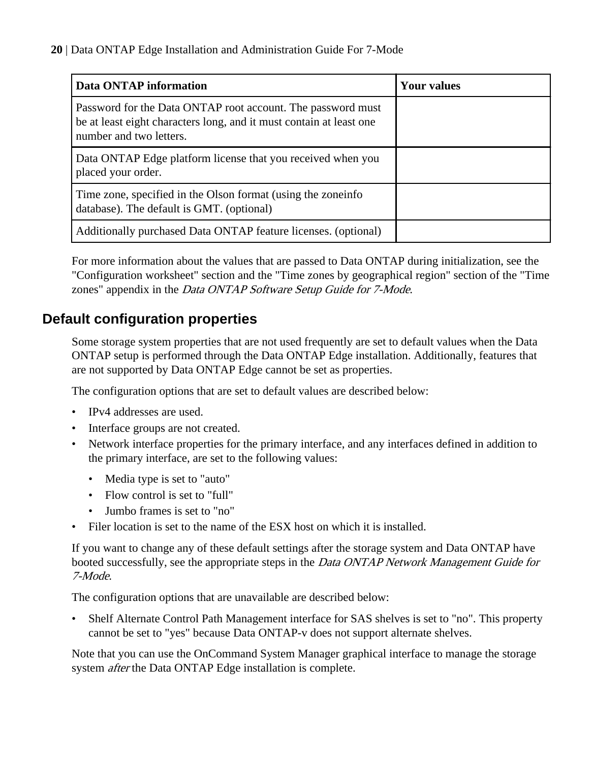| Data ONTAP information | Your values |
|---|---|
| Password for the Data ONTAP root account. The password must be at least eight characters long, and it must contain at least one number and two letters. | |
| Data ONTAP Edge platform license that you received when you placed your order. | |
| Time zone, specified in the Olson format (using the zoneinfo database). The default is GMT. (optional) | |
| Additionally purchased Data ONTAP feature licenses. (optional) | |

For more information about the values that are passed to Data ONTAP during initialization, see the "Configuration worksheet" section and the "Time zones by geographical region" section of the "Time zones" appendix in the *Data ONTAP Software Setup Guide for 7-Mode*.

## Default configuration properties

Some storage system properties that are not used frequently are set to default values when the Data ONTAP setup is performed through the Data ONTAP Edge installation. Additionally, features that are not supported by Data ONTAP Edge cannot be set as properties.

The configuration options that are set to default values are described below:

- IPv4 addresses are used.
- Interface groups are not created.
- Network interface properties for the primary interface, and any interfaces defined in addition to the primary interface, are set to the following values:
  - Media type is set to "auto"
  - Flow control is set to "full"
  - Jumbo frames is set to "no"
- Filer location is set to the name of the ESX host on which it is installed.

If you want to change any of these default settings after the storage system and Data ONTAP have booted successfully, see the appropriate steps in the *Data ONTAP Network Management Guide for 7-Mode*.

The configuration options that are unavailable are described below:

- Shelf Alternate Control Path Management interface for SAS shelves is set to "no". This property cannot be set to "yes" because Data ONTAP-v does not support alternate shelves.

Note that you can use the OnCommand System Manager graphical interface to manage the storage system *after* the Data ONTAP Edge installation is complete.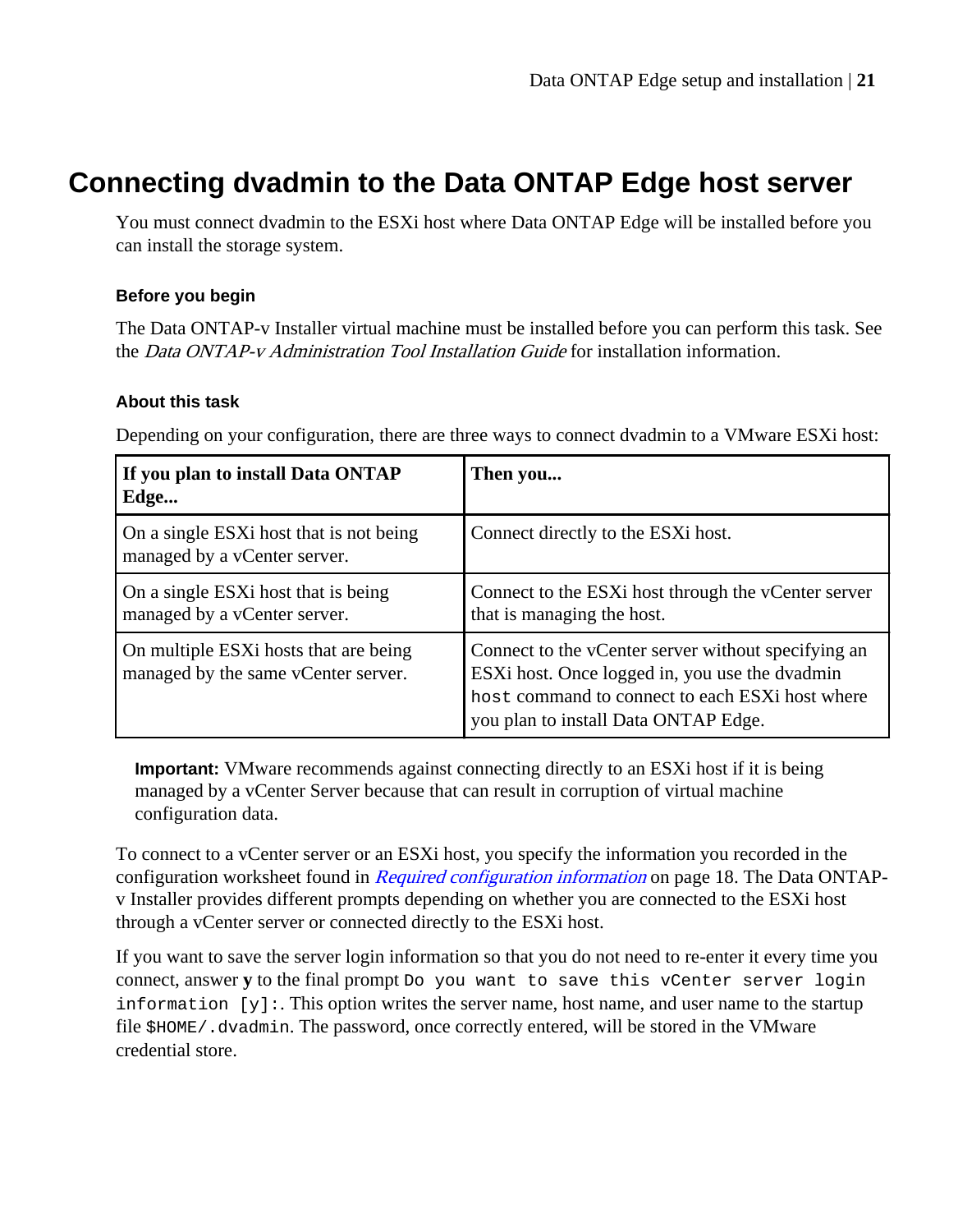# Connecting dvadmin to the Data ONTAP Edge host server

You must connect dvadmin to the ESXi host where Data ONTAP Edge will be installed before you can install the storage system.

### Before you begin

The Data ONTAP-v Installer virtual machine must be installed before you can perform this task. See the *Data ONTAP-v Administration Tool Installation Guide* for installation information.

### About this task

Depending on your configuration, there are three ways to connect dvadmin to a VMware ESXi host:

| If you plan to install Data ONTAP Edge... | Then you... |
|---|---|
| On a single ESXi host that is not being managed by a vCenter server. | Connect directly to the ESXi host. |
| On a single ESXi host that is being managed by a vCenter server. | Connect to the ESXi host through the vCenter server that is managing the host. |
| On multiple ESXi hosts that are being managed by the same vCenter server. | Connect to the vCenter server without specifying an ESXi host. Once logged in, you use the dvadmin `host` command to connect to each ESXi host where you plan to install Data ONTAP Edge. |

**Important:** VMware recommends against connecting directly to an ESXi host if it is being managed by a vCenter Server because that can result in corruption of virtual machine configuration data.

To connect to a vCenter server or an ESXi host, you specify the information you recorded in the configuration worksheet found in *Required configuration information* on page 18. The Data ONTAP-v Installer provides different prompts depending on whether you are connected to the ESXi host through a vCenter server or connected directly to the ESXi host.

If you want to save the server login information so that you do not need to re-enter it every time you connect, answer **y** to the final prompt `Do you want to save this vCenter server login information [y]:`. This option writes the server name, host name, and user name to the startup file `$HOME/.dvadmin`. The password, once correctly entered, will be stored in the VMware credential store.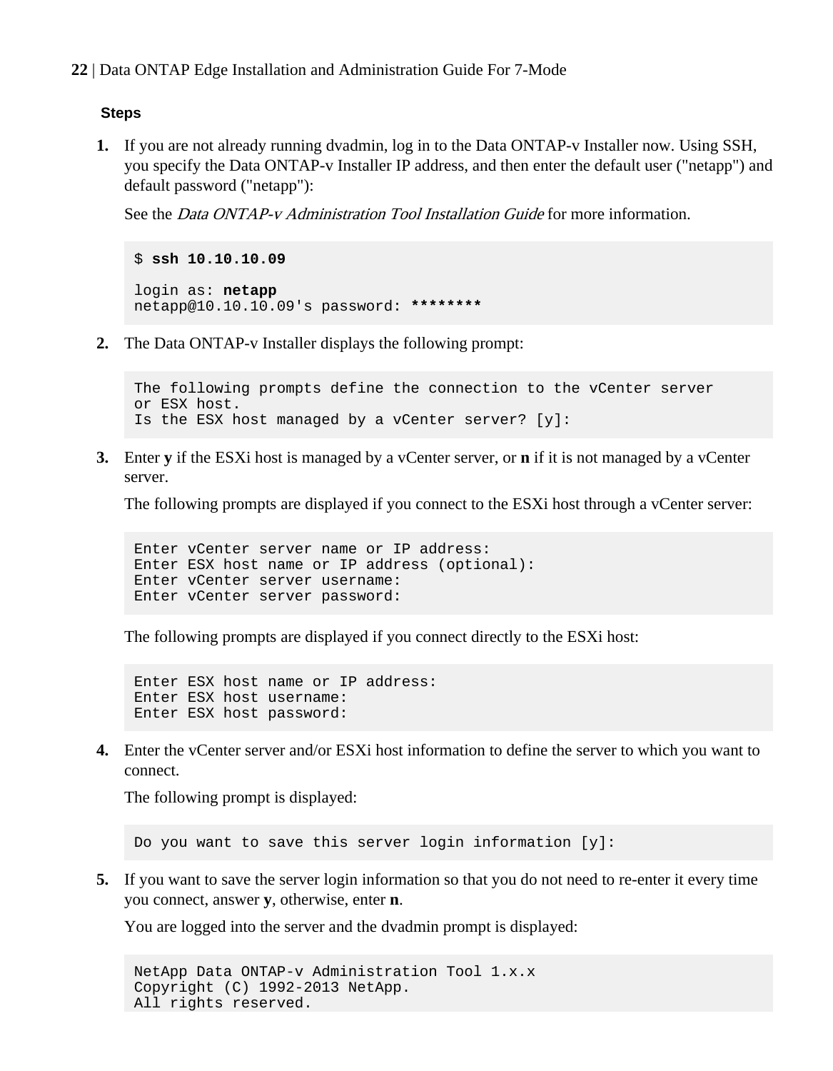**Steps**

1. If you are not already running dvadmin, log in to the Data ONTAP-v Installer now. Using SSH, you specify the Data ONTAP-v Installer IP address, and then enter the default user ("netapp") and default password ("netapp"):

   See the *Data ONTAP-v Administration Tool Installation Guide* for more information.

   ```
   $ ssh 10.10.10.09

   login as: netapp
   netapp@10.10.10.09's password: ********
   ```

2. The Data ONTAP-v Installer displays the following prompt:

   ```
   The following prompts define the connection to the vCenter server
   or ESX host.
   Is the ESX host managed by a vCenter server? [y]:
   ```

3. Enter **y** if the ESXi host is managed by a vCenter server, or **n** if it is not managed by a vCenter server.

   The following prompts are displayed if you connect to the ESXi host through a vCenter server:

   ```
   Enter vCenter server name or IP address:
   Enter ESX host name or IP address (optional):
   Enter vCenter server username:
   Enter vCenter server password:
   ```

   The following prompts are displayed if you connect directly to the ESXi host:

   ```
   Enter ESX host name or IP address:
   Enter ESX host username:
   Enter ESX host password:
   ```

4. Enter the vCenter server and/or ESXi host information to define the server to which you want to connect.

   The following prompt is displayed:

   ```
   Do you want to save this server login information [y]:
   ```

5. If you want to save the server login information so that you do not need to re-enter it every time you connect, answer **y**, otherwise, enter **n**.

   You are logged into the server and the dvadmin prompt is displayed:

   ```
   NetApp Data ONTAP-v Administration Tool 1.x.x
   Copyright (C) 1992-2013 NetApp.
   All rights reserved.
   ```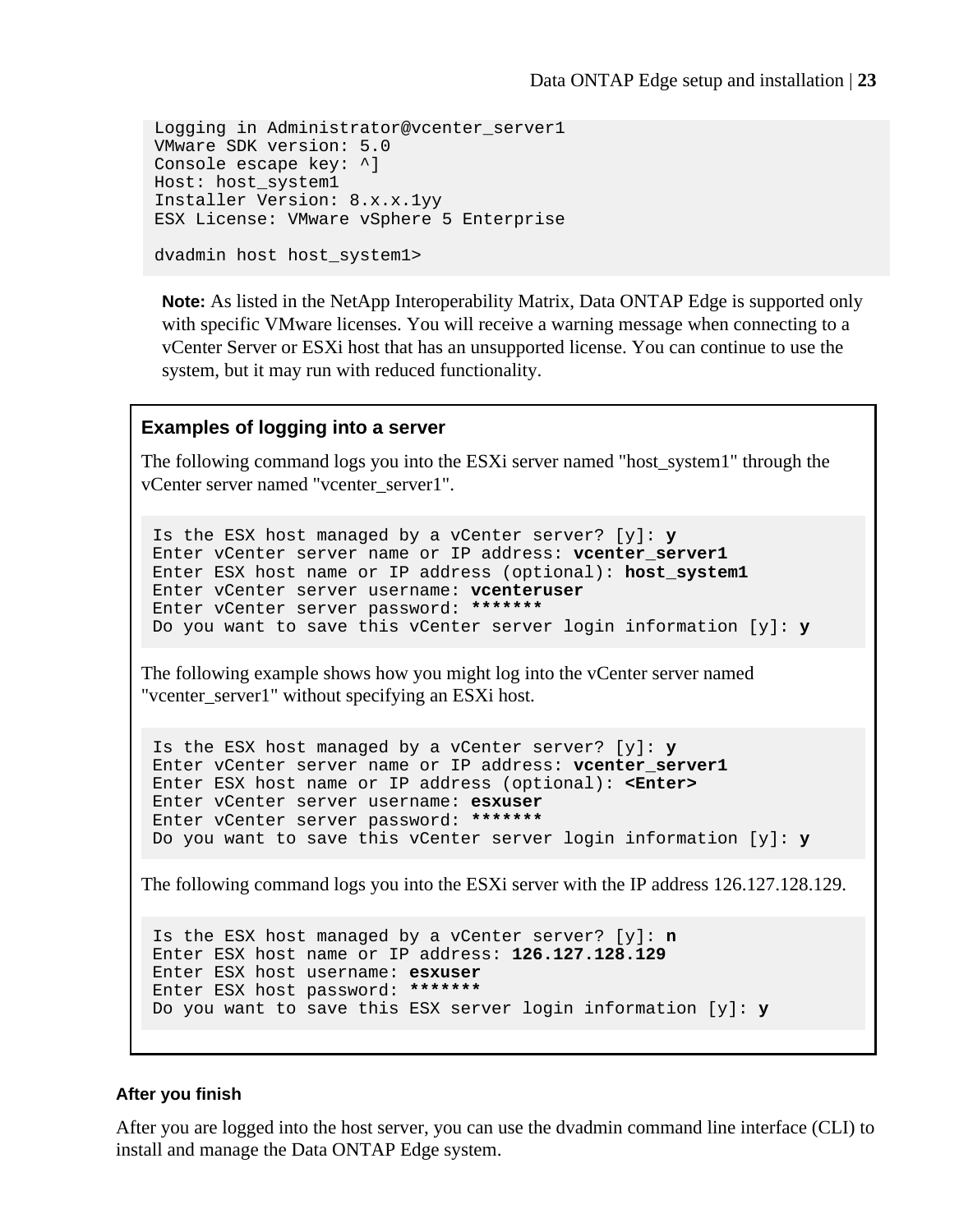```
Logging in Administrator@vcenter_server1
VMware SDK version: 5.0
Console escape key: ^]
Host: host_system1
Installer Version: 8.x.x.1yy
ESX License: VMware vSphere 5 Enterprise

dvadmin host host_system1>
```

**Note:** As listed in the NetApp Interoperability Matrix, Data ONTAP Edge is supported only with specific VMware licenses. You will receive a warning message when connecting to a vCenter Server or ESXi host that has an unsupported license. You can continue to use the system, but it may run with reduced functionality.

### Examples of logging into a server

The following command logs you into the ESXi server named "host_system1" through the vCenter server named "vcenter_server1".

```
Is the ESX host managed by a vCenter server? [y]: y
Enter vCenter server name or IP address: vcenter_server1
Enter ESX host name or IP address (optional): host_system1
Enter vCenter server username: vcenteruser
Enter vCenter server password: *******
Do you want to save this vCenter server login information [y]: y
```

The following example shows how you might log into the vCenter server named "vcenter_server1" without specifying an ESXi host.

```
Is the ESX host managed by a vCenter server? [y]: y
Enter vCenter server name or IP address: vcenter_server1
Enter ESX host name or IP address (optional): <Enter>
Enter vCenter server username: esxuser
Enter vCenter server password: *******
Do you want to save this vCenter server login information [y]: y
```

The following command logs you into the ESXi server with the IP address 126.127.128.129.

```
Is the ESX host managed by a vCenter server? [y]: n
Enter ESX host name or IP address: 126.127.128.129
Enter ESX host username: esxuser
Enter ESX host password: *******
Do you want to save this ESX server login information [y]: y
```

#### After you finish

After you are logged into the host server, you can use the dvadmin command line interface (CLI) to install and manage the Data ONTAP Edge system.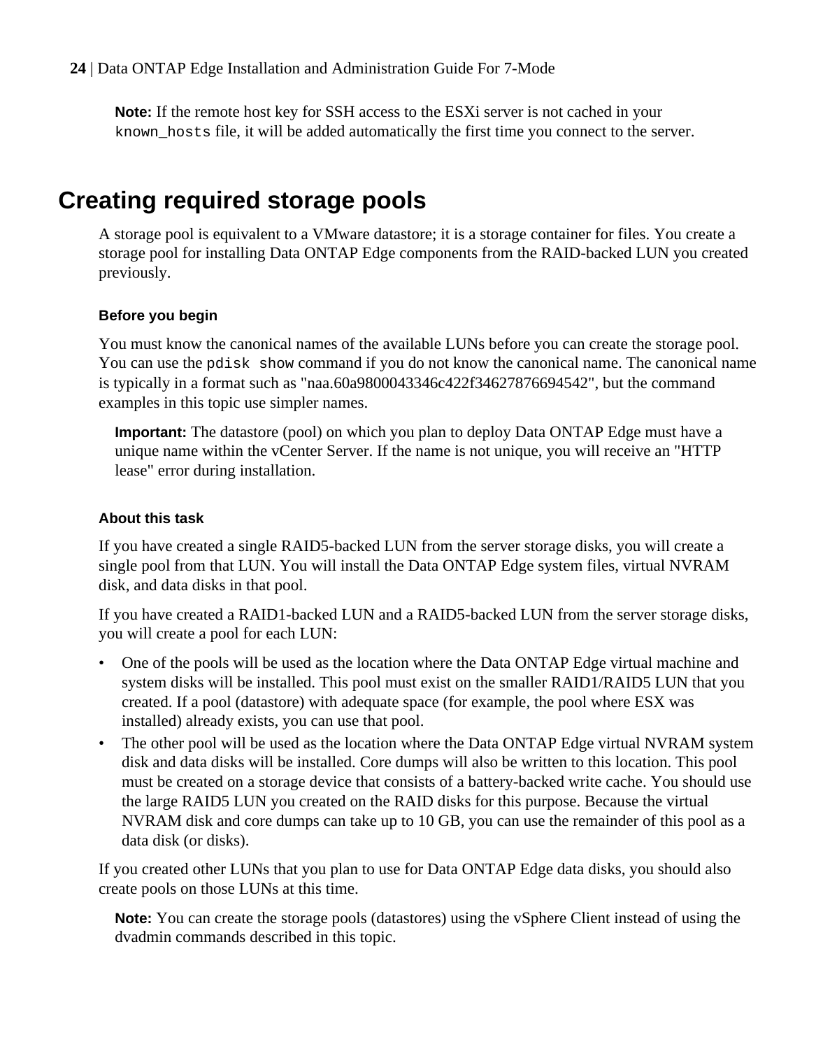**Note:** If the remote host key for SSH access to the ESXi server is not cached in your `known_hosts` file, it will be added automatically the first time you connect to the server.

## Creating required storage pools

A storage pool is equivalent to a VMware datastore; it is a storage container for files. You create a storage pool for installing Data ONTAP Edge components from the RAID-backed LUN you created previously.

#### Before you begin

You must know the canonical names of the available LUNs before you can create the storage pool. You can use the `pdisk show` command if you do not know the canonical name. The canonical name is typically in a format such as "naa.60a9800043346c422f34627876694542", but the command examples in this topic use simpler names.

**Important:** The datastore (pool) on which you plan to deploy Data ONTAP Edge must have a unique name within the vCenter Server. If the name is not unique, you will receive an "HTTP lease" error during installation.

#### About this task

If you have created a single RAID5-backed LUN from the server storage disks, you will create a single pool from that LUN. You will install the Data ONTAP Edge system files, virtual NVRAM disk, and data disks in that pool.

If you have created a RAID1-backed LUN and a RAID5-backed LUN from the server storage disks, you will create a pool for each LUN:

- One of the pools will be used as the location where the Data ONTAP Edge virtual machine and system disks will be installed. This pool must exist on the smaller RAID1/RAID5 LUN that you created. If a pool (datastore) with adequate space (for example, the pool where ESX was installed) already exists, you can use that pool.
- The other pool will be used as the location where the Data ONTAP Edge virtual NVRAM system disk and data disks will be installed. Core dumps will also be written to this location. This pool must be created on a storage device that consists of a battery-backed write cache. You should use the large RAID5 LUN you created on the RAID disks for this purpose. Because the virtual NVRAM disk and core dumps can take up to 10 GB, you can use the remainder of this pool as a data disk (or disks).

If you created other LUNs that you plan to use for Data ONTAP Edge data disks, you should also create pools on those LUNs at this time.

**Note:** You can create the storage pools (datastores) using the vSphere Client instead of using the dvadmin commands described in this topic.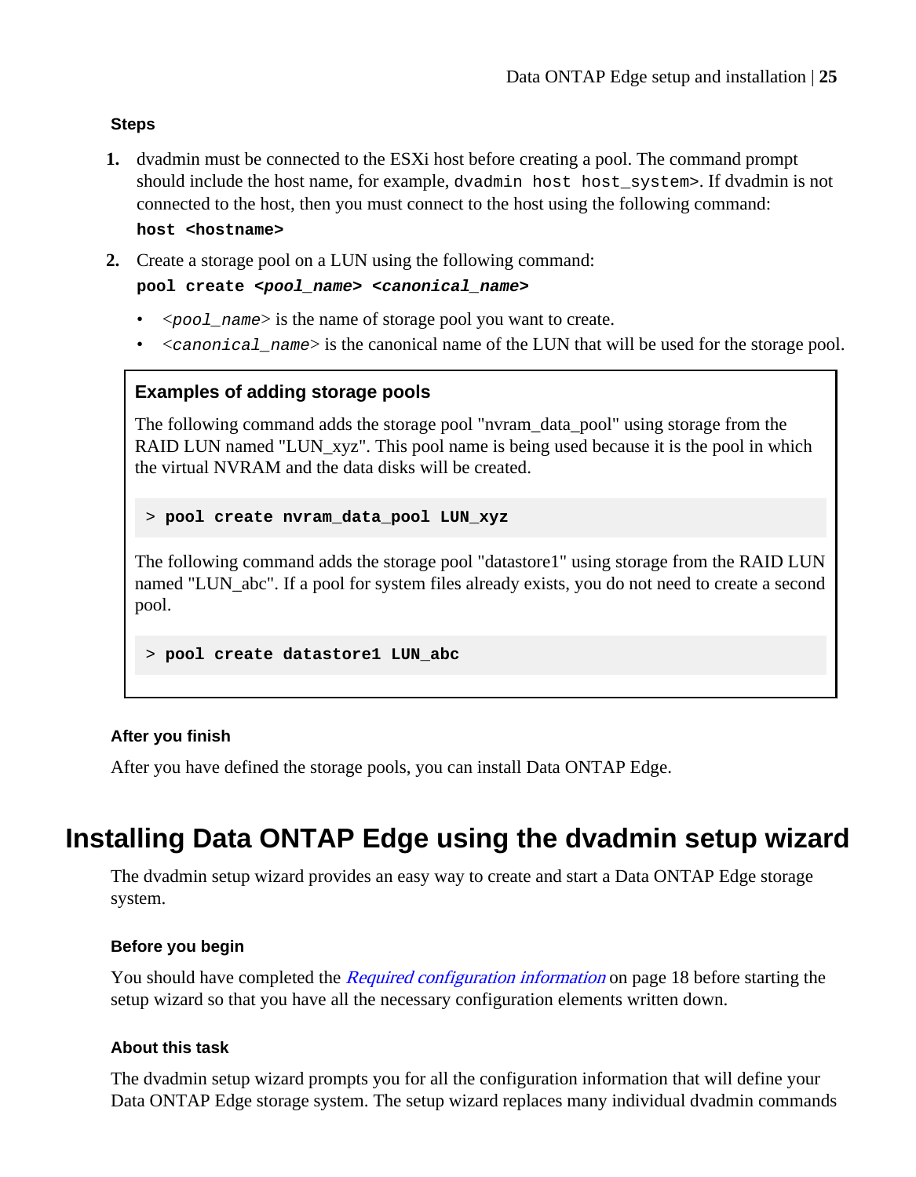### Steps

1. dvadmin must be connected to the ESXi host before creating a pool. The command prompt should include the host name, for example, `dvadmin host host_system>`. If dvadmin is not connected to the host, then you must connect to the host using the following command:
   **`host <hostname>`**
2. Create a storage pool on a LUN using the following command:
   **`pool create <pool_name> <canonical_name>`**
   - *`<pool_name>`* is the name of storage pool you want to create.
   - *`<canonical_name>`* is the canonical name of the LUN that will be used for the storage pool.

> **Examples of adding storage pools**
>
> The following command adds the storage pool "nvram_data_pool" using storage from the RAID LUN named "LUN_xyz". This pool name is being used because it is the pool in which the virtual NVRAM and the data disks will be created.
>
> ```
> > pool create nvram_data_pool LUN_xyz
> ```
>
> The following command adds the storage pool "datastore1" using storage from the RAID LUN named "LUN_abc". If a pool for system files already exists, you do not need to create a second pool.
>
> ```
> > pool create datastore1 LUN_abc
> ```

### After you finish

After you have defined the storage pools, you can install Data ONTAP Edge.

## Installing Data ONTAP Edge using the dvadmin setup wizard

The dvadmin setup wizard provides an easy way to create and start a Data ONTAP Edge storage system.

### Before you begin

You should have completed the *Required configuration information* on page 18 before starting the setup wizard so that you have all the necessary configuration elements written down.

### About this task

The dvadmin setup wizard prompts you for all the configuration information that will define your Data ONTAP Edge storage system. The setup wizard replaces many individual dvadmin commands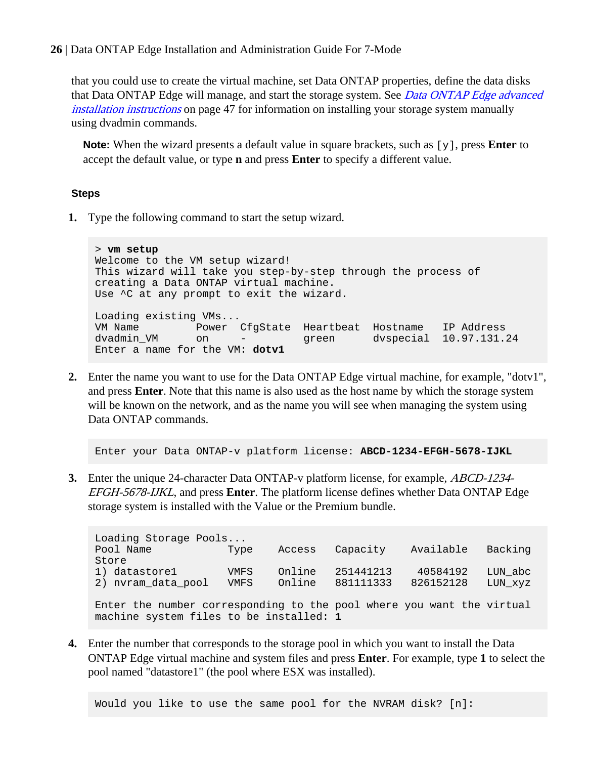that you could use to create the virtual machine, set Data ONTAP properties, define the data disks that Data ONTAP Edge will manage, and start the storage system. See *Data ONTAP Edge advanced installation instructions* on page 47 for information on installing your storage system manually using dvadmin commands.

**Note:** When the wizard presents a default value in square brackets, such as `[y]`, press **Enter** to accept the default value, or type **n** and press **Enter** to specify a different value.

### Steps

1. Type the following command to start the setup wizard.

```
> vm setup
Welcome to the VM setup wizard!
This wizard will take you step-by-step through the process of
creating a Data ONTAP virtual machine.
Use ^C at any prompt to exit the wizard.

Loading existing VMs...
VM Name         Power  CfgState  Heartbeat  Hostname   IP Address
dvadmin_VM      on     -         green      dvspecial  10.97.131.24
Enter a name for the VM: dotv1
```

2. Enter the name you want to use for the Data ONTAP Edge virtual machine, for example, "dotv1", and press **Enter**. Note that this name is also used as the host name by which the storage system will be known on the network, and as the name you will see when managing the system using Data ONTAP commands.

```
Enter your Data ONTAP-v platform license: ABCD-1234-EFGH-5678-IJKL
```

3. Enter the unique 24-character Data ONTAP-v platform license, for example, *ABCD-1234-EFGH-5678-IJKL*, and press **Enter**. The platform license defines whether Data ONTAP Edge storage system is installed with the Value or the Premium bundle.

```
Loading Storage Pools...
Pool Name           Type    Access    Capacity    Available    Backing
Store
1) datastore1       VMFS    Online    251441213    40584192    LUN_abc
2) nvram_data_pool  VMFS    Online    881111333   826152128    LUN_xyz

Enter the number corresponding to the pool where you want the virtual
machine system files to be installed: 1
```

4. Enter the number that corresponds to the storage pool in which you want to install the Data ONTAP Edge virtual machine and system files and press **Enter**. For example, type **1** to select the pool named "datastore1" (the pool where ESX was installed).

```
Would you like to use the same pool for the NVRAM disk? [n]:
```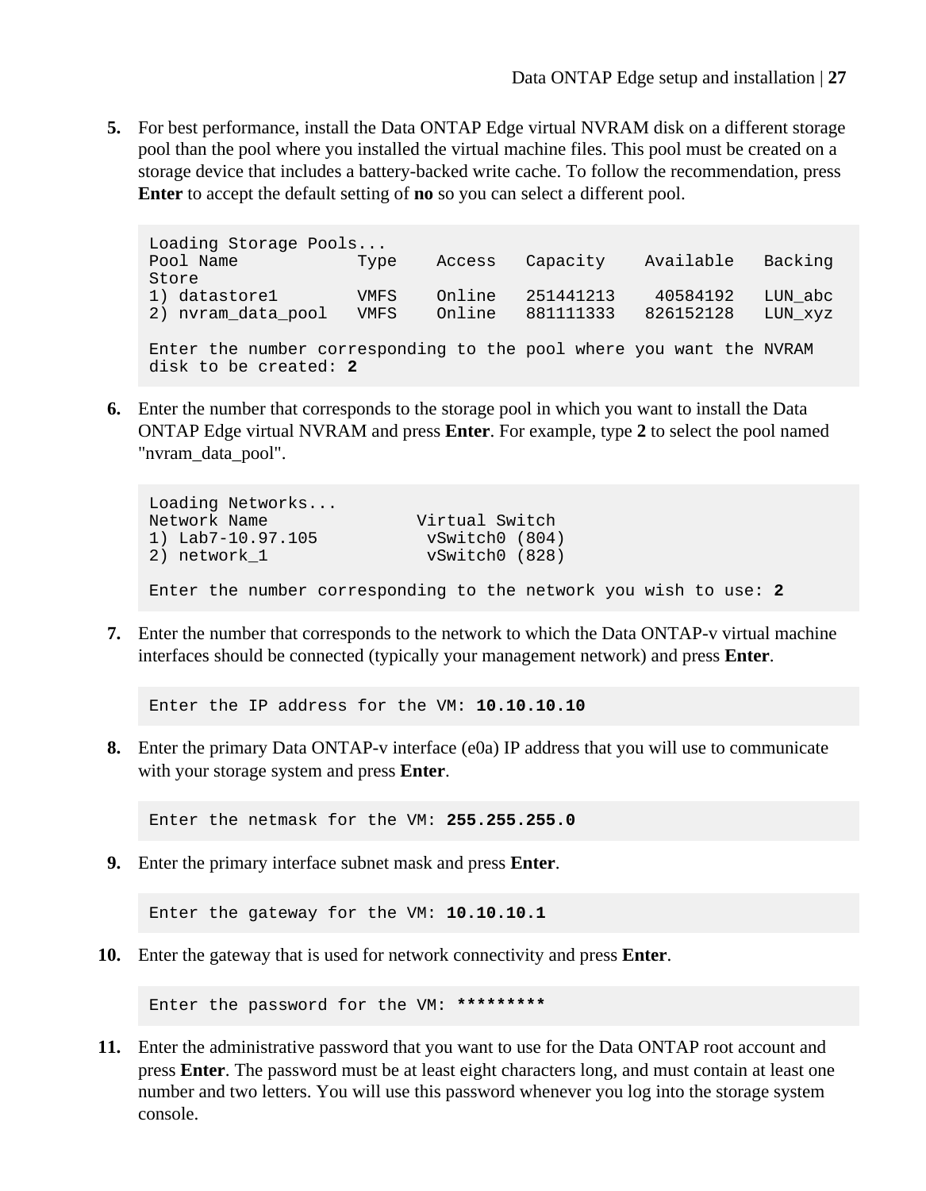5. For best performance, install the Data ONTAP Edge virtual NVRAM disk on a different storage pool than the pool where you installed the virtual machine files. This pool must be created on a storage device that includes a battery-backed write cache. To follow the recommendation, press **Enter** to accept the default setting of **no** so you can select a different pool.

   ```
   Loading Storage Pools...
   Pool Name           Type    Access   Capacity    Available   Backing
   Store
   1) datastore1       VMFS    Online   251441213    40584192   LUN_abc
   2) nvram_data_pool  VMFS    Online   881111333   826152128   LUN_xyz

   Enter the number corresponding to the pool where you want the NVRAM
   disk to be created: 2
   ```

6. Enter the number that corresponds to the storage pool in which you want to install the Data ONTAP Edge virtual NVRAM and press **Enter**. For example, type **2** to select the pool named "nvram_data_pool".

   ```
   Loading Networks...
   Network Name                Virtual Switch
   1) Lab7-10.97.105            vSwitch0 (804)
   2) network_1                 vSwitch0 (828)

   Enter the number corresponding to the network you wish to use: 2
   ```

7. Enter the number that corresponds to the network to which the Data ONTAP-v virtual machine interfaces should be connected (typically your management network) and press **Enter**.

   ```
   Enter the IP address for the VM: 10.10.10.10
   ```

8. Enter the primary Data ONTAP-v interface (e0a) IP address that you will use to communicate with your storage system and press **Enter**.

   ```
   Enter the netmask for the VM: 255.255.255.0
   ```

9. Enter the primary interface subnet mask and press **Enter**.

   ```
   Enter the gateway for the VM: 10.10.10.1
   ```

10. Enter the gateway that is used for network connectivity and press **Enter**.

    ```
    Enter the password for the VM: *********
    ```

11. Enter the administrative password that you want to use for the Data ONTAP root account and press **Enter**. The password must be at least eight characters long, and must contain at least one number and two letters. You will use this password whenever you log into the storage system console.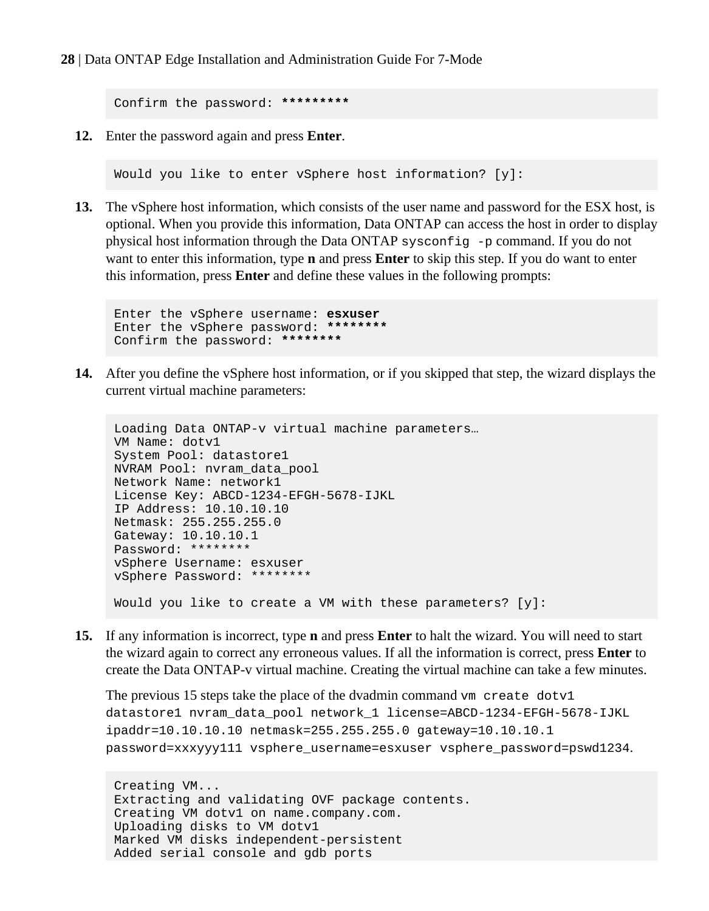```
Confirm the password: *********
```

12. Enter the password again and press **Enter**.

```
Would you like to enter vSphere host information? [y]:
```

13. The vSphere host information, which consists of the user name and password for the ESX host, is optional. When you provide this information, Data ONTAP can access the host in order to display physical host information through the Data ONTAP `sysconfig -p` command. If you do not want to enter this information, type **n** and press **Enter** to skip this step. If you do want to enter this information, press **Enter** and define these values in the following prompts:

```
Enter the vSphere username: esxuser
Enter the vSphere password: ********
Confirm the password: ********
```

14. After you define the vSphere host information, or if you skipped that step, the wizard displays the current virtual machine parameters:

```
Loading Data ONTAP-v virtual machine parameters…
VM Name: dotv1
System Pool: datastore1
NVRAM Pool: nvram_data_pool
Network Name: network1
License Key: ABCD-1234-EFGH-5678-IJKL
IP Address: 10.10.10.10
Netmask: 255.255.255.0
Gateway: 10.10.10.1
Password: ********
vSphere Username: esxuser
vSphere Password: ********

Would you like to create a VM with these parameters? [y]:
```

15. If any information is incorrect, type **n** and press **Enter** to halt the wizard. You will need to start the wizard again to correct any erroneous values. If all the information is correct, press **Enter** to create the Data ONTAP-v virtual machine. Creating the virtual machine can take a few minutes.

    The previous 15 steps take the place of the dvadmin command `vm create dotv1 datastore1 nvram_data_pool network_1 license=ABCD-1234-EFGH-5678-IJKL ipaddr=10.10.10.10 netmask=255.255.255.0 gateway=10.10.10.1 password=xxxyyy111 vsphere_username=esxuser vsphere_password=pswd1234`.

```
Creating VM...
Extracting and validating OVF package contents.
Creating VM dotv1 on name.company.com.
Uploading disks to VM dotv1
Marked VM disks independent-persistent
Added serial console and gdb ports
```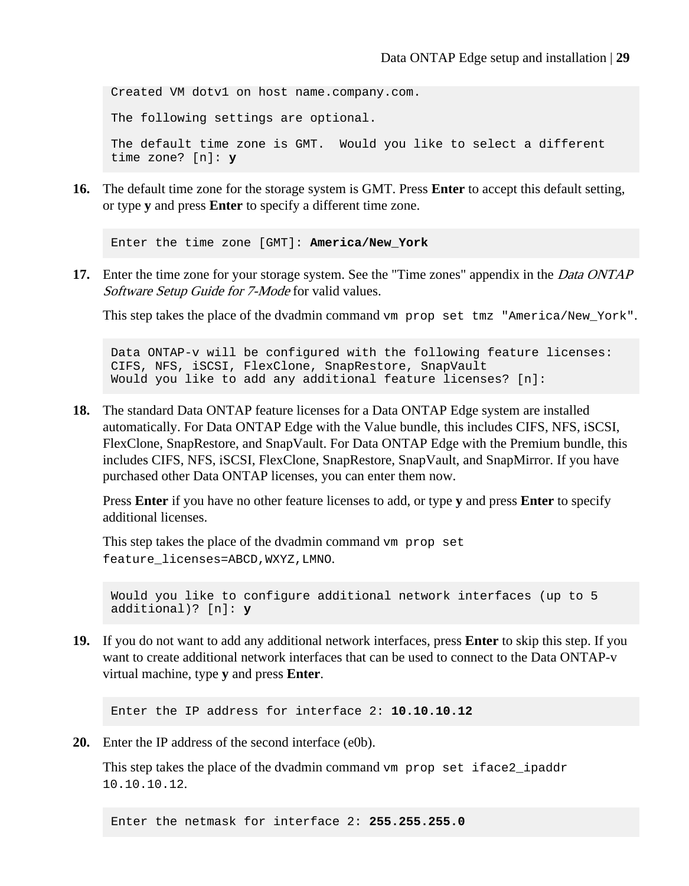```
Created VM dotv1 on host name.company.com.

The following settings are optional.

The default time zone is GMT.  Would you like to select a different
time zone? [n]: y
```

16. The default time zone for the storage system is GMT. Press **Enter** to accept this default setting, or type **y** and press **Enter** to specify a different time zone.

```
Enter the time zone [GMT]: America/New_York
```

17. Enter the time zone for your storage system. See the "Time zones" appendix in the *Data ONTAP Software Setup Guide for 7-Mode* for valid values.

    This step takes the place of the dvadmin command `vm prop set tmz "America/New_York"`.

```
Data ONTAP-v will be configured with the following feature licenses:
CIFS, NFS, iSCSI, FlexClone, SnapRestore, SnapVault
Would you like to add any additional feature licenses? [n]:
```

18. The standard Data ONTAP feature licenses for a Data ONTAP Edge system are installed automatically. For Data ONTAP Edge with the Value bundle, this includes CIFS, NFS, iSCSI, FlexClone, SnapRestore, and SnapVault. For Data ONTAP Edge with the Premium bundle, this includes CIFS, NFS, iSCSI, FlexClone, SnapRestore, SnapVault, and SnapMirror. If you have purchased other Data ONTAP licenses, you can enter them now.

    Press **Enter** if you have no other feature licenses to add, or type **y** and press **Enter** to specify additional licenses.

    This step takes the place of the dvadmin command `vm prop set feature_licenses=ABCD,WXYZ,LMNO`.

```
Would you like to configure additional network interfaces (up to 5
additional)? [n]: y
```

19. If you do not want to add any additional network interfaces, press **Enter** to skip this step. If you want to create additional network interfaces that can be used to connect to the Data ONTAP-v virtual machine, type **y** and press **Enter**.

```
Enter the IP address for interface 2: 10.10.10.12
```

20. Enter the IP address of the second interface (e0b).

    This step takes the place of the dvadmin command `vm prop set iface2_ipaddr 10.10.10.12`.

```
Enter the netmask for interface 2: 255.255.255.0
```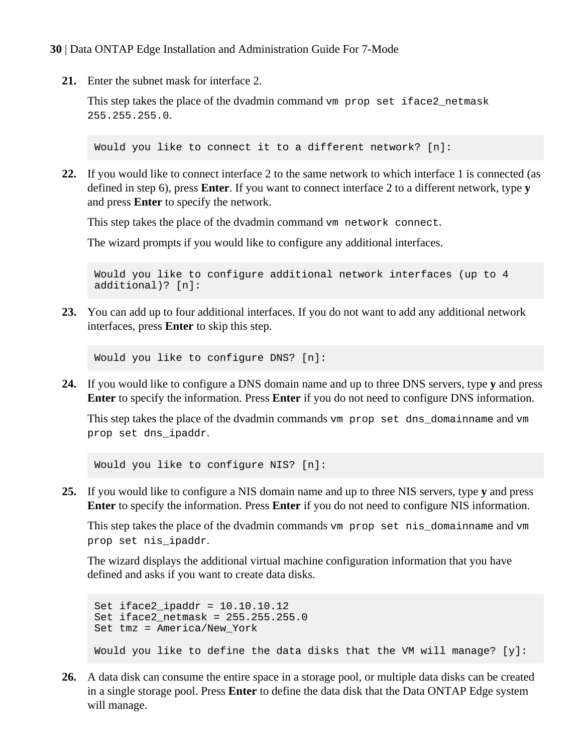21. Enter the subnet mask for interface 2.

    This step takes the place of the dvadmin command `vm prop set iface2_netmask 255.255.255.0`.

    ```
    Would you like to connect it to a different network? [n]:
    ```

22. If you would like to connect interface 2 to the same network to which interface 1 is connected (as defined in step 6), press **Enter**. If you want to connect interface 2 to a different network, type **y** and press **Enter** to specify the network.

    This step takes the place of the dvadmin command `vm network connect`.

    The wizard prompts if you would like to configure any additional interfaces.

    ```
    Would you like to configure additional network interfaces (up to 4
    additional)? [n]:
    ```

23. You can add up to four additional interfaces. If you do not want to add any additional network interfaces, press **Enter** to skip this step.

    ```
    Would you like to configure DNS? [n]:
    ```

24. If you would like to configure a DNS domain name and up to three DNS servers, type **y** and press **Enter** to specify the information. Press **Enter** if you do not need to configure DNS information.

    This step takes the place of the dvadmin commands `vm prop set dns_domainname` and `vm prop set dns_ipaddr`.

    ```
    Would you like to configure NIS? [n]:
    ```

25. If you would like to configure a NIS domain name and up to three NIS servers, type **y** and press **Enter** to specify the information. Press **Enter** if you do not need to configure NIS information.

    This step takes the place of the dvadmin commands `vm prop set nis_domainname` and `vm prop set nis_ipaddr`.

    The wizard displays the additional virtual machine configuration information that you have defined and asks if you want to create data disks.

    ```
    Set iface2_ipaddr = 10.10.10.12
    Set iface2_netmask = 255.255.255.0
    Set tmz = America/New_York

    Would you like to define the data disks that the VM will manage? [y]:
    ```

26. A data disk can consume the entire space in a storage pool, or multiple data disks can be created in a single storage pool. Press **Enter** to define the data disk that the Data ONTAP Edge system will manage.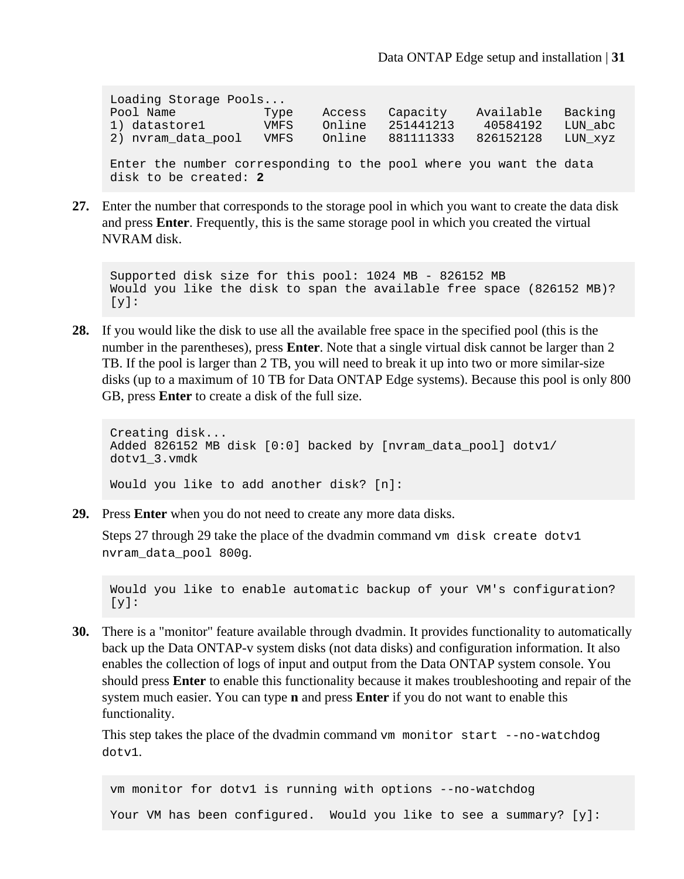```
Loading Storage Pools...
Pool Name           Type    Access   Capacity    Available   Backing
1) datastore1       VMFS    Online   251441213    40584192   LUN_abc
2) nvram_data_pool  VMFS    Online   881111333   826152128   LUN_xyz

Enter the number corresponding to the pool where you want the data
disk to be created: 2
```

27. Enter the number that corresponds to the storage pool in which you want to create the data disk and press **Enter**. Frequently, this is the same storage pool in which you created the virtual NVRAM disk.

```
Supported disk size for this pool: 1024 MB - 826152 MB
Would you like the disk to span the available free space (826152 MB)?
[y]:
```

28. If you would like the disk to use all the available free space in the specified pool (this is the number in the parentheses), press **Enter**. Note that a single virtual disk cannot be larger than 2 TB. If the pool is larger than 2 TB, you will need to break it up into two or more similar-size disks (up to a maximum of 10 TB for Data ONTAP Edge systems). Because this pool is only 800 GB, press **Enter** to create a disk of the full size.

```
Creating disk...
Added 826152 MB disk [0:0] backed by [nvram_data_pool] dotv1/
dotv1_3.vmdk

Would you like to add another disk? [n]:
```

29. Press **Enter** when you do not need to create any more data disks.

    Steps 27 through 29 take the place of the dvadmin command `vm disk create dotv1 nvram_data_pool 800g`.

```
Would you like to enable automatic backup of your VM's configuration?
[y]:
```

30. There is a "monitor" feature available through dvadmin. It provides functionality to automatically back up the Data ONTAP-v system disks (not data disks) and configuration information. It also enables the collection of logs of input and output from the Data ONTAP system console. You should press **Enter** to enable this functionality because it makes troubleshooting and repair of the system much easier. You can type **n** and press **Enter** if you do not want to enable this functionality.

    This step takes the place of the dvadmin command `vm monitor start --no-watchdog dotv1`.

```
vm monitor for dotv1 is running with options --no-watchdog

Your VM has been configured.  Would you like to see a summary? [y]:
```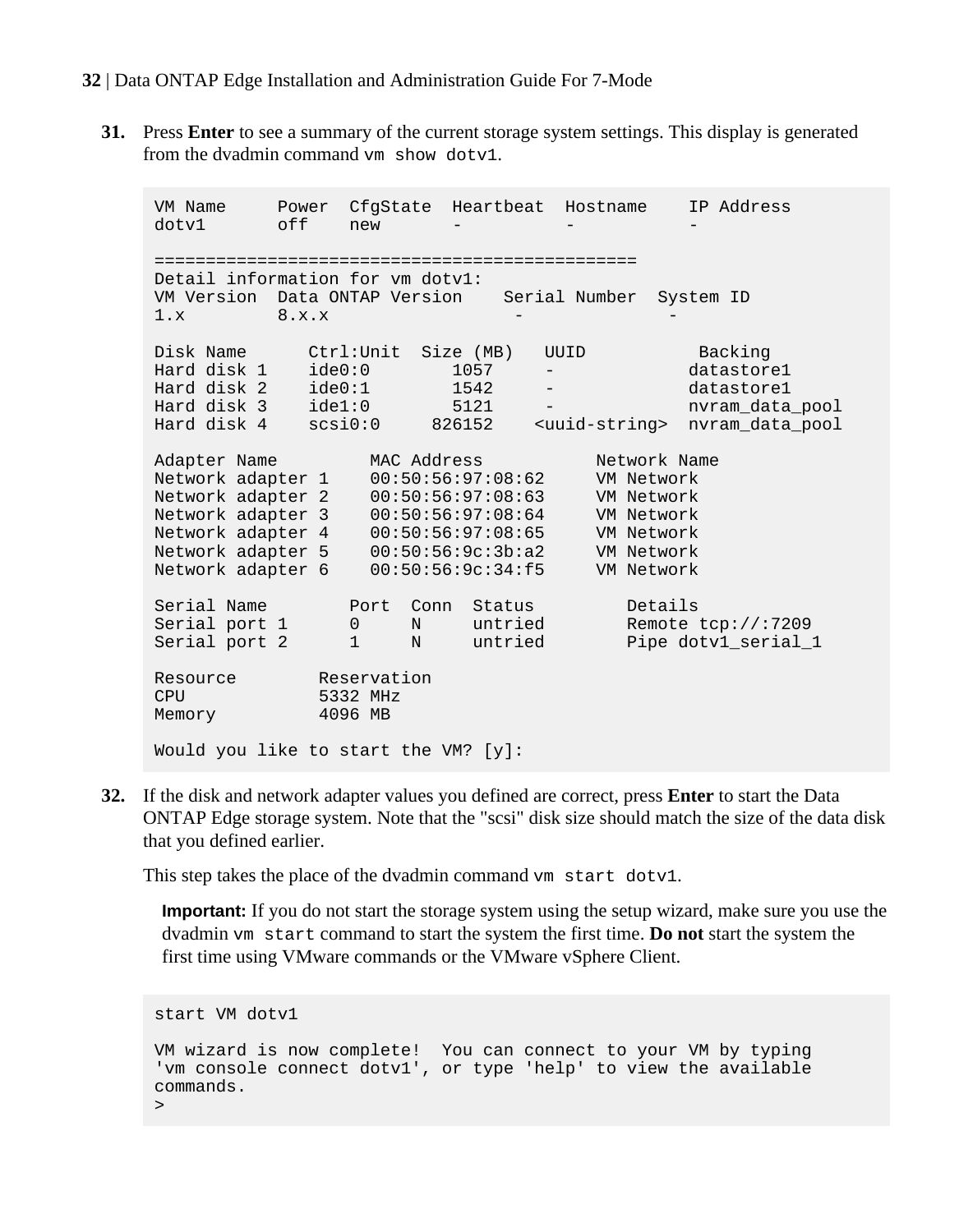31. Press **Enter** to see a summary of the current storage system settings. This display is generated from the dvadmin command `vm show dotv1`.

```
VM Name     Power  CfgState  Heartbeat  Hostname    IP Address
dotv1       off    new       -          -           -

===============================================
Detail information for vm dotv1:
VM Version  Data ONTAP Version    Serial Number  System ID
1.x         8.x.x                  -              -

Disk Name      Ctrl:Unit  Size (MB)   UUID          Backing
Hard disk 1    ide0:0       1057     -             datastore1
Hard disk 2    ide0:1       1542     -             datastore1
Hard disk 3    ide1:0       5121     -             nvram_data_pool
Hard disk 4    scsi0:0     826152    <uuid-string>  nvram_data_pool

Adapter Name         MAC Address           Network Name
Network adapter 1    00:50:56:97:08:62     VM Network
Network adapter 2    00:50:56:97:08:63     VM Network
Network adapter 3    00:50:56:97:08:64     VM Network
Network adapter 4    00:50:56:97:08:65     VM Network
Network adapter 5    00:50:56:9c:3b:a2     VM Network
Network adapter 6    00:50:56:9c:34:f5     VM Network

Serial Name        Port  Conn  Status         Details
Serial port 1      0     N     untried        Remote tcp://:7209
Serial port 2      1     N     untried        Pipe dotv1_serial_1

Resource        Reservation
CPU             5332 MHz
Memory          4096 MB

Would you like to start the VM? [y]:
```

32. If the disk and network adapter values you defined are correct, press **Enter** to start the Data ONTAP Edge storage system. Note that the "scsi" disk size should match the size of the data disk that you defined earlier.

    This step takes the place of the dvadmin command `vm start dotv1`.

    **Important:** If you do not start the storage system using the setup wizard, make sure you use the dvadmin `vm start` command to start the system the first time. **Do not** start the system the first time using VMware commands or the VMware vSphere Client.

```
start VM dotv1

VM wizard is now complete!  You can connect to your VM by typing
'vm console connect dotv1', or type 'help' to view the available
commands.
>
```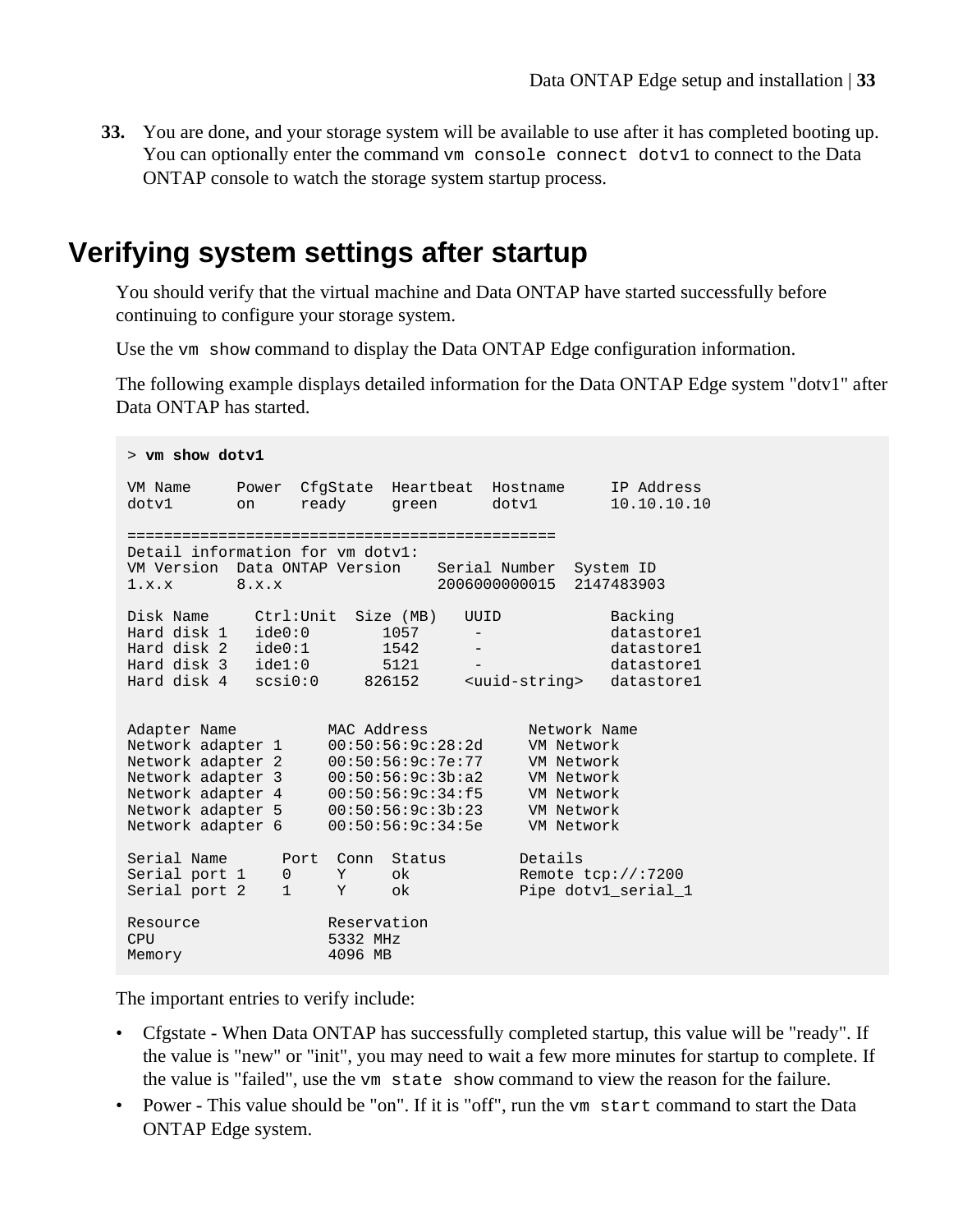33. You are done, and your storage system will be available to use after it has completed booting up. You can optionally enter the command `vm console connect dotv1` to connect to the Data ONTAP console to watch the storage system startup process.

## Verifying system settings after startup

You should verify that the virtual machine and Data ONTAP have started successfully before continuing to configure your storage system.

Use the `vm show` command to display the Data ONTAP Edge configuration information.

The following example displays detailed information for the Data ONTAP Edge system "dotv1" after Data ONTAP has started.

```
> vm show dotv1

VM Name     Power  CfgState  Heartbeat  Hostname     IP Address
dotv1       on     ready     green      dotv1        10.10.10.10

===============================================
Detail information for vm dotv1:
VM Version  Data ONTAP Version    Serial Number  System ID
1.x.x       8.x.x                 2006000000015  2147483903

Disk Name     Ctrl:Unit  Size (MB)   UUID            Backing
Hard disk 1   ide0:0        1057      -              datastore1
Hard disk 2   ide0:1        1542      -              datastore1
Hard disk 3   ide1:0        5121      -              datastore1
Hard disk 4   scsi0:0     826152     <uuid-string>   datastore1


Adapter Name          MAC Address           Network Name
Network adapter 1     00:50:56:9c:28:2d     VM Network
Network adapter 2     00:50:56:9c:7e:77     VM Network
Network adapter 3     00:50:56:9c:3b:a2     VM Network
Network adapter 4     00:50:56:9c:34:f5     VM Network
Network adapter 5     00:50:56:9c:3b:23     VM Network
Network adapter 6     00:50:56:9c:34:5e     VM Network

Serial Name      Port  Conn  Status        Details
Serial port 1    0     Y     ok            Remote tcp://:7200
Serial port 2    1     Y     ok            Pipe dotv1_serial_1

Resource              Reservation
CPU                   5332 MHz
Memory                4096 MB
```

The important entries to verify include:

- Cfgstate - When Data ONTAP has successfully completed startup, this value will be "ready". If the value is "new" or "init", you may need to wait a few more minutes for startup to complete. If the value is "failed", use the `vm state show` command to view the reason for the failure.
- Power - This value should be "on". If it is "off", run the `vm start` command to start the Data ONTAP Edge system.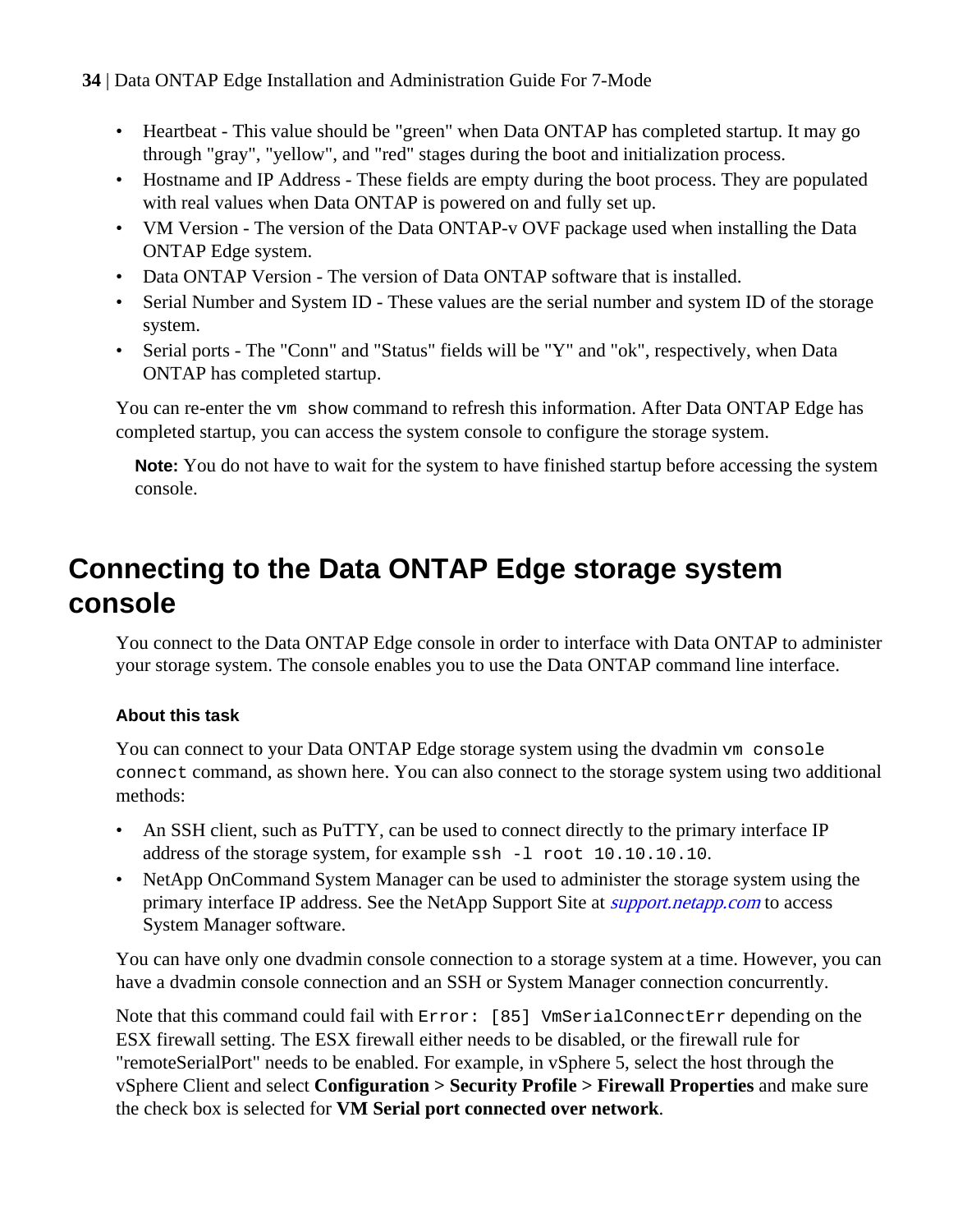- Heartbeat - This value should be "green" when Data ONTAP has completed startup. It may go through "gray", "yellow", and "red" stages during the boot and initialization process.
- Hostname and IP Address - These fields are empty during the boot process. They are populated with real values when Data ONTAP is powered on and fully set up.
- VM Version - The version of the Data ONTAP-v OVF package used when installing the Data ONTAP Edge system.
- Data ONTAP Version - The version of Data ONTAP software that is installed.
- Serial Number and System ID - These values are the serial number and system ID of the storage system.
- Serial ports - The "Conn" and "Status" fields will be "Y" and "ok", respectively, when Data ONTAP has completed startup.

You can re-enter the `vm show` command to refresh this information. After Data ONTAP Edge has completed startup, you can access the system console to configure the storage system.

**Note:** You do not have to wait for the system to have finished startup before accessing the system console.

# Connecting to the Data ONTAP Edge storage system console

You connect to the Data ONTAP Edge console in order to interface with Data ONTAP to administer your storage system. The console enables you to use the Data ONTAP command line interface.

### About this task

You can connect to your Data ONTAP Edge storage system using the dvadmin `vm console connect` command, as shown here. You can also connect to the storage system using two additional methods:

- An SSH client, such as PuTTY, can be used to connect directly to the primary interface IP address of the storage system, for example `ssh -l root 10.10.10.10`.
- NetApp OnCommand System Manager can be used to administer the storage system using the primary interface IP address. See the NetApp Support Site at *support.netapp.com* to access System Manager software.

You can have only one dvadmin console connection to a storage system at a time. However, you can have a dvadmin console connection and an SSH or System Manager connection concurrently.

Note that this command could fail with `Error: [85] VmSerialConnectErr` depending on the ESX firewall setting. The ESX firewall either needs to be disabled, or the firewall rule for "remoteSerialPort" needs to be enabled. For example, in vSphere 5, select the host through the vSphere Client and select **Configuration > Security Profile > Firewall Properties** and make sure the check box is selected for **VM Serial port connected over network**.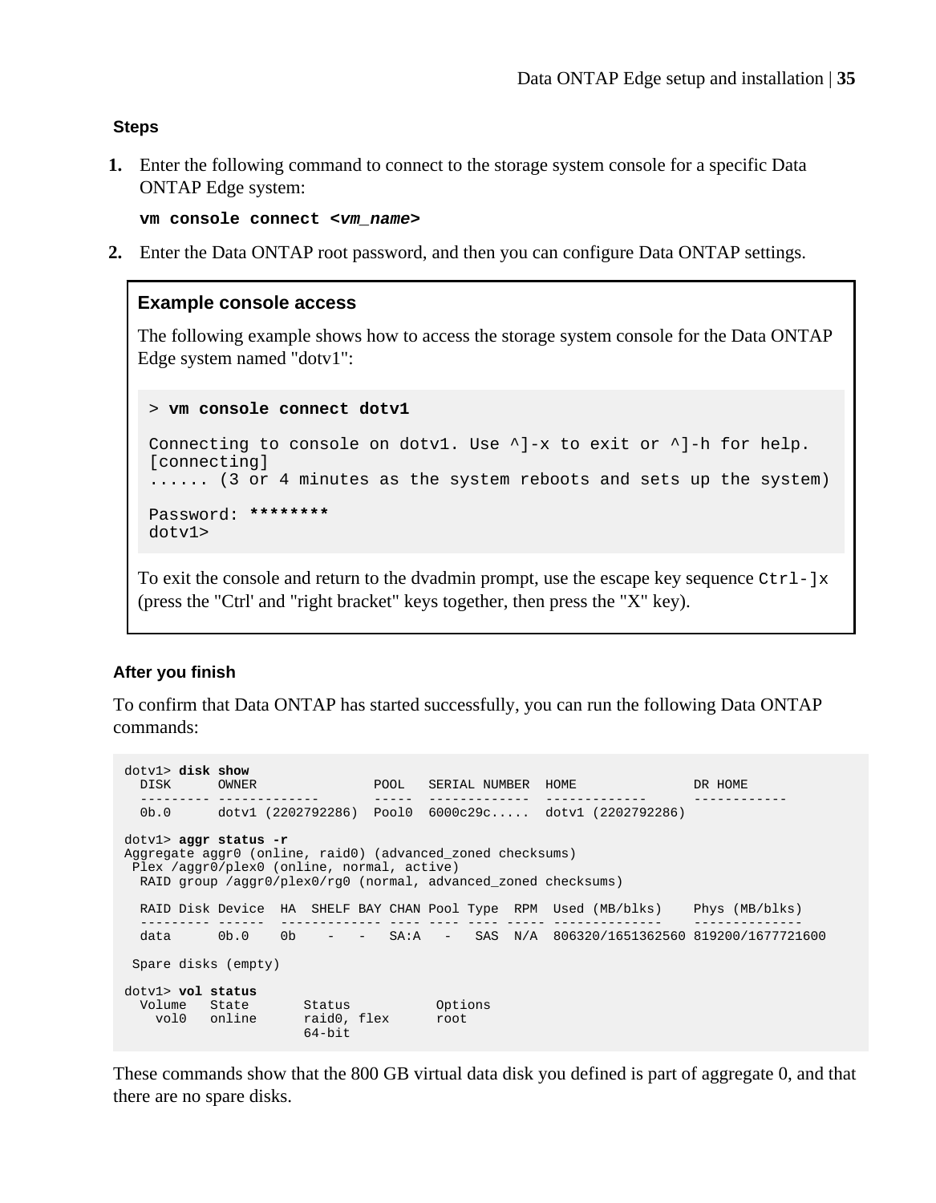### Steps

1. Enter the following command to connect to the storage system console for a specific Data ONTAP Edge system:

   **vm console connect** ***<vm_name>***

2. Enter the Data ONTAP root password, and then you can configure Data ONTAP settings.

#### Example console access

The following example shows how to access the storage system console for the Data ONTAP Edge system named "dotv1":

```
> vm console connect dotv1

Connecting to console on dotv1. Use ^]-x to exit or ^]-h for help.
[connecting]
...... (3 or 4 minutes as the system reboots and sets up the system)

Password: ********
dotv1>
```

To exit the console and return to the dvadmin prompt, use the escape key sequence `Ctrl-]x` (press the "Ctrl' and "right bracket" keys together, then press the "X" key).

### After you finish

To confirm that Data ONTAP has started successfully, you can run the following Data ONTAP commands:

```
dotv1> disk show
  DISK      OWNER               POOL   SERIAL NUMBER  HOME               DR HOME
  --------- -------------       -----  -------------  -------------      ------------
  0b.0      dotv1 (2202792286)  Pool0  6000c29c.....  dotv1 (2202792286)

dotv1> aggr status -r
Aggregate aggr0 (online, raid0) (advanced_zoned checksums)
 Plex /aggr0/plex0 (online, normal, active)
  RAID group /aggr0/plex0/rg0 (normal, advanced_zoned checksums)

  RAID Disk Device  HA  SHELF BAY CHAN Pool Type  RPM  Used (MB/blks)    Phys (MB/blks)
  --------- ------  ------------- ---- ---- ---- ----- --------------    --------------
  data      0b.0    0b    -   -   SA:A   -   SAS  N/A  806320/1651362560 819200/1677721600

 Spare disks (empty)

dotv1> vol status
  Volume   State       Status           Options
    vol0   online      raid0, flex      root
                       64-bit
```

These commands show that the 800 GB virtual data disk you defined is part of aggregate 0, and that there are no spare disks.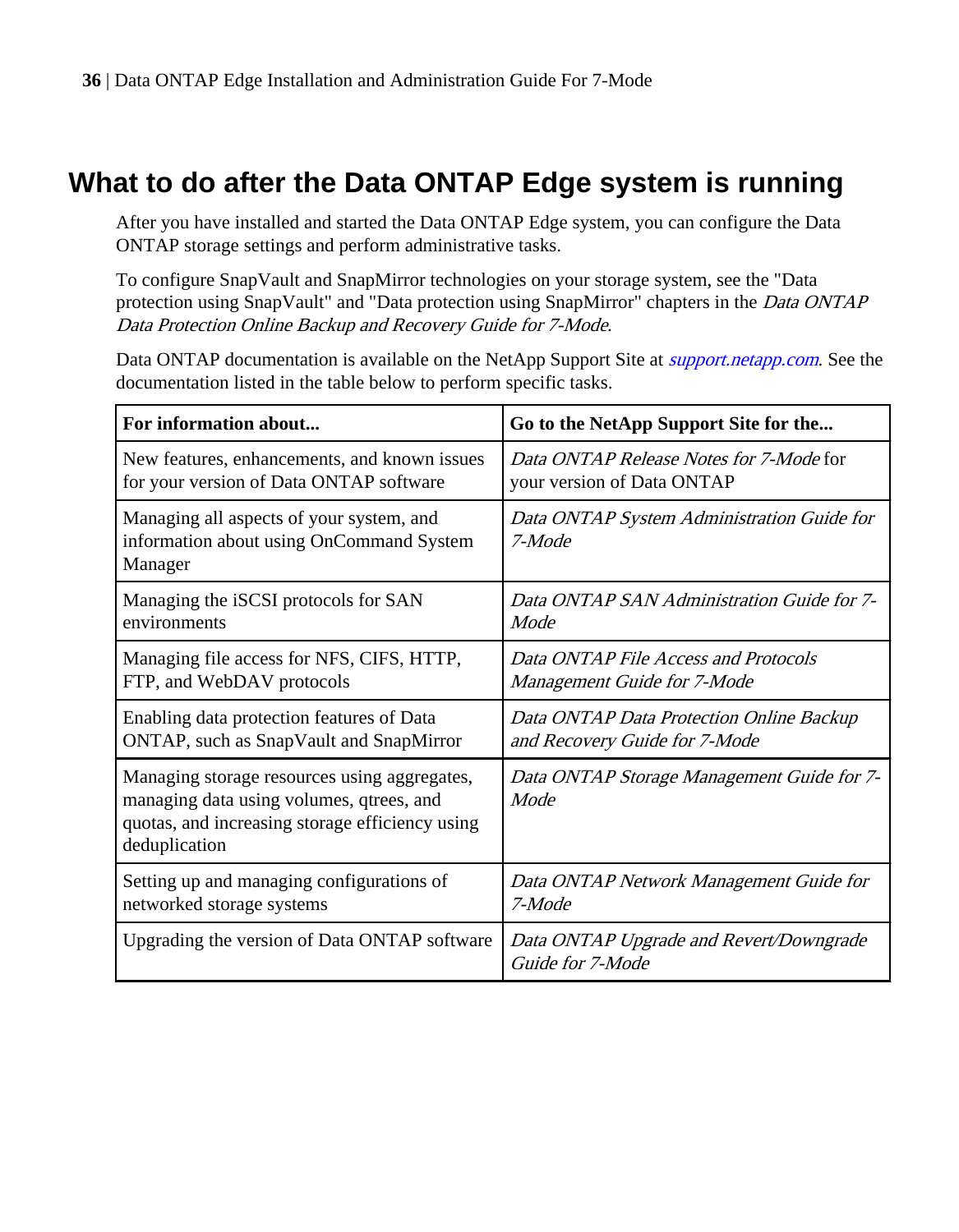# What to do after the Data ONTAP Edge system is running

After you have installed and started the Data ONTAP Edge system, you can configure the Data ONTAP storage settings and perform administrative tasks.

To configure SnapVault and SnapMirror technologies on your storage system, see the "Data protection using SnapVault" and "Data protection using SnapMirror" chapters in the *Data ONTAP Data Protection Online Backup and Recovery Guide for 7-Mode*.

Data ONTAP documentation is available on the NetApp Support Site at *support.netapp.com*. See the documentation listed in the table below to perform specific tasks.

| For information about... | Go to the NetApp Support Site for the... |
|---|---|
| New features, enhancements, and known issues for your version of Data ONTAP software | *Data ONTAP Release Notes for 7-Mode* for your version of Data ONTAP |
| Managing all aspects of your system, and information about using OnCommand System Manager | *Data ONTAP System Administration Guide for 7-Mode* |
| Managing the iSCSI protocols for SAN environments | *Data ONTAP SAN Administration Guide for 7-Mode* |
| Managing file access for NFS, CIFS, HTTP, FTP, and WebDAV protocols | *Data ONTAP File Access and Protocols Management Guide for 7-Mode* |
| Enabling data protection features of Data ONTAP, such as SnapVault and SnapMirror | *Data ONTAP Data Protection Online Backup and Recovery Guide for 7-Mode* |
| Managing storage resources using aggregates, managing data using volumes, qtrees, and quotas, and increasing storage efficiency using deduplication | *Data ONTAP Storage Management Guide for 7-Mode* |
| Setting up and managing configurations of networked storage systems | *Data ONTAP Network Management Guide for 7-Mode* |
| Upgrading the version of Data ONTAP software | *Data ONTAP Upgrade and Revert/Downgrade Guide for 7-Mode* |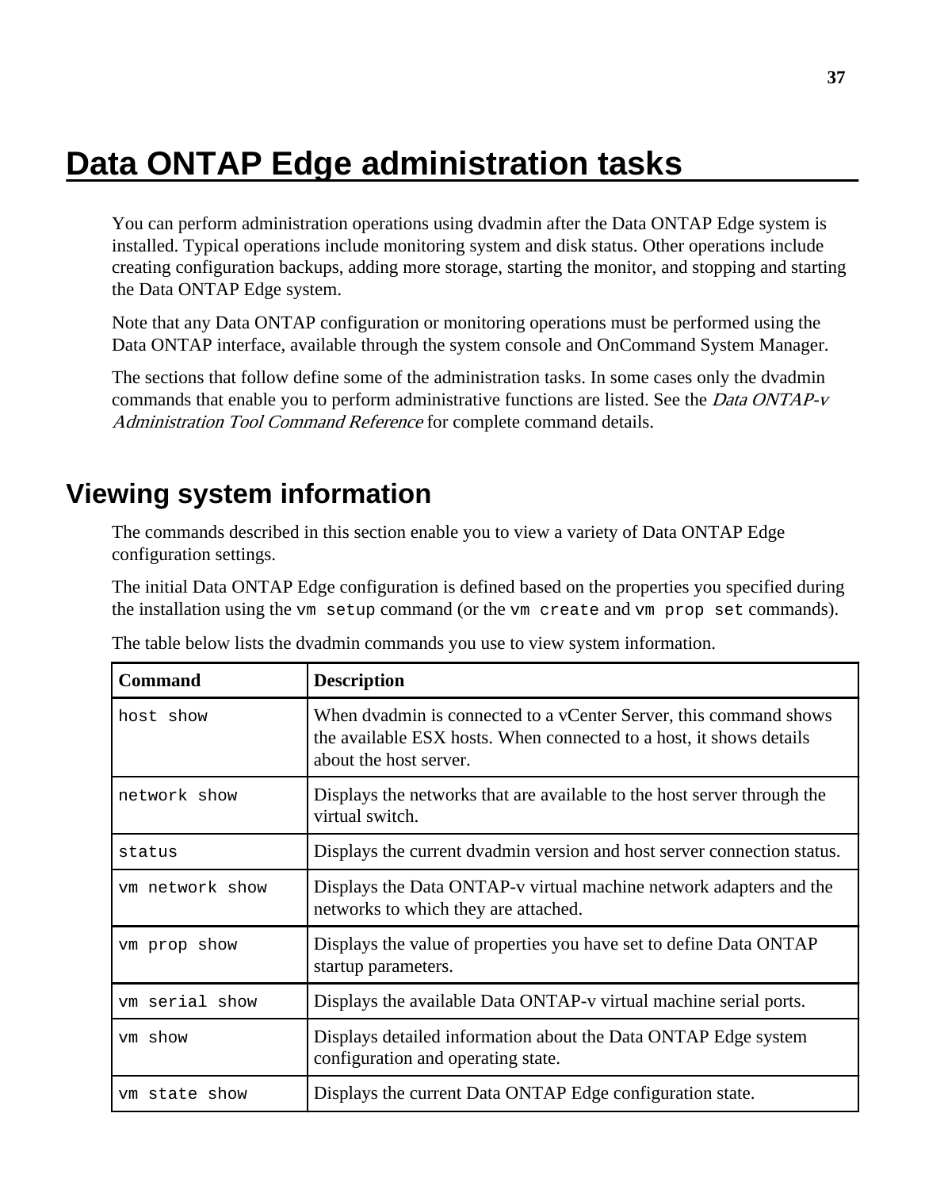# Data ONTAP Edge administration tasks

You can perform administration operations using dvadmin after the Data ONTAP Edge system is installed. Typical operations include monitoring system and disk status. Other operations include creating configuration backups, adding more storage, starting the monitor, and stopping and starting the Data ONTAP Edge system.

Note that any Data ONTAP configuration or monitoring operations must be performed using the Data ONTAP interface, available through the system console and OnCommand System Manager.

The sections that follow define some of the administration tasks. In some cases only the dvadmin commands that enable you to perform administrative functions are listed. See the *Data ONTAP-v Administration Tool Command Reference* for complete command details.

## Viewing system information

The commands described in this section enable you to view a variety of Data ONTAP Edge configuration settings.

The initial Data ONTAP Edge configuration is defined based on the properties you specified during the installation using the `vm setup` command (or the `vm create` and `vm prop set` commands).

The table below lists the dvadmin commands you use to view system information.

| Command | Description |
|---|---|
| `host show` | When dvadmin is connected to a vCenter Server, this command shows the available ESX hosts. When connected to a host, it shows details about the host server. |
| `network show` | Displays the networks that are available to the host server through the virtual switch. |
| `status` | Displays the current dvadmin version and host server connection status. |
| `vm network show` | Displays the Data ONTAP-v virtual machine network adapters and the networks to which they are attached. |
| `vm prop show` | Displays the value of properties you have set to define Data ONTAP startup parameters. |
| `vm serial show` | Displays the available Data ONTAP-v virtual machine serial ports. |
| `vm show` | Displays detailed information about the Data ONTAP Edge system configuration and operating state. |
| `vm state show` | Displays the current Data ONTAP Edge configuration state. |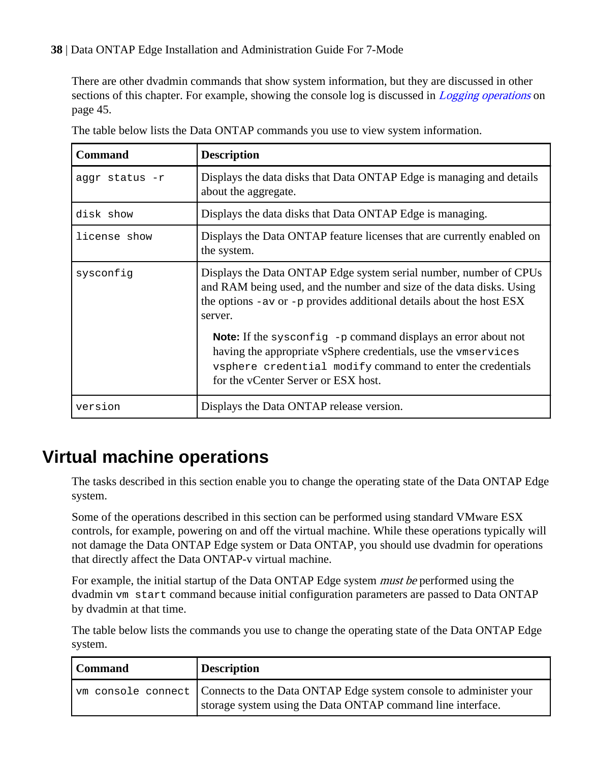There are other dvadmin commands that show system information, but they are discussed in other sections of this chapter. For example, showing the console log is discussed in *Logging operations* on page 45.

The table below lists the Data ONTAP commands you use to view system information.

| Command | Description |
|---|---|
| `aggr status -r` | Displays the data disks that Data ONTAP Edge is managing and details about the aggregate. |
| `disk show` | Displays the data disks that Data ONTAP Edge is managing. |
| `license show` | Displays the Data ONTAP feature licenses that are currently enabled on the system. |
| `sysconfig` | Displays the Data ONTAP Edge system serial number, number of CPUs and RAM being used, and the number and size of the data disks. Using the options `-av` or `-p` provides additional details about the host ESX server.<br><br>**Note:** If the `sysconfig -p` command displays an error about not having the appropriate vSphere credentials, use the `vmservices vsphere credential modify` command to enter the credentials for the vCenter Server or ESX host. |
| `version` | Displays the Data ONTAP release version. |

## Virtual machine operations

The tasks described in this section enable you to change the operating state of the Data ONTAP Edge system.

Some of the operations described in this section can be performed using standard VMware ESX controls, for example, powering on and off the virtual machine. While these operations typically will not damage the Data ONTAP Edge system or Data ONTAP, you should use dvadmin for operations that directly affect the Data ONTAP-v virtual machine.

For example, the initial startup of the Data ONTAP Edge system *must be* performed using the dvadmin `vm start` command because initial configuration parameters are passed to Data ONTAP by dvadmin at that time.

The table below lists the commands you use to change the operating state of the Data ONTAP Edge system.

| Command | Description |
|---|---|
| `vm console connect` | Connects to the Data ONTAP Edge system console to administer your storage system using the Data ONTAP command line interface. |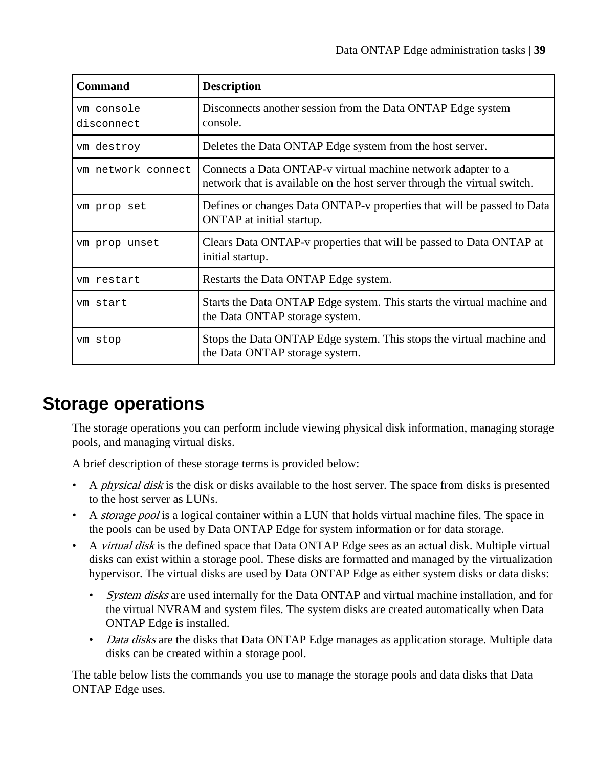| Command | Description |
| --- | --- |
| `vm console disconnect` | Disconnects another session from the Data ONTAP Edge system console. |
| `vm destroy` | Deletes the Data ONTAP Edge system from the host server. |
| `vm network connect` | Connects a Data ONTAP-v virtual machine network adapter to a network that is available on the host server through the virtual switch. |
| `vm prop set` | Defines or changes Data ONTAP-v properties that will be passed to Data ONTAP at initial startup. |
| `vm prop unset` | Clears Data ONTAP-v properties that will be passed to Data ONTAP at initial startup. |
| `vm restart` | Restarts the Data ONTAP Edge system. |
| `vm start` | Starts the Data ONTAP Edge system. This starts the virtual machine and the Data ONTAP storage system. |
| `vm stop` | Stops the Data ONTAP Edge system. This stops the virtual machine and the Data ONTAP storage system. |

# Storage operations

The storage operations you can perform include viewing physical disk information, managing storage pools, and managing virtual disks.

A brief description of these storage terms is provided below:

- A *physical disk* is the disk or disks available to the host server. The space from disks is presented to the host server as LUNs.
- A *storage pool* is a logical container within a LUN that holds virtual machine files. The space in the pools can be used by Data ONTAP Edge for system information or for data storage.
- A *virtual disk* is the defined space that Data ONTAP Edge sees as an actual disk. Multiple virtual disks can exist within a storage pool. These disks are formatted and managed by the virtualization hypervisor. The virtual disks are used by Data ONTAP Edge as either system disks or data disks:
  - *System disks* are used internally for the Data ONTAP and virtual machine installation, and for the virtual NVRAM and system files. The system disks are created automatically when Data ONTAP Edge is installed.
  - *Data disks* are the disks that Data ONTAP Edge manages as application storage. Multiple data disks can be created within a storage pool.

The table below lists the commands you use to manage the storage pools and data disks that Data ONTAP Edge uses.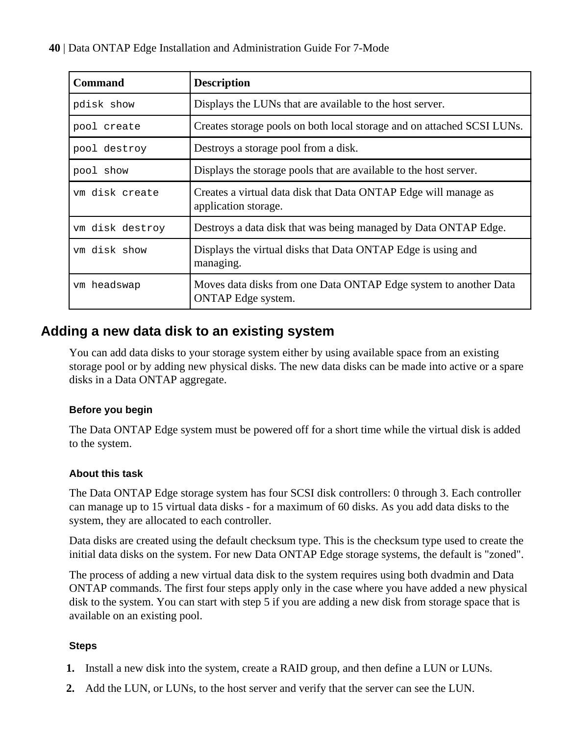| Command | Description |
| --- | --- |
| `pdisk show` | Displays the LUNs that are available to the host server. |
| `pool create` | Creates storage pools on both local storage and on attached SCSI LUNs. |
| `pool destroy` | Destroys a storage pool from a disk. |
| `pool show` | Displays the storage pools that are available to the host server. |
| `vm disk create` | Creates a virtual data disk that Data ONTAP Edge will manage as application storage. |
| `vm disk destroy` | Destroys a data disk that was being managed by Data ONTAP Edge. |
| `vm disk show` | Displays the virtual disks that Data ONTAP Edge is using and managing. |
| `vm headswap` | Moves data disks from one Data ONTAP Edge system to another Data ONTAP Edge system. |

## Adding a new data disk to an existing system

You can add data disks to your storage system either by using available space from an existing storage pool or by adding new physical disks. The new data disks can be made into active or a spare disks in a Data ONTAP aggregate.

### Before you begin

The Data ONTAP Edge system must be powered off for a short time while the virtual disk is added to the system.

### About this task

The Data ONTAP Edge storage system has four SCSI disk controllers: 0 through 3. Each controller can manage up to 15 virtual data disks - for a maximum of 60 disks. As you add data disks to the system, they are allocated to each controller.

Data disks are created using the default checksum type. This is the checksum type used to create the initial data disks on the system. For new Data ONTAP Edge storage systems, the default is "zoned".

The process of adding a new virtual data disk to the system requires using both dvadmin and Data ONTAP commands. The first four steps apply only in the case where you have added a new physical disk to the system. You can start with step 5 if you are adding a new disk from storage space that is available on an existing pool.

### Steps

1. Install a new disk into the system, create a RAID group, and then define a LUN or LUNs.
2. Add the LUN, or LUNs, to the host server and verify that the server can see the LUN.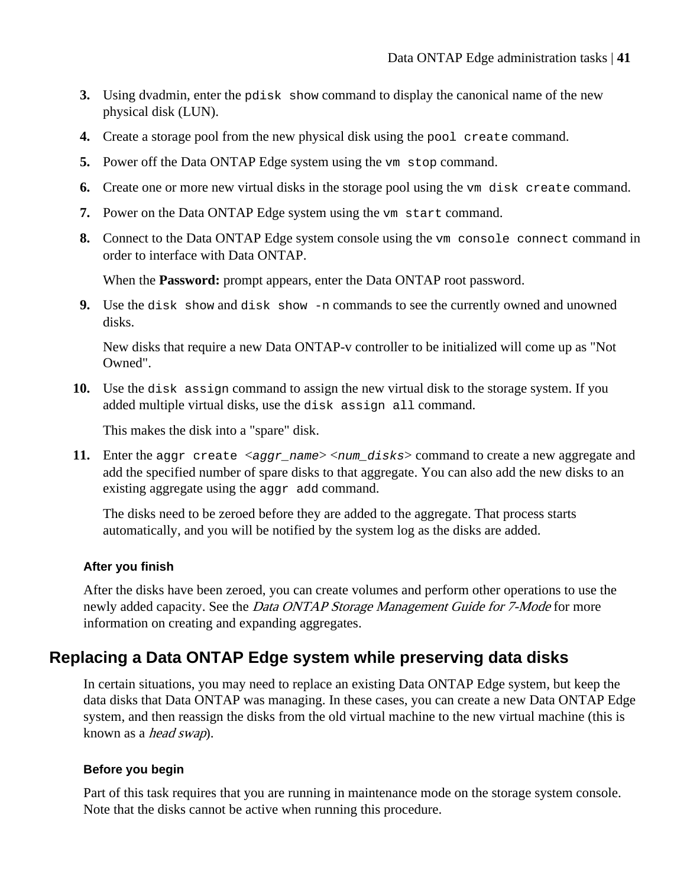3. Using dvadmin, enter the `pdisk show` command to display the canonical name of the new physical disk (LUN).
4. Create a storage pool from the new physical disk using the `pool create` command.
5. Power off the Data ONTAP Edge system using the `vm stop` command.
6. Create one or more new virtual disks in the storage pool using the `vm disk create` command.
7. Power on the Data ONTAP Edge system using the `vm start` command.
8. Connect to the Data ONTAP Edge system console using the `vm console connect` command in order to interface with Data ONTAP.

   When the **Password:** prompt appears, enter the Data ONTAP root password.
9. Use the `disk show` and `disk show -n` commands to see the currently owned and unowned disks.

   New disks that require a new Data ONTAP-v controller to be initialized will come up as "Not Owned".
10. Use the `disk assign` command to assign the new virtual disk to the storage system. If you added multiple virtual disks, use the `disk assign all` command.

    This makes the disk into a "spare" disk.
11. Enter the `aggr create <aggr_name> <num_disks>` command to create a new aggregate and add the specified number of spare disks to that aggregate. You can also add the new disks to an existing aggregate using the `aggr add` command.

    The disks need to be zeroed before they are added to the aggregate. That process starts automatically, and you will be notified by the system log as the disks are added.

#### After you finish

After the disks have been zeroed, you can create volumes and perform other operations to use the newly added capacity. See the *Data ONTAP Storage Management Guide for 7-Mode* for more information on creating and expanding aggregates.

## Replacing a Data ONTAP Edge system while preserving data disks

In certain situations, you may need to replace an existing Data ONTAP Edge system, but keep the data disks that Data ONTAP was managing. In these cases, you can create a new Data ONTAP Edge system, and then reassign the disks from the old virtual machine to the new virtual machine (this is known as a *head swap*).

#### Before you begin

Part of this task requires that you are running in maintenance mode on the storage system console. Note that the disks cannot be active when running this procedure.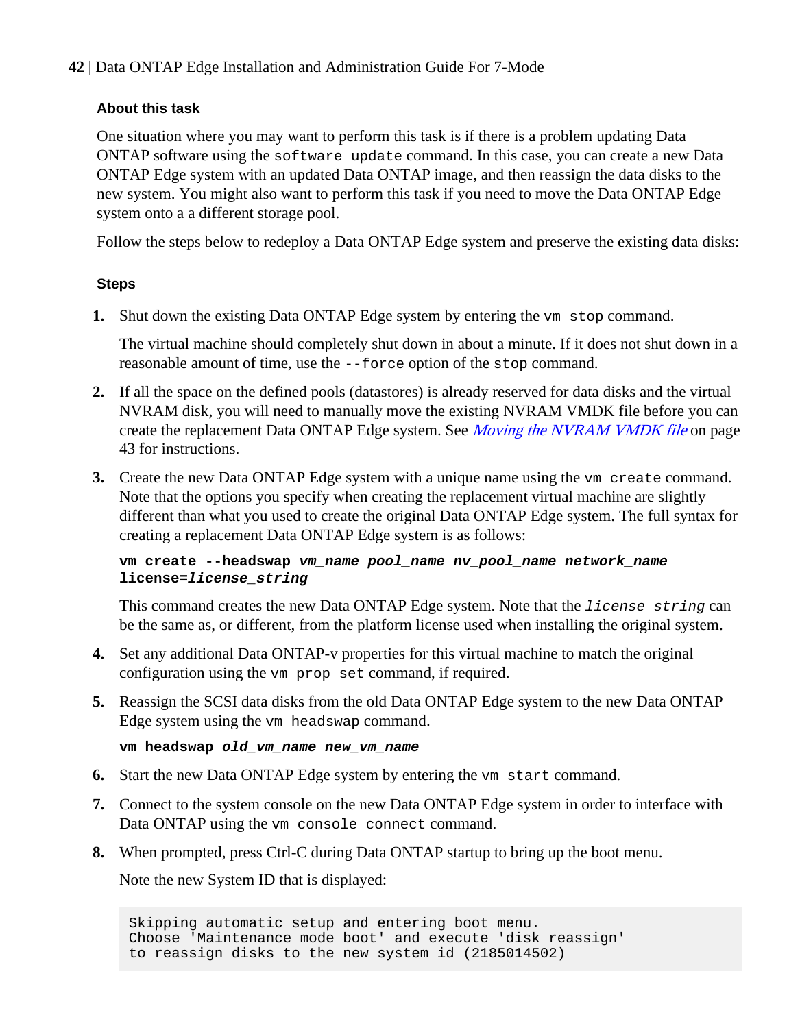#### About this task

One situation where you may want to perform this task is if there is a problem updating Data ONTAP software using the `software update` command. In this case, you can create a new Data ONTAP Edge system with an updated Data ONTAP image, and then reassign the data disks to the new system. You might also want to perform this task if you need to move the Data ONTAP Edge system onto a a different storage pool.

Follow the steps below to redeploy a Data ONTAP Edge system and preserve the existing data disks:

#### Steps

1. Shut down the existing Data ONTAP Edge system by entering the `vm stop` command.

   The virtual machine should completely shut down in about a minute. If it does not shut down in a reasonable amount of time, use the `--force` option of the `stop` command.

2. If all the space on the defined pools (datastores) is already reserved for data disks and the virtual NVRAM disk, you will need to manually move the existing NVRAM VMDK file before you can create the replacement Data ONTAP Edge system. See *Moving the NVRAM VMDK file* on page 43 for instructions.

3. Create the new Data ONTAP Edge system with a unique name using the `vm create` command. Note that the options you specify when creating the replacement virtual machine are slightly different than what you used to create the original Data ONTAP Edge system. The full syntax for creating a replacement Data ONTAP Edge system is as follows:

   **`vm create --headswap`** ***`vm_name pool_name nv_pool_name network_name`*** **`license=`*****`license_string`***

   This command creates the new Data ONTAP Edge system. Note that the *`license string`* can be the same as, or different, from the platform license used when installing the original system.

4. Set any additional Data ONTAP-v properties for this virtual machine to match the original configuration using the `vm prop set` command, if required.

5. Reassign the SCSI data disks from the old Data ONTAP Edge system to the new Data ONTAP Edge system using the `vm headswap` command.

   **`vm headswap`** ***`old_vm_name new_vm_name`***

6. Start the new Data ONTAP Edge system by entering the `vm start` command.

7. Connect to the system console on the new Data ONTAP Edge system in order to interface with Data ONTAP using the `vm console connect` command.

8. When prompted, press Ctrl-C during Data ONTAP startup to bring up the boot menu.

   Note the new System ID that is displayed:

   ```
   Skipping automatic setup and entering boot menu.
   Choose 'Maintenance mode boot' and execute 'disk reassign'
   to reassign disks to the new system id (2185014502)
   ```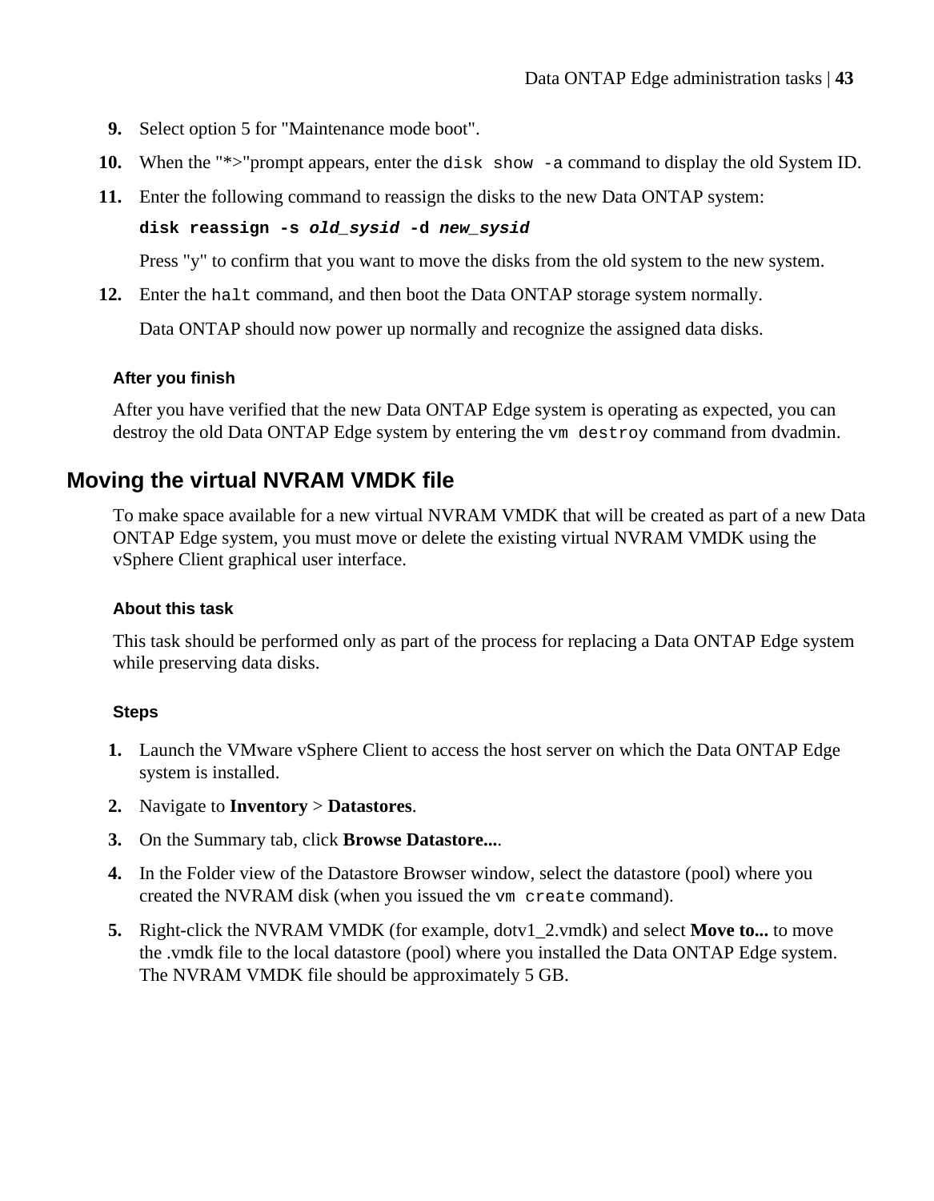9. Select option 5 for "Maintenance mode boot".
10. When the "*>"prompt appears, enter the `disk show -a` command to display the old System ID.
11. Enter the following command to reassign the disks to the new Data ONTAP system:

    **`disk reassign -s`** ***`old_sysid`*** **`-d`** ***`new_sysid`***

    Press "y" to confirm that you want to move the disks from the old system to the new system.
12. Enter the `halt` command, and then boot the Data ONTAP storage system normally.

    Data ONTAP should now power up normally and recognize the assigned data disks.

#### After you finish

After you have verified that the new Data ONTAP Edge system is operating as expected, you can destroy the old Data ONTAP Edge system by entering the `vm destroy` command from dvadmin.

## Moving the virtual NVRAM VMDK file

To make space available for a new virtual NVRAM VMDK that will be created as part of a new Data ONTAP Edge system, you must move or delete the existing virtual NVRAM VMDK using the vSphere Client graphical user interface.

#### About this task

This task should be performed only as part of the process for replacing a Data ONTAP Edge system while preserving data disks.

#### Steps

1. Launch the VMware vSphere Client to access the host server on which the Data ONTAP Edge system is installed.
2. Navigate to **Inventory** > **Datastores**.
3. On the Summary tab, click **Browse Datastore...**.
4. In the Folder view of the Datastore Browser window, select the datastore (pool) where you created the NVRAM disk (when you issued the `vm create` command).
5. Right-click the NVRAM VMDK (for example, dotv1_2.vmdk) and select **Move to...** to move the .vmdk file to the local datastore (pool) where you installed the Data ONTAP Edge system. The NVRAM VMDK file should be approximately 5 GB.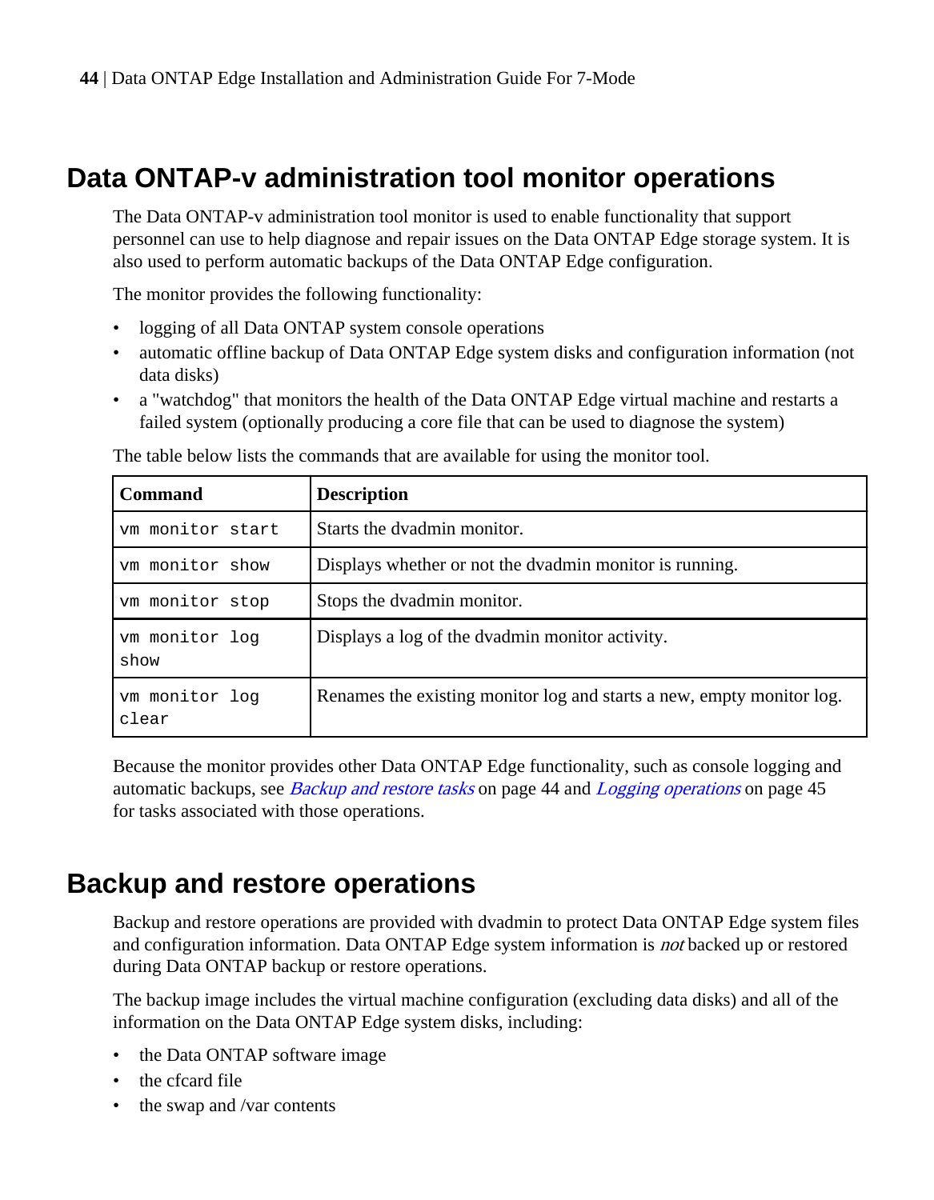## Data ONTAP-v administration tool monitor operations

The Data ONTAP-v administration tool monitor is used to enable functionality that support personnel can use to help diagnose and repair issues on the Data ONTAP Edge storage system. It is also used to perform automatic backups of the Data ONTAP Edge configuration.

The monitor provides the following functionality:

- logging of all Data ONTAP system console operations
- automatic offline backup of Data ONTAP Edge system disks and configuration information (not data disks)
- a "watchdog" that monitors the health of the Data ONTAP Edge virtual machine and restarts a failed system (optionally producing a core file that can be used to diagnose the system)

The table below lists the commands that are available for using the monitor tool.

| Command | Description |
|---|---|
| `vm monitor start` | Starts the dvadmin monitor. |
| `vm monitor show` | Displays whether or not the dvadmin monitor is running. |
| `vm monitor stop` | Stops the dvadmin monitor. |
| `vm monitor log show` | Displays a log of the dvadmin monitor activity. |
| `vm monitor log clear` | Renames the existing monitor log and starts a new, empty monitor log. |

Because the monitor provides other Data ONTAP Edge functionality, such as console logging and automatic backups, see *Backup and restore tasks* on page 44 and *Logging operations* on page 45 for tasks associated with those operations.

## Backup and restore operations

Backup and restore operations are provided with dvadmin to protect Data ONTAP Edge system files and configuration information. Data ONTAP Edge system information is *not* backed up or restored during Data ONTAP backup or restore operations.

The backup image includes the virtual machine configuration (excluding data disks) and all of the information on the Data ONTAP Edge system disks, including:

- the Data ONTAP software image
- the cfcard file
- the swap and /var contents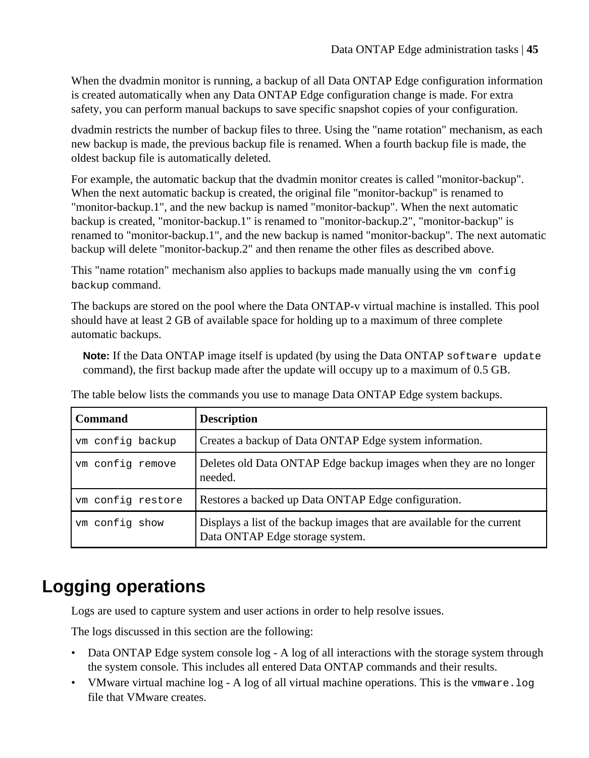When the dvadmin monitor is running, a backup of all Data ONTAP Edge configuration information is created automatically when any Data ONTAP Edge configuration change is made. For extra safety, you can perform manual backups to save specific snapshot copies of your configuration.

dvadmin restricts the number of backup files to three. Using the "name rotation" mechanism, as each new backup is made, the previous backup file is renamed. When a fourth backup file is made, the oldest backup file is automatically deleted.

For example, the automatic backup that the dvadmin monitor creates is called "monitor-backup". When the next automatic backup is created, the original file "monitor-backup" is renamed to "monitor-backup.1", and the new backup is named "monitor-backup". When the next automatic backup is created, "monitor-backup.1" is renamed to "monitor-backup.2", "monitor-backup" is renamed to "monitor-backup.1", and the new backup is named "monitor-backup". The next automatic backup will delete "monitor-backup.2" and then rename the other files as described above.

This "name rotation" mechanism also applies to backups made manually using the `vm config backup` command.

The backups are stored on the pool where the Data ONTAP-v virtual machine is installed. This pool should have at least 2 GB of available space for holding up to a maximum of three complete automatic backups.

> **Note:** If the Data ONTAP image itself is updated (by using the Data ONTAP `software update` command), the first backup made after the update will occupy up to a maximum of 0.5 GB.

The table below lists the commands you use to manage Data ONTAP Edge system backups.

| Command | Description |
|---|---|
| `vm config backup` | Creates a backup of Data ONTAP Edge system information. |
| `vm config remove` | Deletes old Data ONTAP Edge backup images when they are no longer needed. |
| `vm config restore` | Restores a backed up Data ONTAP Edge configuration. |
| `vm config show` | Displays a list of the backup images that are available for the current Data ONTAP Edge storage system. |

# Logging operations

Logs are used to capture system and user actions in order to help resolve issues.

The logs discussed in this section are the following:

- Data ONTAP Edge system console log - A log of all interactions with the storage system through the system console. This includes all entered Data ONTAP commands and their results.
- VMware virtual machine log - A log of all virtual machine operations. This is the `vmware.log` file that VMware creates.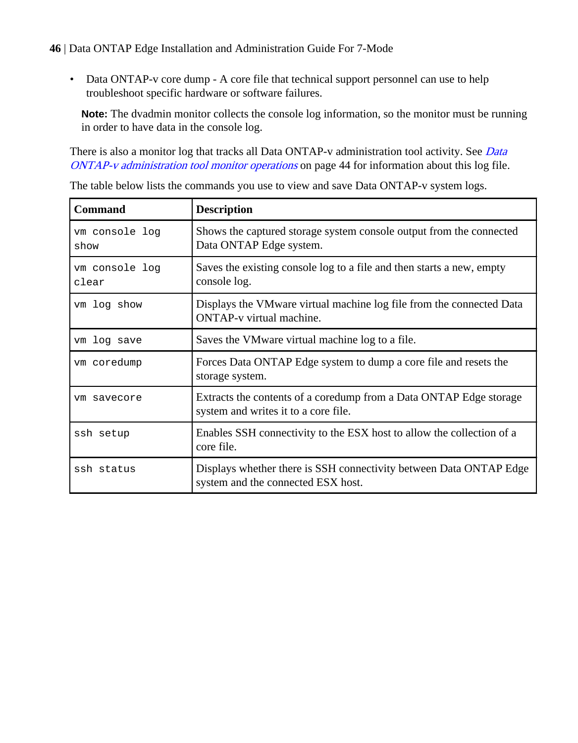- Data ONTAP-v core dump - A core file that technical support personnel can use to help troubleshoot specific hardware or software failures.

**Note:** The dvadmin monitor collects the console log information, so the monitor must be running in order to have data in the console log.

There is also a monitor log that tracks all Data ONTAP-v administration tool activity. See *Data ONTAP-v administration tool monitor operations* on page 44 for information about this log file.

The table below lists the commands you use to view and save Data ONTAP-v system logs.

| Command | Description |
|---|---|
| `vm console log show` | Shows the captured storage system console output from the connected Data ONTAP Edge system. |
| `vm console log clear` | Saves the existing console log to a file and then starts a new, empty console log. |
| `vm log show` | Displays the VMware virtual machine log file from the connected Data ONTAP-v virtual machine. |
| `vm log save` | Saves the VMware virtual machine log to a file. |
| `vm coredump` | Forces Data ONTAP Edge system to dump a core file and resets the storage system. |
| `vm savecore` | Extracts the contents of a coredump from a Data ONTAP Edge storage system and writes it to a core file. |
| `ssh setup` | Enables SSH connectivity to the ESX host to allow the collection of a core file. |
| `ssh status` | Displays whether there is SSH connectivity between Data ONTAP Edge system and the connected ESX host. |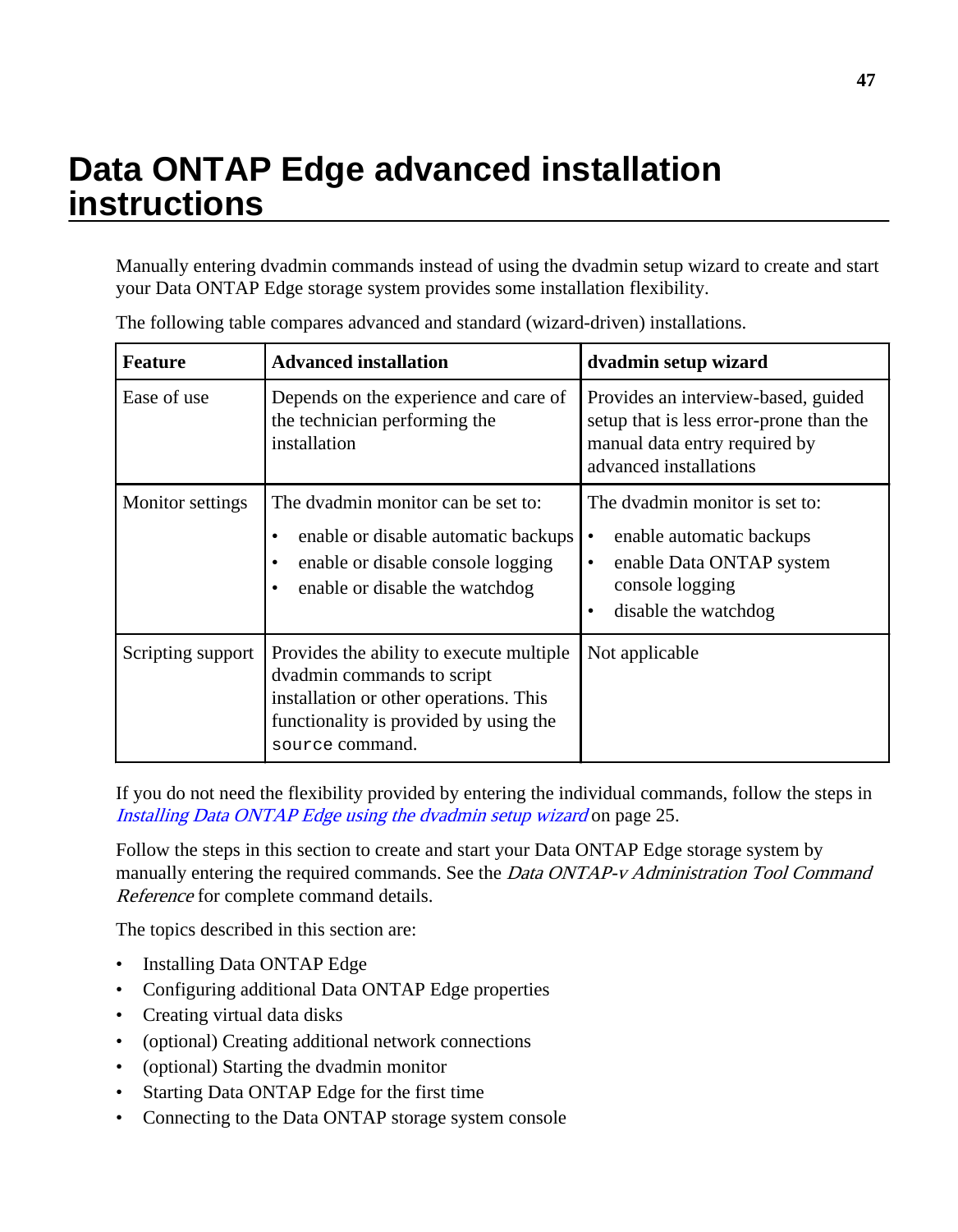# Data ONTAP Edge advanced installation instructions

Manually entering dvadmin commands instead of using the dvadmin setup wizard to create and start your Data ONTAP Edge storage system provides some installation flexibility.

The following table compares advanced and standard (wizard-driven) installations.

| Feature | Advanced installation | dvadmin setup wizard |
|---|---|---|
| Ease of use | Depends on the experience and care of the technician performing the installation | Provides an interview-based, guided setup that is less error-prone than the manual data entry required by advanced installations |
| Monitor settings | The dvadmin monitor can be set to:<br>• enable or disable automatic backups<br>• enable or disable console logging<br>• enable or disable the watchdog | The dvadmin monitor is set to:<br>• enable automatic backups<br>• enable Data ONTAP system console logging<br>• disable the watchdog |
| Scripting support | Provides the ability to execute multiple dvadmin commands to script installation or other operations. This functionality is provided by using the `source` command. | Not applicable |

If you do not need the flexibility provided by entering the individual commands, follow the steps in *Installing Data ONTAP Edge using the dvadmin setup wizard* on page 25.

Follow the steps in this section to create and start your Data ONTAP Edge storage system by manually entering the required commands. See the *Data ONTAP-v Administration Tool Command Reference* for complete command details.

The topics described in this section are:

- Installing Data ONTAP Edge
- Configuring additional Data ONTAP Edge properties
- Creating virtual data disks
- (optional) Creating additional network connections
- (optional) Starting the dvadmin monitor
- Starting Data ONTAP Edge for the first time
- Connecting to the Data ONTAP storage system console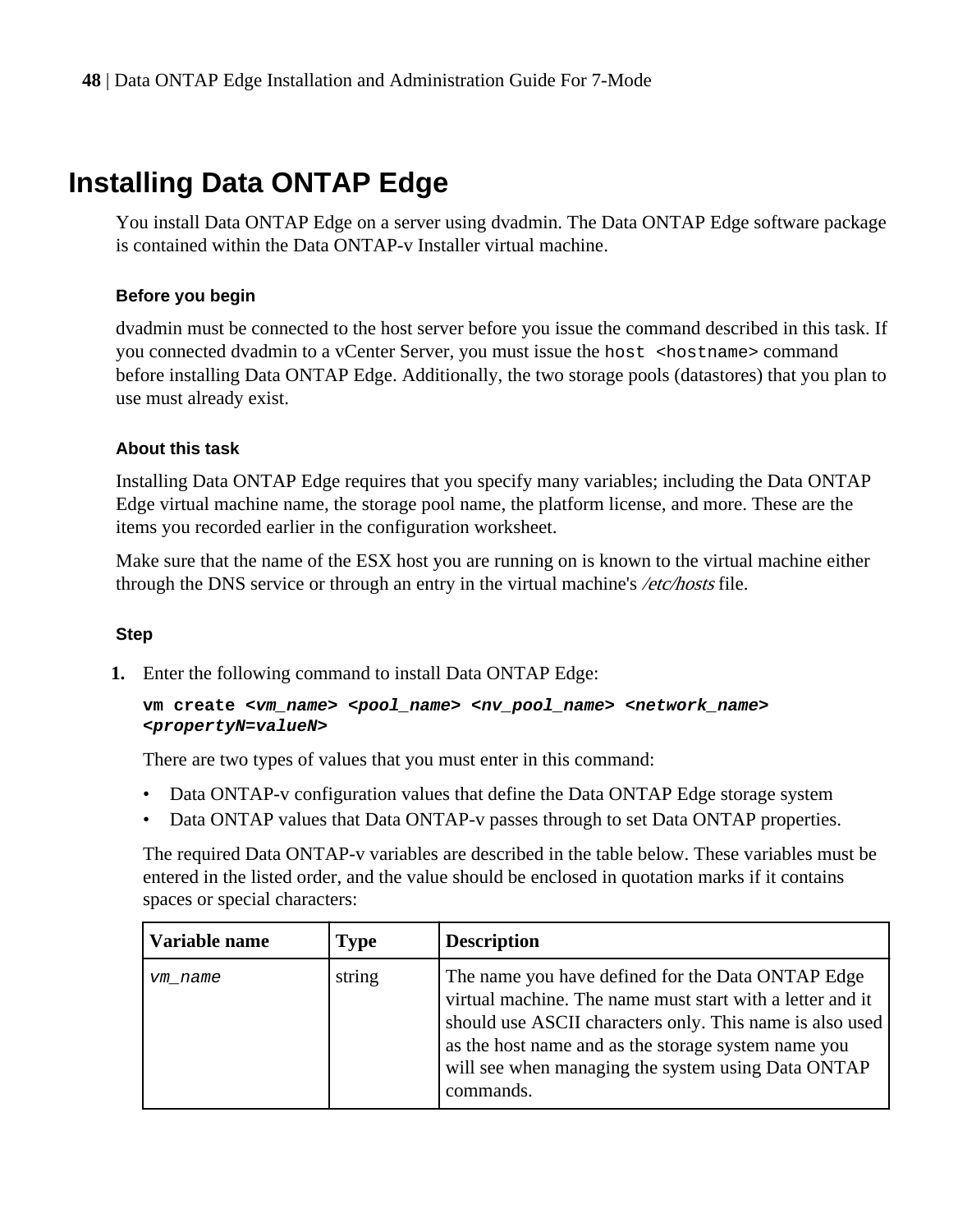# Installing Data ONTAP Edge

You install Data ONTAP Edge on a server using dvadmin. The Data ONTAP Edge software package is contained within the Data ONTAP-v Installer virtual machine.

### Before you begin

dvadmin must be connected to the host server before you issue the command described in this task. If you connected dvadmin to a vCenter Server, you must issue the `host <hostname>` command before installing Data ONTAP Edge. Additionally, the two storage pools (datastores) that you plan to use must already exist.

### About this task

Installing Data ONTAP Edge requires that you specify many variables; including the Data ONTAP Edge virtual machine name, the storage pool name, the platform license, and more. These are the items you recorded earlier in the configuration worksheet.

Make sure that the name of the ESX host you are running on is known to the virtual machine either through the DNS service or through an entry in the virtual machine's */etc/hosts* file.

### Step

1. Enter the following command to install Data ONTAP Edge:

   ```
   vm create <vm_name> <pool_name> <nv_pool_name> <network_name>
   <propertyN=valueN>
   ```

   There are two types of values that you must enter in this command:

   - Data ONTAP-v configuration values that define the Data ONTAP Edge storage system
   - Data ONTAP values that Data ONTAP-v passes through to set Data ONTAP properties.

   The required Data ONTAP-v variables are described in the table below. These variables must be entered in the listed order, and the value should be enclosed in quotation marks if it contains spaces or special characters:

| Variable name | Type | Description |
|---|---|---|
| *vm_name* | string | The name you have defined for the Data ONTAP Edge virtual machine. The name must start with a letter and it should use ASCII characters only. This name is also used as the host name and as the storage system name you will see when managing the system using Data ONTAP commands. |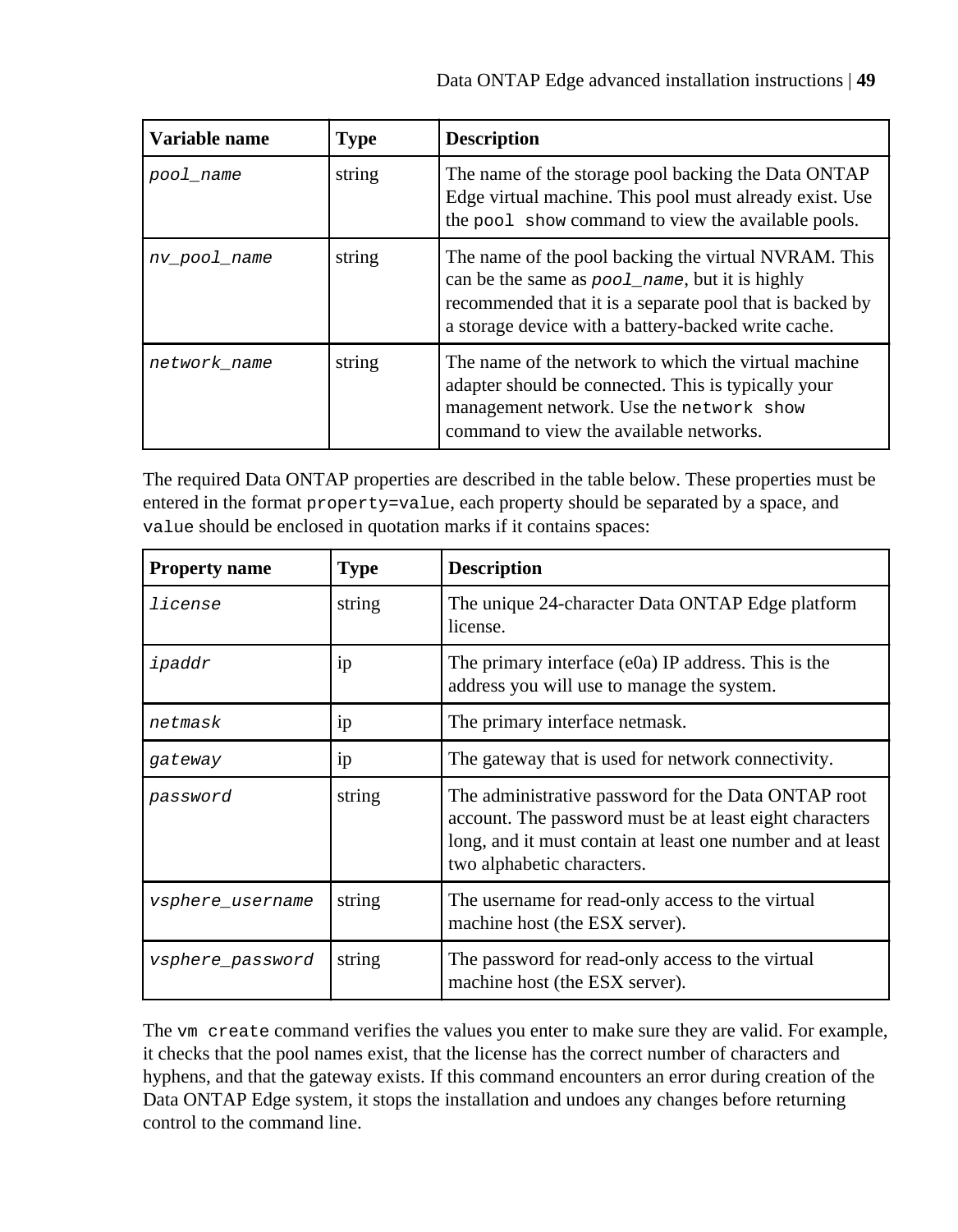| Variable name | Type | Description |
| --- | --- | --- |
| *pool_name* | string | The name of the storage pool backing the Data ONTAP Edge virtual machine. This pool must already exist. Use the `pool show` command to view the available pools. |
| *nv_pool_name* | string | The name of the pool backing the virtual NVRAM. This can be the same as *pool_name*, but it is highly recommended that it is a separate pool that is backed by a storage device with a battery-backed write cache. |
| *network_name* | string | The name of the network to which the virtual machine adapter should be connected. This is typically your management network. Use the `network show` command to view the available networks. |

The required Data ONTAP properties are described in the table below. These properties must be entered in the format `property=value`, each property should be separated by a space, and `value` should be enclosed in quotation marks if it contains spaces:

| Property name | Type | Description |
| --- | --- | --- |
| *license* | string | The unique 24-character Data ONTAP Edge platform license. |
| *ipaddr* | ip | The primary interface (e0a) IP address. This is the address you will use to manage the system. |
| *netmask* | ip | The primary interface netmask. |
| *gateway* | ip | The gateway that is used for network connectivity. |
| *password* | string | The administrative password for the Data ONTAP root account. The password must be at least eight characters long, and it must contain at least one number and at least two alphabetic characters. |
| *vsphere_username* | string | The username for read-only access to the virtual machine host (the ESX server). |
| *vsphere_password* | string | The password for read-only access to the virtual machine host (the ESX server). |

The `vm create` command verifies the values you enter to make sure they are valid. For example, it checks that the pool names exist, that the license has the correct number of characters and hyphens, and that the gateway exists. If this command encounters an error during creation of the Data ONTAP Edge system, it stops the installation and undoes any changes before returning control to the command line.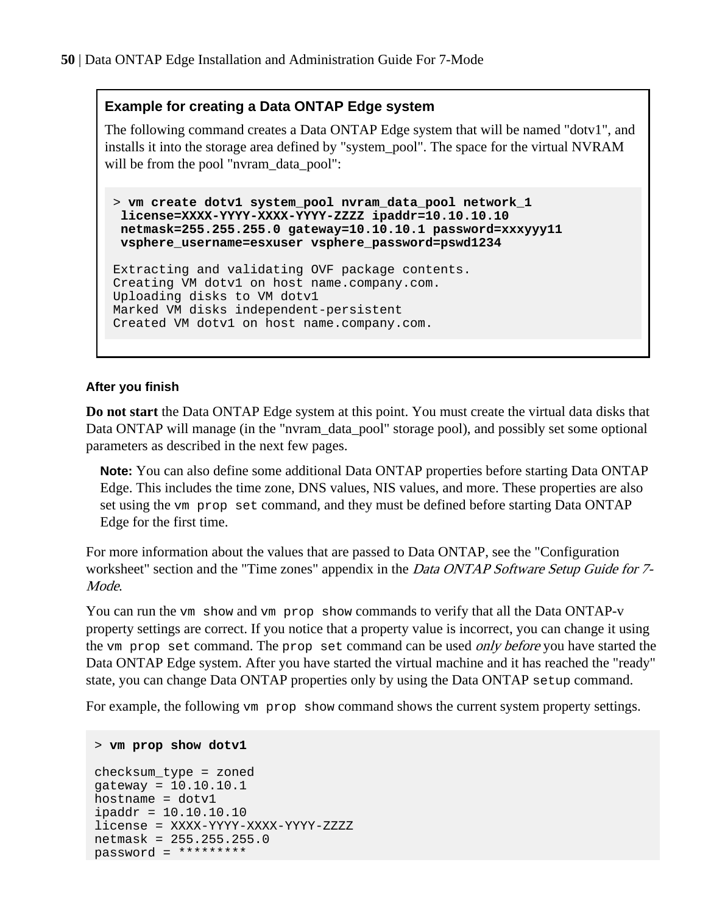### Example for creating a Data ONTAP Edge system

The following command creates a Data ONTAP Edge system that will be named "dotv1", and installs it into the storage area defined by "system_pool". The space for the virtual NVRAM will be from the pool "nvram_data_pool":

```
> vm create dotv1 system_pool nvram_data_pool network_1
  license=XXXX-YYYY-XXXX-YYYY-ZZZZ ipaddr=10.10.10.10
  netmask=255.255.255.0 gateway=10.10.10.1 password=xxxyyy11
  vsphere_username=esxuser vsphere_password=pswd1234

Extracting and validating OVF package contents.
Creating VM dotv1 on host name.company.com.
Uploading disks to VM dotv1
Marked VM disks independent-persistent
Created VM dotv1 on host name.company.com.
```

#### After you finish

**Do not start** the Data ONTAP Edge system at this point. You must create the virtual data disks that Data ONTAP will manage (in the "nvram_data_pool" storage pool), and possibly set some optional parameters as described in the next few pages.

> **Note:** You can also define some additional Data ONTAP properties before starting Data ONTAP Edge. This includes the time zone, DNS values, NIS values, and more. These properties are also set using the `vm prop set` command, and they must be defined before starting Data ONTAP Edge for the first time.

For more information about the values that are passed to Data ONTAP, see the "Configuration worksheet" section and the "Time zones" appendix in the *Data ONTAP Software Setup Guide for 7-Mode*.

You can run the `vm show` and `vm prop show` commands to verify that all the Data ONTAP-v property settings are correct. If you notice that a property value is incorrect, you can change it using the `vm prop set` command. The `prop set` command can be used *only before* you have started the Data ONTAP Edge system. After you have started the virtual machine and it has reached the "ready" state, you can change Data ONTAP properties only by using the Data ONTAP `setup` command.

For example, the following `vm prop show` command shows the current system property settings.

```
> vm prop show dotv1

checksum_type = zoned
gateway = 10.10.10.1
hostname = dotv1
ipaddr = 10.10.10.10
license = XXXX-YYYY-XXXX-YYYY-ZZZZ
netmask = 255.255.255.0
password = *********
```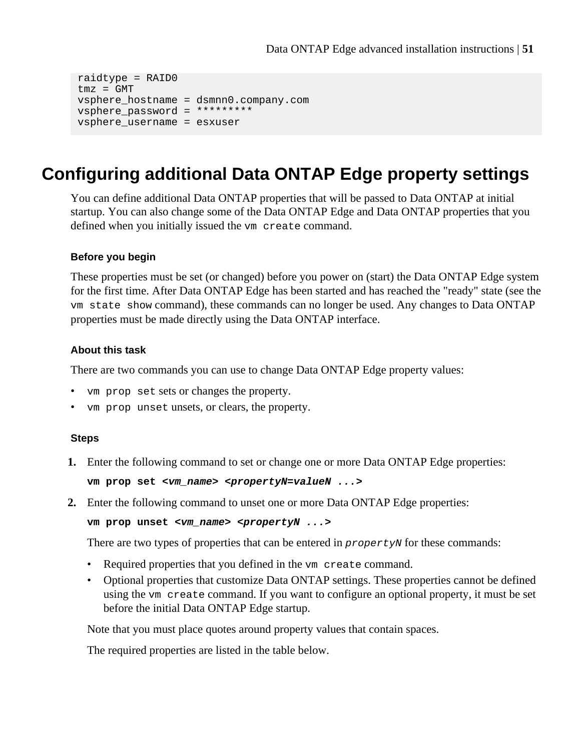```
raidtype = RAID0
tmz = GMT
vsphere_hostname = dsmnn0.company.com
vsphere_password = *********
vsphere_username = esxuser
```

## Configuring additional Data ONTAP Edge property settings

You can define additional Data ONTAP properties that will be passed to Data ONTAP at initial startup. You can also change some of the Data ONTAP Edge and Data ONTAP properties that you defined when you initially issued the `vm create` command.

#### Before you begin

These properties must be set (or changed) before you power on (start) the Data ONTAP Edge system for the first time. After Data ONTAP Edge has been started and has reached the "ready" state (see the `vm state show` command), these commands can no longer be used. Any changes to Data ONTAP properties must be made directly using the Data ONTAP interface.

#### About this task

There are two commands you can use to change Data ONTAP Edge property values:

- `vm prop set` sets or changes the property.
- `vm prop unset` unsets, or clears, the property.

#### Steps

1. Enter the following command to set or change one or more Data ONTAP Edge properties:

   **`vm prop set <vm_name> <propertyN=valueN ...>`**

2. Enter the following command to unset one or more Data ONTAP Edge properties:

   **`vm prop unset <vm_name> <propertyN ...>`**

   There are two types of properties that can be entered in *`propertyN`* for these commands:

   - Required properties that you defined in the `vm create` command.
   - Optional properties that customize Data ONTAP settings. These properties cannot be defined using the `vm create` command. If you want to configure an optional property, it must be set before the initial Data ONTAP Edge startup.

   Note that you must place quotes around property values that contain spaces.

   The required properties are listed in the table below.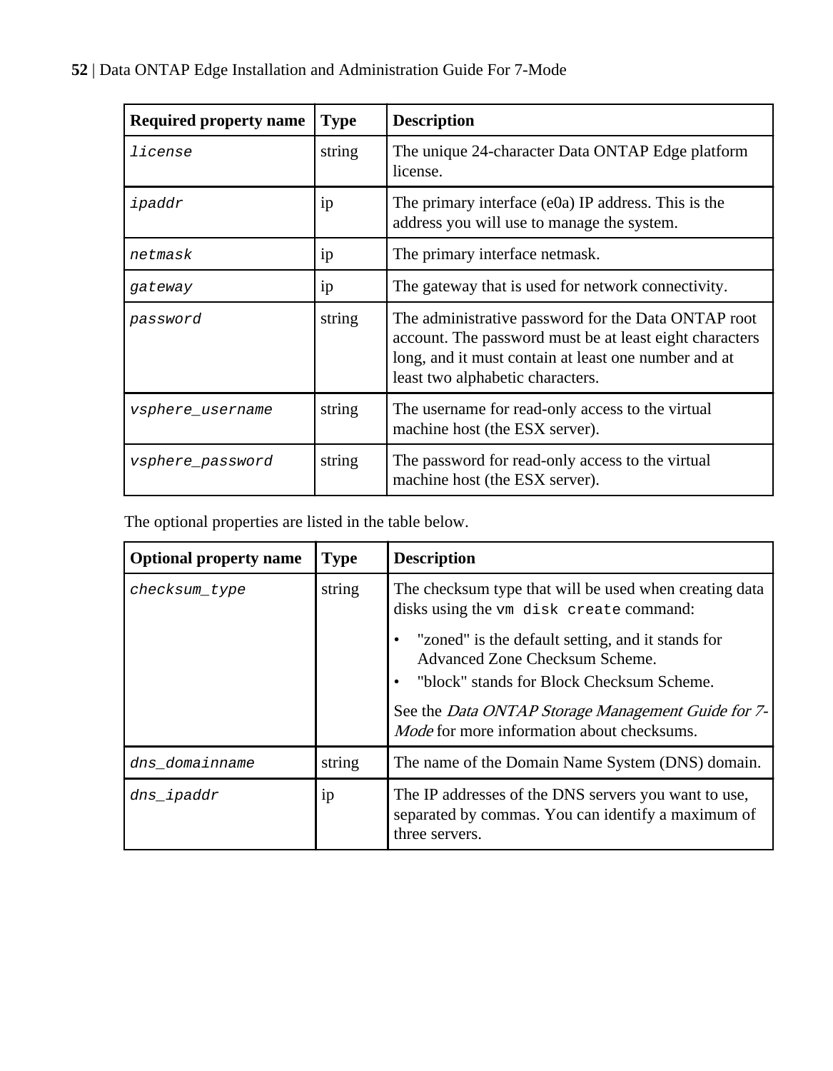| Required property name | Type | Description |
| --- | --- | --- |
| *license* | string | The unique 24-character Data ONTAP Edge platform license. |
| *ipaddr* | ip | The primary interface (e0a) IP address. This is the address you will use to manage the system. |
| *netmask* | ip | The primary interface netmask. |
| *gateway* | ip | The gateway that is used for network connectivity. |
| *password* | string | The administrative password for the Data ONTAP root account. The password must be at least eight characters long, and it must contain at least one number and at least two alphabetic characters. |
| *vsphere_username* | string | The username for read-only access to the virtual machine host (the ESX server). |
| *vsphere_password* | string | The password for read-only access to the virtual machine host (the ESX server). |

The optional properties are listed in the table below.

| Optional property name | Type | Description |
| --- | --- | --- |
| *checksum_type* | string | The checksum type that will be used when creating data disks using the `vm disk create` command:<br>• "zoned" is the default setting, and it stands for Advanced Zone Checksum Scheme.<br>• "block" stands for Block Checksum Scheme.<br>See the *Data ONTAP Storage Management Guide for 7-Mode* for more information about checksums. |
| *dns_domainname* | string | The name of the Domain Name System (DNS) domain. |
| *dns_ipaddr* | ip | The IP addresses of the DNS servers you want to use, separated by commas. You can identify a maximum of three servers. |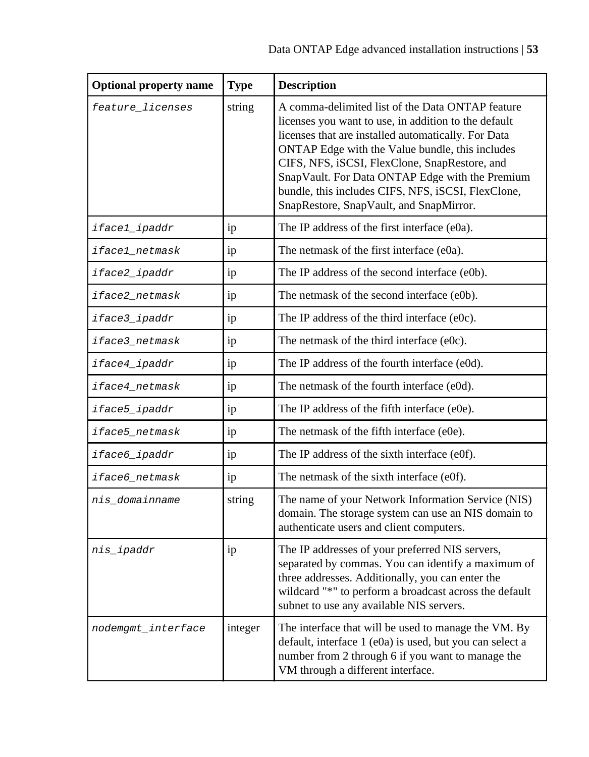| Optional property name | Type | Description |
|---|---|---|
| feature_licenses | string | A comma-delimited list of the Data ONTAP feature licenses you want to use, in addition to the default licenses that are installed automatically. For Data ONTAP Edge with the Value bundle, this includes CIFS, NFS, iSCSI, FlexClone, SnapRestore, and SnapVault. For Data ONTAP Edge with the Premium bundle, this includes CIFS, NFS, iSCSI, FlexClone, SnapRestore, SnapVault, and SnapMirror. |
| iface1_ipaddr | ip | The IP address of the first interface (e0a). |
| iface1_netmask | ip | The netmask of the first interface (e0a). |
| iface2_ipaddr | ip | The IP address of the second interface (e0b). |
| iface2_netmask | ip | The netmask of the second interface (e0b). |
| iface3_ipaddr | ip | The IP address of the third interface (e0c). |
| iface3_netmask | ip | The netmask of the third interface (e0c). |
| iface4_ipaddr | ip | The IP address of the fourth interface (e0d). |
| iface4_netmask | ip | The netmask of the fourth interface (e0d). |
| iface5_ipaddr | ip | The IP address of the fifth interface (e0e). |
| iface5_netmask | ip | The netmask of the fifth interface (e0e). |
| iface6_ipaddr | ip | The IP address of the sixth interface (e0f). |
| iface6_netmask | ip | The netmask of the sixth interface (e0f). |
| nis_domainname | string | The name of your Network Information Service (NIS) domain. The storage system can use an NIS domain to authenticate users and client computers. |
| nis_ipaddr | ip | The IP addresses of your preferred NIS servers, separated by commas. You can identify a maximum of three addresses. Additionally, you can enter the wildcard "*" to perform a broadcast across the default subnet to use any available NIS servers. |
| nodemgmt_interface | integer | The interface that will be used to manage the VM. By default, interface 1 (e0a) is used, but you can select a number from 2 through 6 if you want to manage the VM through a different interface. |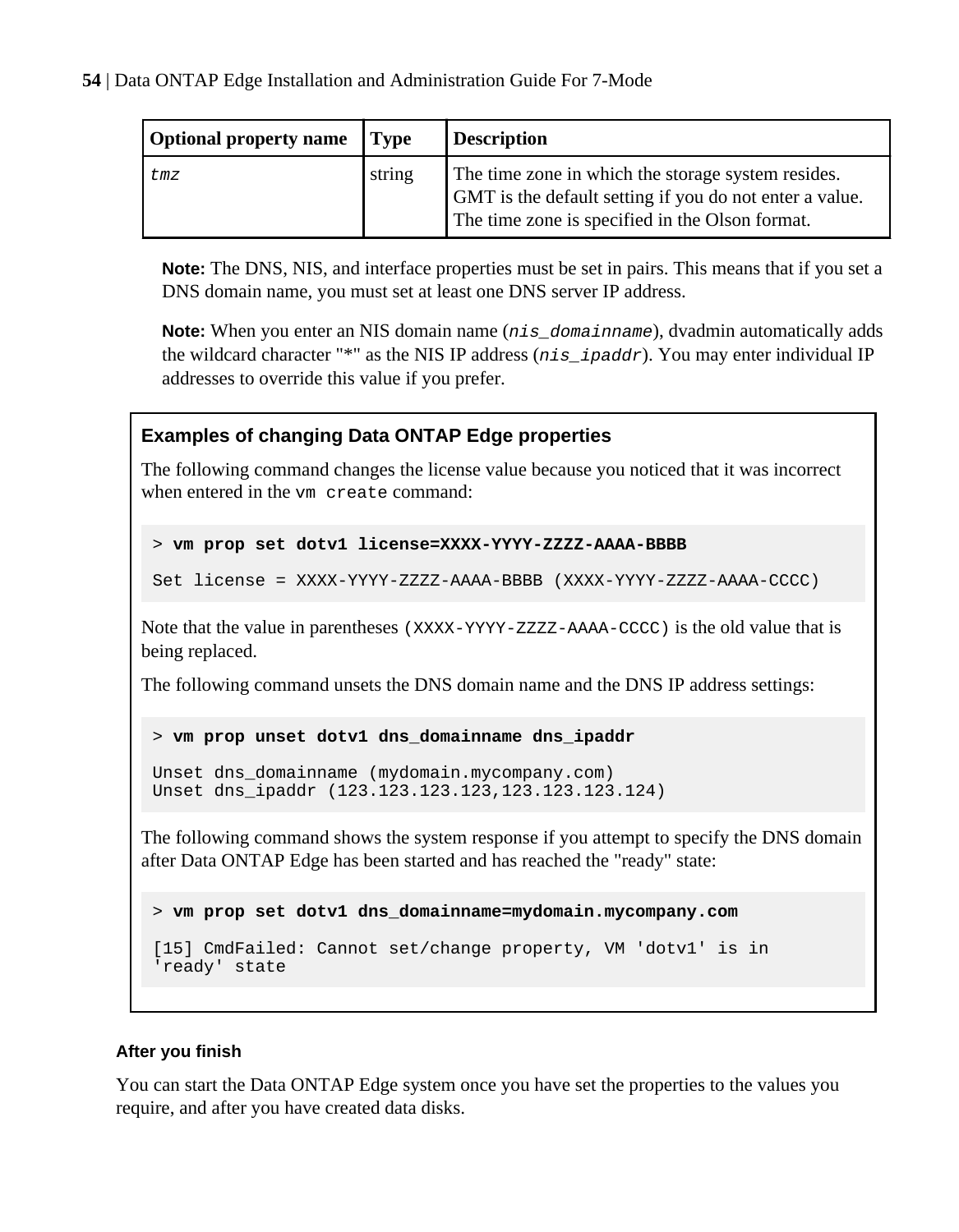| Optional property name | Type | Description |
|---|---|---|
| *tmz* | string | The time zone in which the storage system resides. GMT is the default setting if you do not enter a value. The time zone is specified in the Olson format. |

**Note:** The DNS, NIS, and interface properties must be set in pairs. This means that if you set a DNS domain name, you must set at least one DNS server IP address.

**Note:** When you enter an NIS domain name (*nis_domainname*), dvadmin automatically adds the wildcard character "*" as the NIS IP address (*nis_ipaddr*). You may enter individual IP addresses to override this value if you prefer.

### Examples of changing Data ONTAP Edge properties

The following command changes the license value because you noticed that it was incorrect when entered in the `vm create` command:

```
> vm prop set dotv1 license=XXXX-YYYY-ZZZZ-AAAA-BBBB

Set license = XXXX-YYYY-ZZZZ-AAAA-BBBB (XXXX-YYYY-ZZZZ-AAAA-CCCC)
```

Note that the value in parentheses `(XXXX-YYYY-ZZZZ-AAAA-CCCC)` is the old value that is being replaced.

The following command unsets the DNS domain name and the DNS IP address settings:

```
> vm prop unset dotv1 dns_domainname dns_ipaddr

Unset dns_domainname (mydomain.mycompany.com)
Unset dns_ipaddr (123.123.123.123,123.123.123.124)
```

The following command shows the system response if you attempt to specify the DNS domain after Data ONTAP Edge has been started and has reached the "ready" state:

```
> vm prop set dotv1 dns_domainname=mydomain.mycompany.com

[15] CmdFailed: Cannot set/change property, VM 'dotv1' is in
'ready' state
```

#### After you finish

You can start the Data ONTAP Edge system once you have set the properties to the values you require, and after you have created data disks.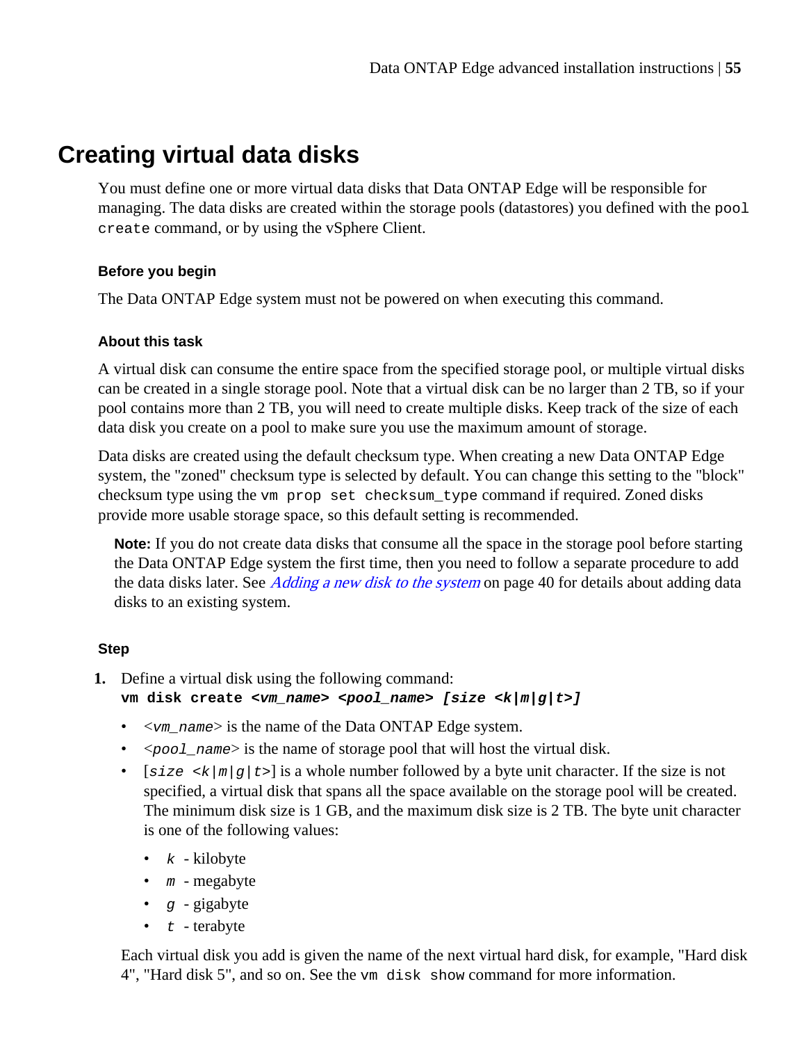# Creating virtual data disks

You must define one or more virtual data disks that Data ONTAP Edge will be responsible for managing. The data disks are created within the storage pools (datastores) you defined with the `pool create` command, or by using the vSphere Client.

### Before you begin

The Data ONTAP Edge system must not be powered on when executing this command.

### About this task

A virtual disk can consume the entire space from the specified storage pool, or multiple virtual disks can be created in a single storage pool. Note that a virtual disk can be no larger than 2 TB, so if your pool contains more than 2 TB, you will need to create multiple disks. Keep track of the size of each data disk you create on a pool to make sure you use the maximum amount of storage.

Data disks are created using the default checksum type. When creating a new Data ONTAP Edge system, the "zoned" checksum type is selected by default. You can change this setting to the "block" checksum type using the `vm prop set checksum_type` command if required. Zoned disks provide more usable storage space, so this default setting is recommended.

> **Note:** If you do not create data disks that consume all the space in the storage pool before starting the Data ONTAP Edge system the first time, then you need to follow a separate procedure to add the data disks later. See *Adding a new disk to the system* on page 40 for details about adding data disks to an existing system.

### Step

1. Define a virtual disk using the following command:
   **`vm disk create <vm_name> <pool_name> [size <k|m|g|t>]`**
   - <*`vm_name`*> is the name of the Data ONTAP Edge system.
   - <*`pool_name`*> is the name of storage pool that will host the virtual disk.
   - [*`size <k|m|g|t>`*] is a whole number followed by a byte unit character. If the size is not specified, a virtual disk that spans all the space available on the storage pool will be created. The minimum disk size is 1 GB, and the maximum disk size is 2 TB. The byte unit character is one of the following values:
     - *`k`* - kilobyte
     - *`m`* - megabyte
     - *`g`* - gigabyte
     - *`t`* - terabyte

   Each virtual disk you add is given the name of the next virtual hard disk, for example, "Hard disk 4", "Hard disk 5", and so on. See the `vm disk show` command for more information.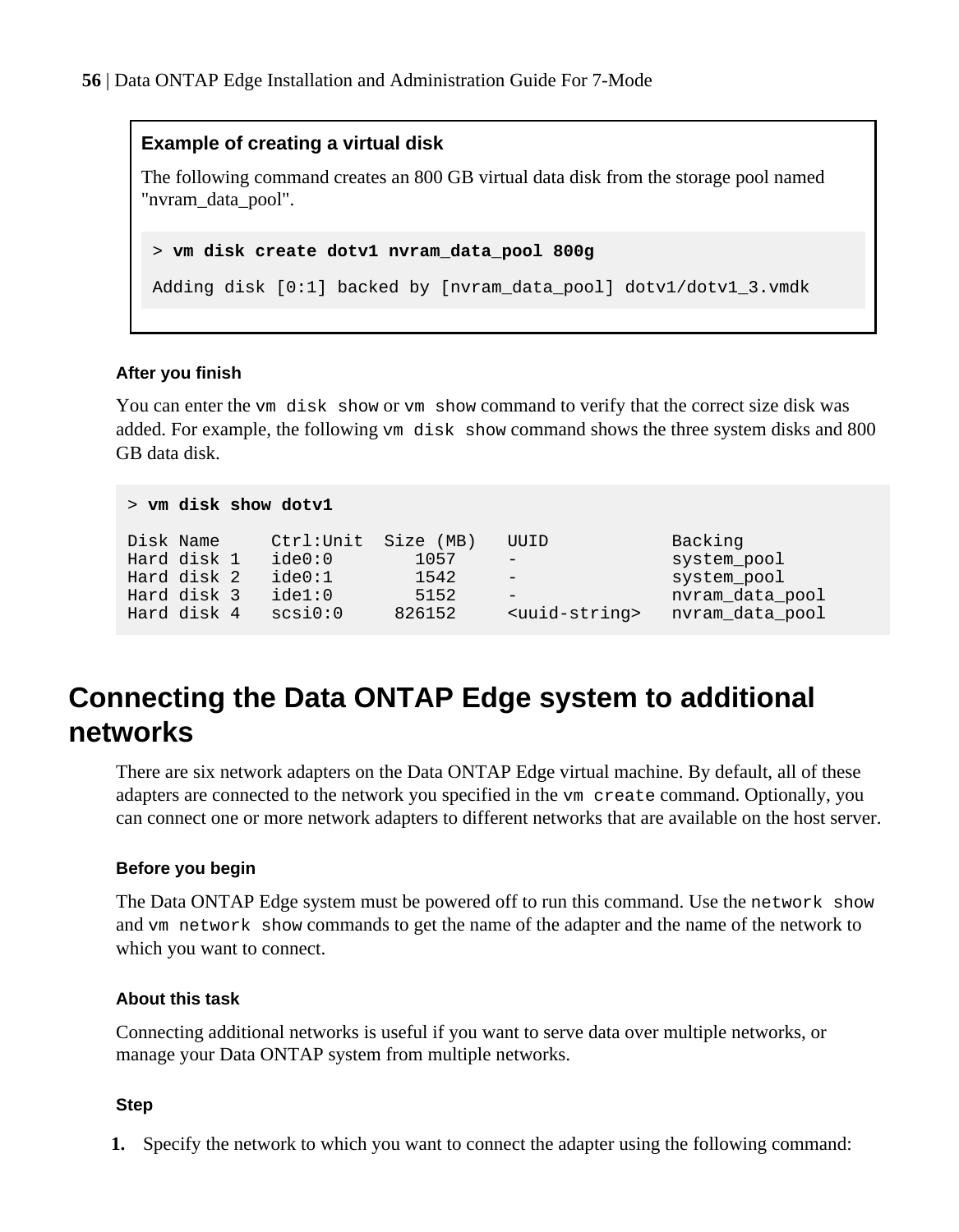**Example of creating a virtual disk**

The following command creates an 800 GB virtual data disk from the storage pool named "nvram_data_pool".

```
> vm disk create dotv1 nvram_data_pool 800g
Adding disk [0:1] backed by [nvram_data_pool] dotv1/dotv1_3.vmdk
```

#### After you finish

You can enter the `vm disk show` or `vm show` command to verify that the correct size disk was added. For example, the following `vm disk show` command shows the three system disks and 800 GB data disk.

```
> vm disk show dotv1

Disk Name     Ctrl:Unit  Size (MB)   UUID            Backing
Hard disk 1   ide0:0        1057     -               system_pool
Hard disk 2   ide0:1        1542     -               system_pool
Hard disk 3   ide1:0        5152     -               nvram_data_pool
Hard disk 4   scsi0:0     826152     <uuid-string>   nvram_data_pool
```

## Connecting the Data ONTAP Edge system to additional networks

There are six network adapters on the Data ONTAP Edge virtual machine. By default, all of these adapters are connected to the network you specified in the `vm create` command. Optionally, you can connect one or more network adapters to different networks that are available on the host server.

#### Before you begin

The Data ONTAP Edge system must be powered off to run this command. Use the `network show` and `vm network show` commands to get the name of the adapter and the name of the network to which you want to connect.

#### About this task

Connecting additional networks is useful if you want to serve data over multiple networks, or manage your Data ONTAP system from multiple networks.

#### Step

1. Specify the network to which you want to connect the adapter using the following command: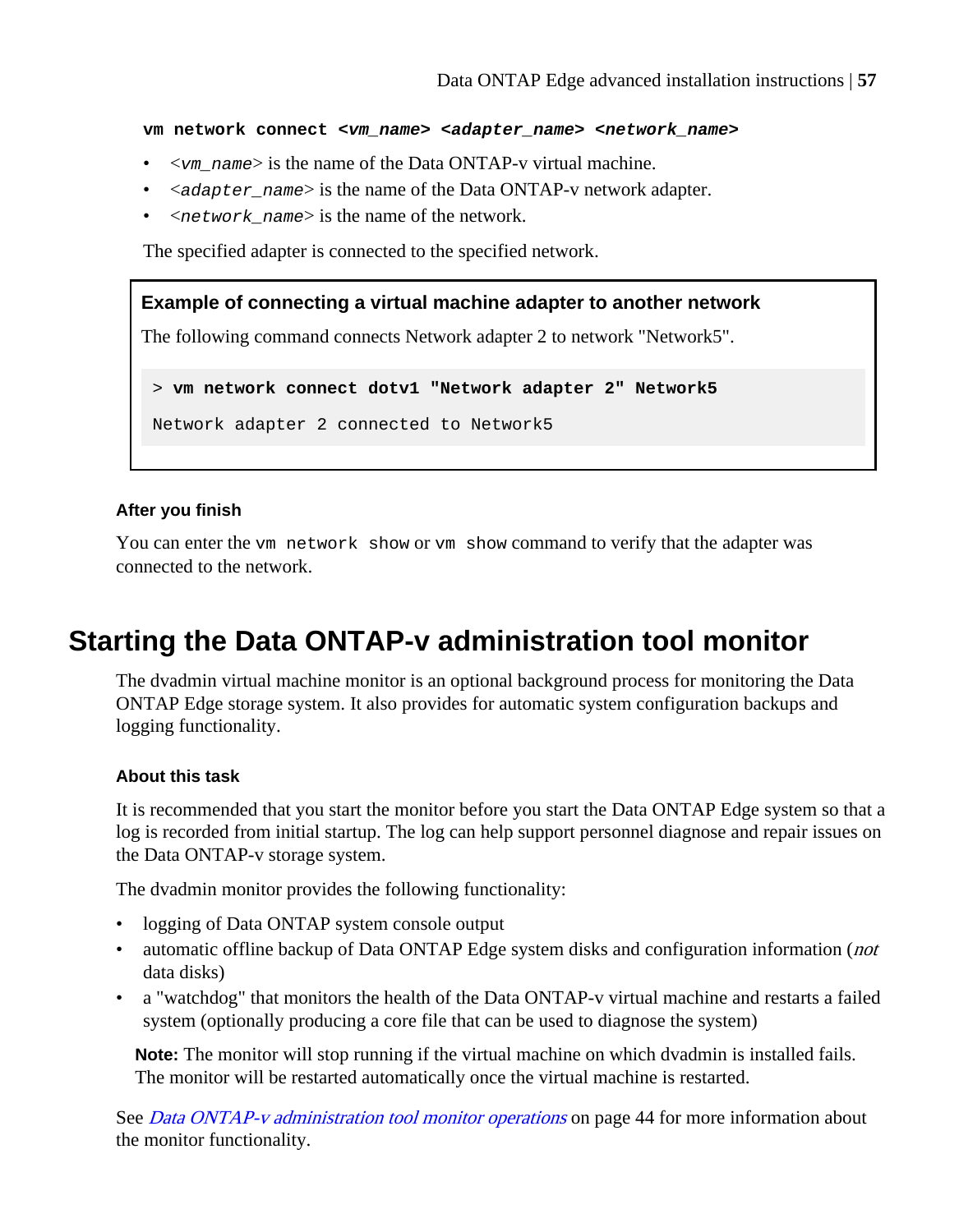**vm network connect** ***<vm_name> <adapter_name> <network_name>***

- *<vm_name>* is the name of the Data ONTAP-v virtual machine.
- *<adapter_name>* is the name of the Data ONTAP-v network adapter.
- *<network_name>* is the name of the network.

The specified adapter is connected to the specified network.

**Example of connecting a virtual machine adapter to another network**

The following command connects Network adapter 2 to network "Network5".

```
> vm network connect dotv1 "Network adapter 2" Network5
Network adapter 2 connected to Network5
```

### After you finish

You can enter the `vm network show` or `vm show` command to verify that the adapter was connected to the network.

## Starting the Data ONTAP-v administration tool monitor

The dvadmin virtual machine monitor is an optional background process for monitoring the Data ONTAP Edge storage system. It also provides for automatic system configuration backups and logging functionality.

### About this task

It is recommended that you start the monitor before you start the Data ONTAP Edge system so that a log is recorded from initial startup. The log can help support personnel diagnose and repair issues on the Data ONTAP-v storage system.

The dvadmin monitor provides the following functionality:

- logging of Data ONTAP system console output
- automatic offline backup of Data ONTAP Edge system disks and configuration information (*not* data disks)
- a "watchdog" that monitors the health of the Data ONTAP-v virtual machine and restarts a failed system (optionally producing a core file that can be used to diagnose the system)

**Note:** The monitor will stop running if the virtual machine on which dvadmin is installed fails. The monitor will be restarted automatically once the virtual machine is restarted.

See *Data ONTAP-v administration tool monitor operations* on page 44 for more information about the monitor functionality.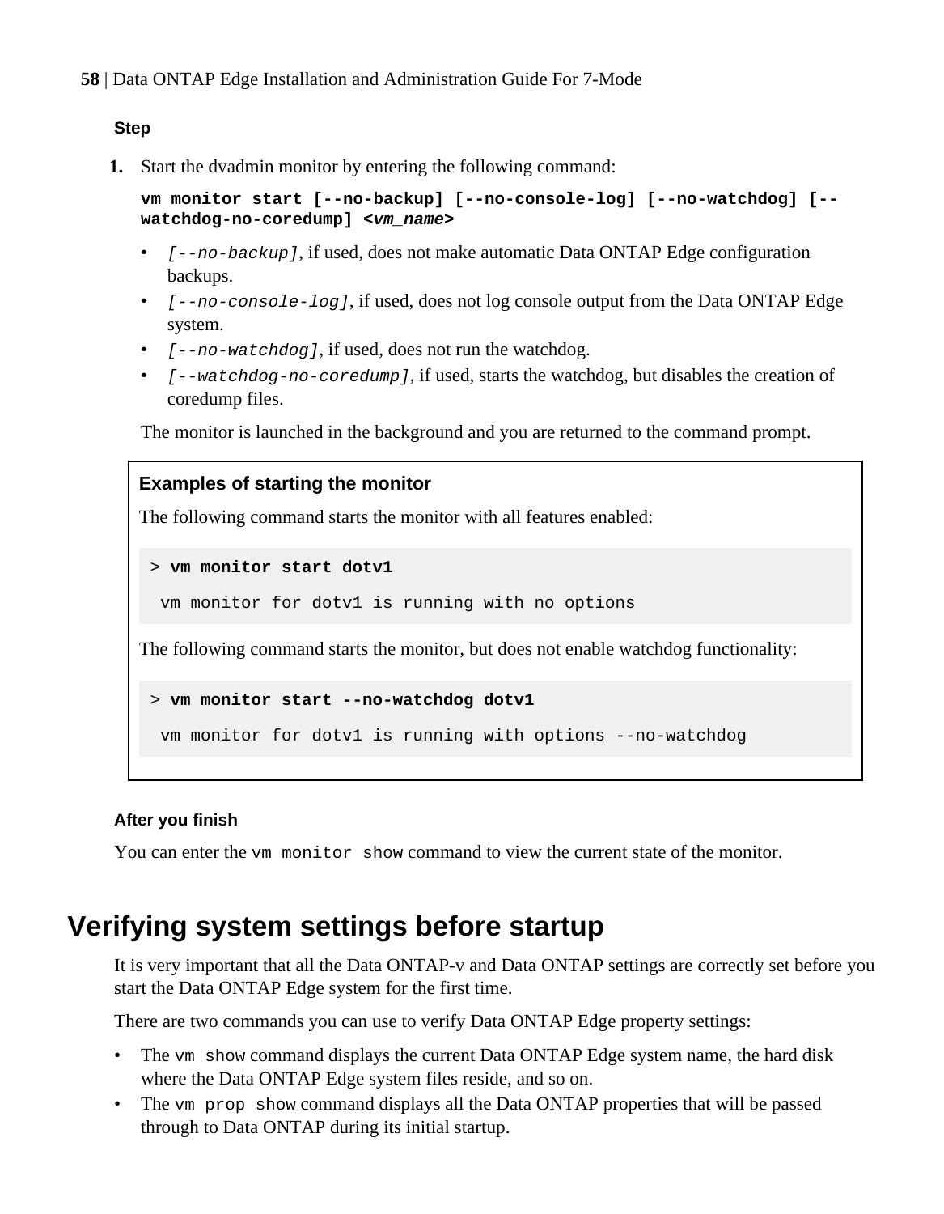#### Step

1. Start the dvadmin monitor by entering the following command:

   **`vm monitor start [--no-backup] [--no-console-log] [--no-watchdog] [--watchdog-no-coredump] <vm_name>`**

   - *`[--no-backup]`*, if used, does not make automatic Data ONTAP Edge configuration backups.
   - *`[--no-console-log]`*, if used, does not log console output from the Data ONTAP Edge system.
   - *`[--no-watchdog]`*, if used, does not run the watchdog.
   - *`[--watchdog-no-coredump]`*, if used, starts the watchdog, but disables the creation of coredump files.

   The monitor is launched in the background and you are returned to the command prompt.

**Examples of starting the monitor**

The following command starts the monitor with all features enabled:

```
> vm monitor start dotv1
  vm monitor for dotv1 is running with no options
```

The following command starts the monitor, but does not enable watchdog functionality:

```
> vm monitor start --no-watchdog dotv1
  vm monitor for dotv1 is running with options --no-watchdog
```

#### After you finish

You can enter the `vm monitor show` command to view the current state of the monitor.

## Verifying system settings before startup

It is very important that all the Data ONTAP-v and Data ONTAP settings are correctly set before you start the Data ONTAP Edge system for the first time.

There are two commands you can use to verify Data ONTAP Edge property settings:

- The `vm show` command displays the current Data ONTAP Edge system name, the hard disk where the Data ONTAP Edge system files reside, and so on.
- The `vm prop show` command displays all the Data ONTAP properties that will be passed through to Data ONTAP during its initial startup.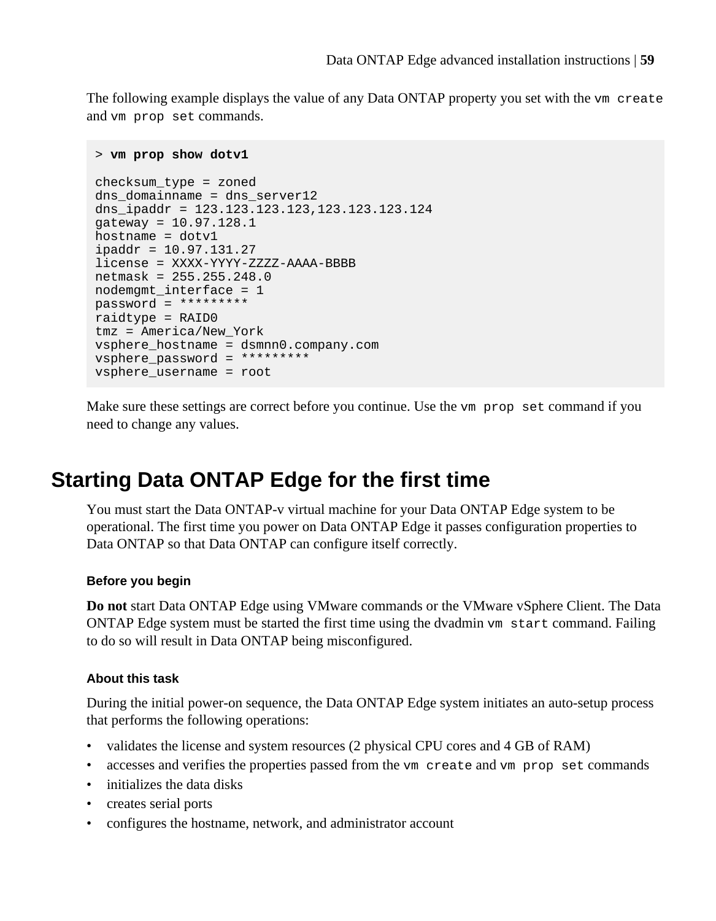The following example displays the value of any Data ONTAP property you set with the `vm create` and `vm prop set` commands.

```
> vm prop show dotv1

checksum_type = zoned
dns_domainname = dns_server12
dns_ipaddr = 123.123.123.123,123.123.123.124
gateway = 10.97.128.1
hostname = dotv1
ipaddr = 10.97.131.27
license = XXXX-YYYY-ZZZZ-AAAA-BBBB
netmask = 255.255.248.0
nodemgmt_interface = 1
password = *********
raidtype = RAID0
tmz = America/New_York
vsphere_hostname = dsmnn0.company.com
vsphere_password = *********
vsphere_username = root
```

Make sure these settings are correct before you continue. Use the `vm prop set` command if you need to change any values.

## Starting Data ONTAP Edge for the first time

You must start the Data ONTAP-v virtual machine for your Data ONTAP Edge system to be operational. The first time you power on Data ONTAP Edge it passes configuration properties to Data ONTAP so that Data ONTAP can configure itself correctly.

#### Before you begin

**Do not** start Data ONTAP Edge using VMware commands or the VMware vSphere Client. The Data ONTAP Edge system must be started the first time using the dvadmin `vm start` command. Failing to do so will result in Data ONTAP being misconfigured.

#### About this task

During the initial power-on sequence, the Data ONTAP Edge system initiates an auto-setup process that performs the following operations:

- validates the license and system resources (2 physical CPU cores and 4 GB of RAM)
- accesses and verifies the properties passed from the `vm create` and `vm prop set` commands
- initializes the data disks
- creates serial ports
- configures the hostname, network, and administrator account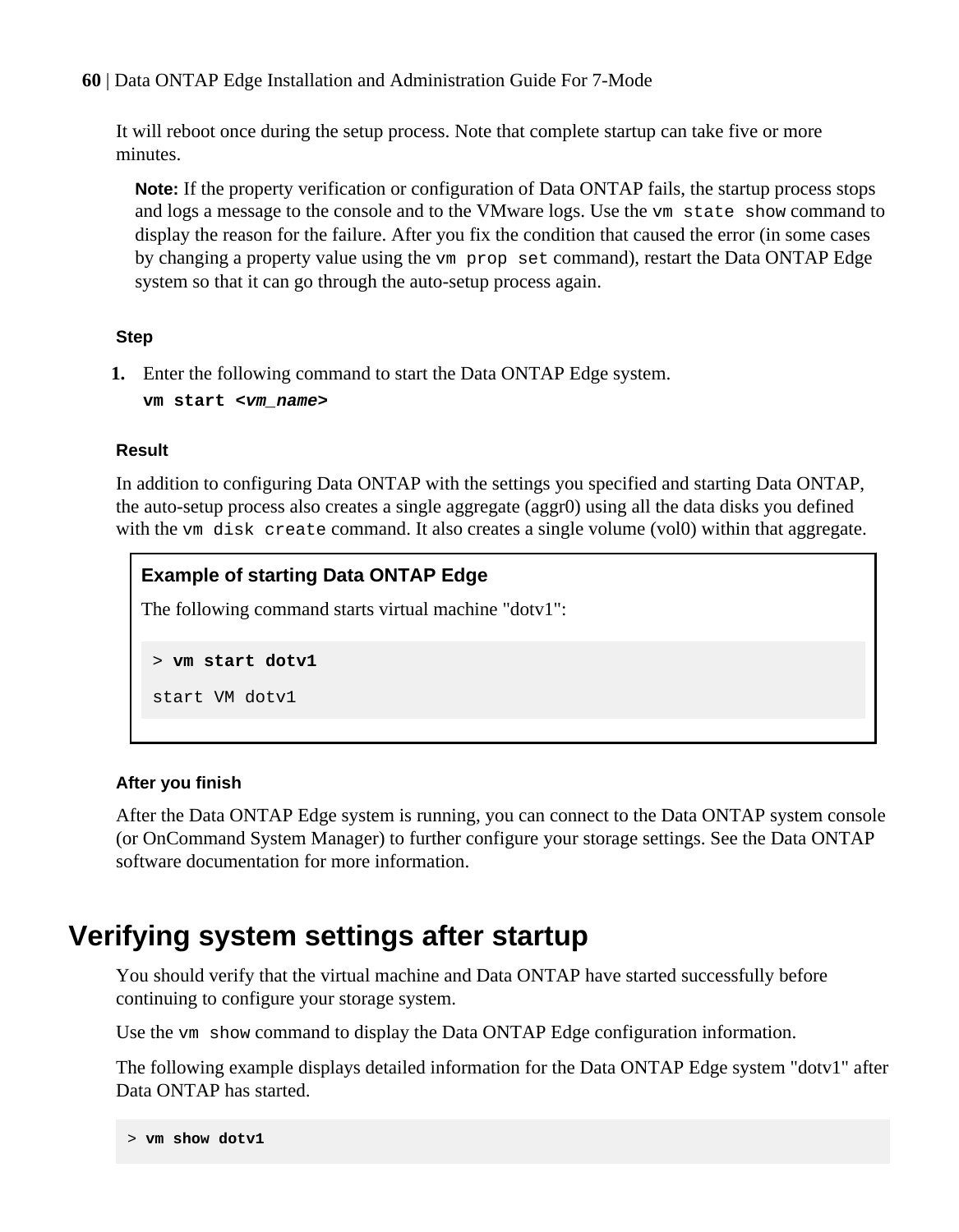It will reboot once during the setup process. Note that complete startup can take five or more minutes.

**Note:** If the property verification or configuration of Data ONTAP fails, the startup process stops and logs a message to the console and to the VMware logs. Use the `vm state show` command to display the reason for the failure. After you fix the condition that caused the error (in some cases by changing a property value using the `vm prop set` command), restart the Data ONTAP Edge system so that it can go through the auto-setup process again.

#### Step

1. Enter the following command to start the Data ONTAP Edge system.

   **`vm start <vm_name>`**

#### Result

In addition to configuring Data ONTAP with the settings you specified and starting Data ONTAP, the auto-setup process also creates a single aggregate (aggr0) using all the data disks you defined with the `vm disk create` command. It also creates a single volume (vol0) within that aggregate.

#### Example of starting Data ONTAP Edge

The following command starts virtual machine "dotv1":

```
> vm start dotv1

start VM dotv1
```

#### After you finish

After the Data ONTAP Edge system is running, you can connect to the Data ONTAP system console (or OnCommand System Manager) to further configure your storage settings. See the Data ONTAP software documentation for more information.

## Verifying system settings after startup

You should verify that the virtual machine and Data ONTAP have started successfully before continuing to configure your storage system.

Use the `vm show` command to display the Data ONTAP Edge configuration information.

The following example displays detailed information for the Data ONTAP Edge system "dotv1" after Data ONTAP has started.

```
> vm show dotv1
```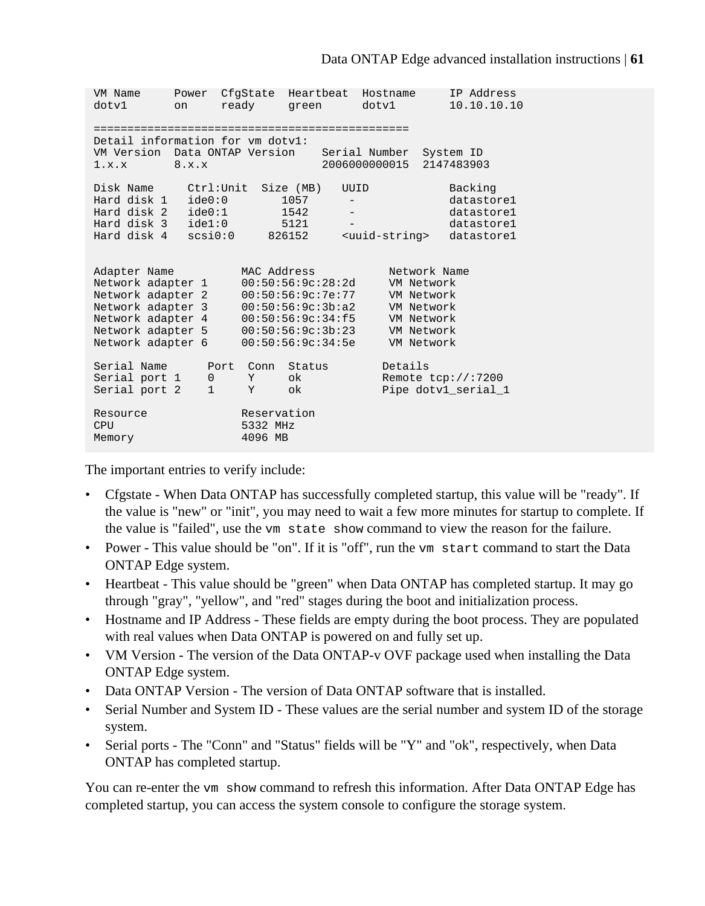```
VM Name     Power  CfgState  Heartbeat  Hostname     IP Address
dotv1       on     ready     green      dotv1        10.10.10.10

===============================================
Detail information for vm dotv1:
VM Version  Data ONTAP Version    Serial Number  System ID
1.x.x       8.x.x                 2006000000015  2147483903

Disk Name     Ctrl:Unit  Size (MB)   UUID            Backing
Hard disk 1   ide0:0       1057       -              datastore1
Hard disk 2   ide0:1       1542       -              datastore1
Hard disk 3   ide1:0       5121       -              datastore1
Hard disk 4   scsi0:0     826152     <uuid-string>   datastore1


Adapter Name          MAC Address           Network Name
Network adapter 1     00:50:56:9c:28:2d     VM Network
Network adapter 2     00:50:56:9c:7e:77     VM Network
Network adapter 3     00:50:56:9c:3b:a2     VM Network
Network adapter 4     00:50:56:9c:34:f5     VM Network
Network adapter 5     00:50:56:9c:3b:23     VM Network
Network adapter 6     00:50:56:9c:34:5e     VM Network

Serial Name      Port  Conn  Status        Details
Serial port 1    0     Y     ok            Remote tcp://:7200
Serial port 2    1     Y     ok            Pipe dotv1_serial_1

Resource              Reservation
CPU                   5332 MHz
Memory                4096 MB
```

The important entries to verify include:

- Cfgstate - When Data ONTAP has successfully completed startup, this value will be "ready". If the value is "new" or "init", you may need to wait a few more minutes for startup to complete. If the value is "failed", use the `vm state show` command to view the reason for the failure.
- Power - This value should be "on". If it is "off", run the `vm start` command to start the Data ONTAP Edge system.
- Heartbeat - This value should be "green" when Data ONTAP has completed startup. It may go through "gray", "yellow", and "red" stages during the boot and initialization process.
- Hostname and IP Address - These fields are empty during the boot process. They are populated with real values when Data ONTAP is powered on and fully set up.
- VM Version - The version of the Data ONTAP-v OVF package used when installing the Data ONTAP Edge system.
- Data ONTAP Version - The version of Data ONTAP software that is installed.
- Serial Number and System ID - These values are the serial number and system ID of the storage system.
- Serial ports - The "Conn" and "Status" fields will be "Y" and "ok", respectively, when Data ONTAP has completed startup.

You can re-enter the `vm show` command to refresh this information. After Data ONTAP Edge has completed startup, you can access the system console to configure the storage system.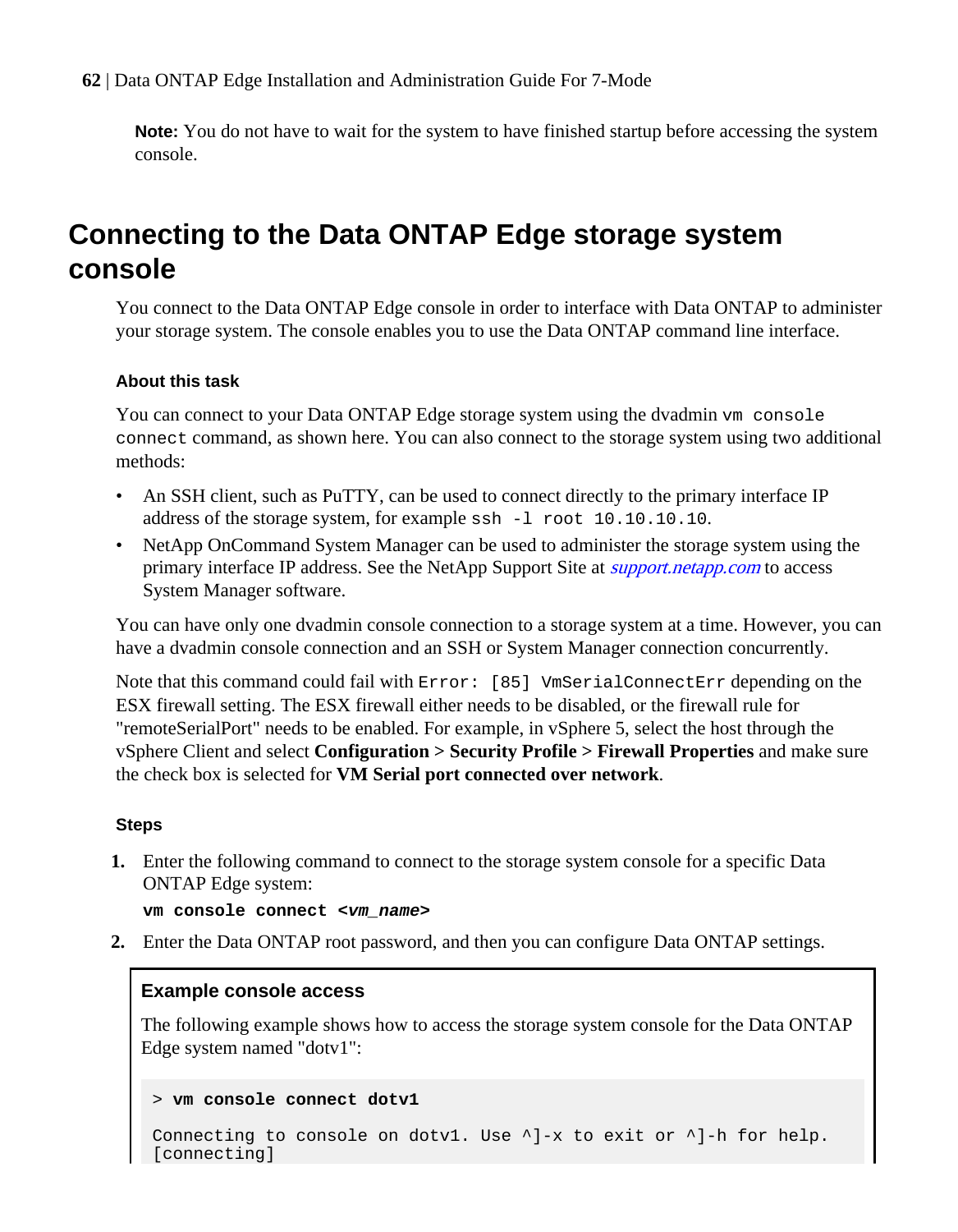**Note:** You do not have to wait for the system to have finished startup before accessing the system console.

# Connecting to the Data ONTAP Edge storage system console

You connect to the Data ONTAP Edge console in order to interface with Data ONTAP to administer your storage system. The console enables you to use the Data ONTAP command line interface.

### About this task

You can connect to your Data ONTAP Edge storage system using the dvadmin `vm console connect` command, as shown here. You can also connect to the storage system using two additional methods:

- An SSH client, such as PuTTY, can be used to connect directly to the primary interface IP address of the storage system, for example `ssh -l root 10.10.10.10`.
- NetApp OnCommand System Manager can be used to administer the storage system using the primary interface IP address. See the NetApp Support Site at *support.netapp.com* to access System Manager software.

You can have only one dvadmin console connection to a storage system at a time. However, you can have a dvadmin console connection and an SSH or System Manager connection concurrently.

Note that this command could fail with `Error: [85] VmSerialConnectErr` depending on the ESX firewall setting. The ESX firewall either needs to be disabled, or the firewall rule for "remoteSerialPort" needs to be enabled. For example, in vSphere 5, select the host through the vSphere Client and select **Configuration > Security Profile > Firewall Properties** and make sure the check box is selected for **VM Serial port connected over network**.

### Steps

1. Enter the following command to connect to the storage system console for a specific Data ONTAP Edge system:

   **`vm console connect <`*`vm_name`*`>`**

2. Enter the Data ONTAP root password, and then you can configure Data ONTAP settings.

#### Example console access

The following example shows how to access the storage system console for the Data ONTAP Edge system named "dotv1":

```
> vm console connect dotv1

Connecting to console on dotv1. Use ^]-x to exit or ^]-h for help.
[connecting]
```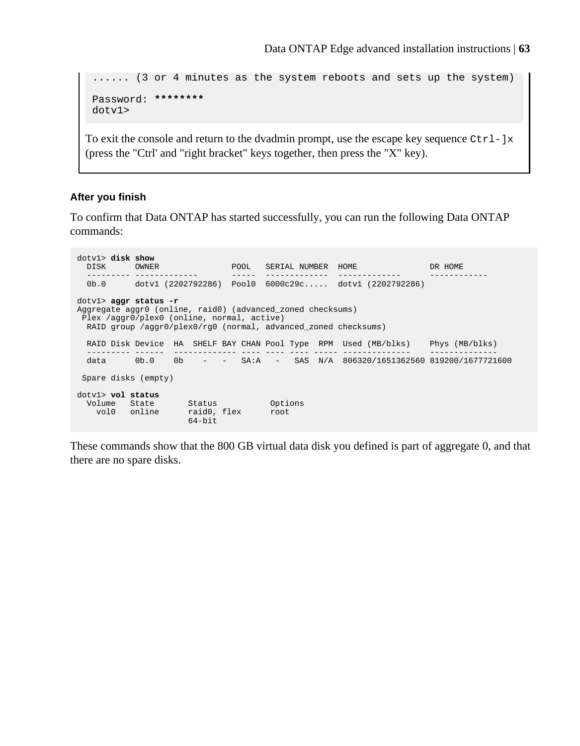```
...... (3 or 4 minutes as the system reboots and sets up the system)

Password: ********
dotv1>
```

To exit the console and return to the dvadmin prompt, use the escape key sequence `Ctrl-]x` (press the "Ctrl' and "right bracket" keys together, then press the "X" key).

### After you finish

To confirm that Data ONTAP has started successfully, you can run the following Data ONTAP commands:

```
dotv1> disk show
  DISK      OWNER               POOL   SERIAL NUMBER  HOME               DR HOME
  --------- -------------       -----  -------------  -------------      ------------
  0b.0      dotv1 (2202792286)  Pool0  6000c29c.....  dotv1 (2202792286)

dotv1> aggr status -r
Aggregate aggr0 (online, raid0) (advanced_zoned checksums)
 Plex /aggr0/plex0 (online, normal, active)
  RAID group /aggr0/plex0/rg0 (normal, advanced_zoned checksums)

  RAID Disk Device  HA  SHELF BAY CHAN Pool Type  RPM  Used (MB/blks)    Phys (MB/blks)
  --------- ------  ------------- ---- ---- ---- ----- --------------    --------------
  data      0b.0    0b    -   -   SA:A   -   SAS  N/A  806320/1651362560 819200/1677721600

 Spare disks (empty)

dotv1> vol status
  Volume   State       Status          Options
    vol0   online      raid0, flex     root
                       64-bit
```

These commands show that the 800 GB virtual data disk you defined is part of aggregate 0, and that there are no spare disks.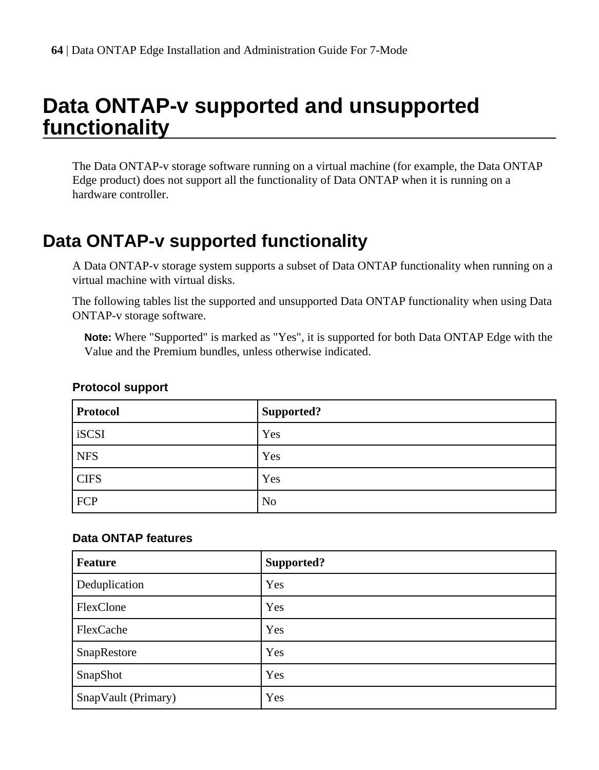# Data ONTAP-v supported and unsupported functionality

The Data ONTAP-v storage software running on a virtual machine (for example, the Data ONTAP Edge product) does not support all the functionality of Data ONTAP when it is running on a hardware controller.

## Data ONTAP-v supported functionality

A Data ONTAP-v storage system supports a subset of Data ONTAP functionality when running on a virtual machine with virtual disks.

The following tables list the supported and unsupported Data ONTAP functionality when using Data ONTAP-v storage software.

**Note:** Where "Supported" is marked as "Yes", it is supported for both Data ONTAP Edge with the Value and the Premium bundles, unless otherwise indicated.

### Protocol support

| Protocol | Supported? |
|---|---|
| iSCSI | Yes |
| NFS | Yes |
| CIFS | Yes |
| FCP | No |

### Data ONTAP features

| Feature | Supported? |
|---|---|
| Deduplication | Yes |
| FlexClone | Yes |
| FlexCache | Yes |
| SnapRestore | Yes |
| SnapShot | Yes |
| SnapVault (Primary) | Yes |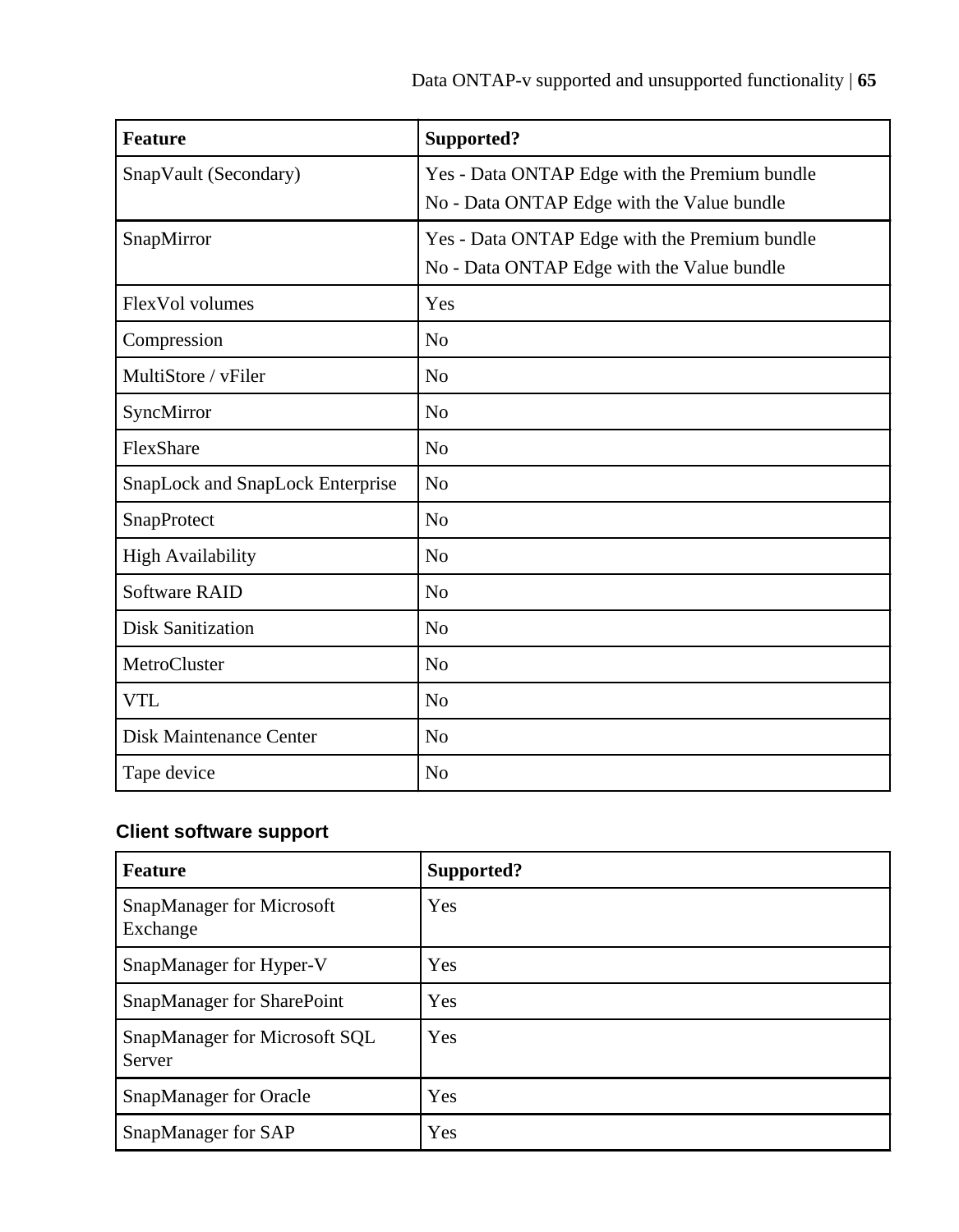| Feature | Supported? |
| --- | --- |
| SnapVault (Secondary) | Yes - Data ONTAP Edge with the Premium bundle<br>No - Data ONTAP Edge with the Value bundle |
| SnapMirror | Yes - Data ONTAP Edge with the Premium bundle<br>No - Data ONTAP Edge with the Value bundle |
| FlexVol volumes | Yes |
| Compression | No |
| MultiStore / vFiler | No |
| SyncMirror | No |
| FlexShare | No |
| SnapLock and SnapLock Enterprise | No |
| SnapProtect | No |
| High Availability | No |
| Software RAID | No |
| Disk Sanitization | No |
| MetroCluster | No |
| VTL | No |
| Disk Maintenance Center | No |
| Tape device | No |

### Client software support

| Feature | Supported? |
| --- | --- |
| SnapManager for Microsoft Exchange | Yes |
| SnapManager for Hyper-V | Yes |
| SnapManager for SharePoint | Yes |
| SnapManager for Microsoft SQL Server | Yes |
| SnapManager for Oracle | Yes |
| SnapManager for SAP | Yes |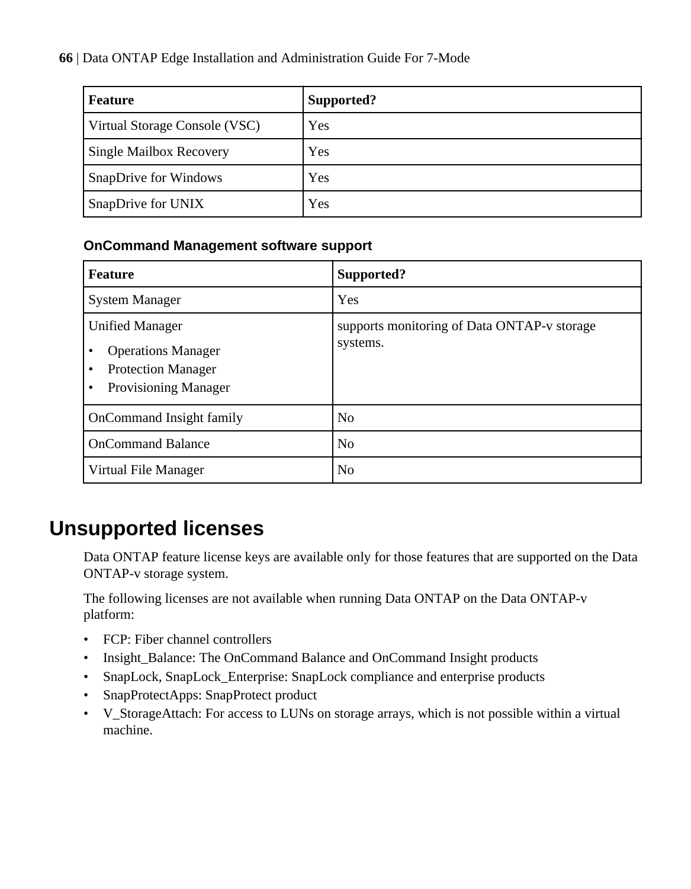| Feature | Supported? |
|---|---|
| Virtual Storage Console (VSC) | Yes |
| Single Mailbox Recovery | Yes |
| SnapDrive for Windows | Yes |
| SnapDrive for UNIX | Yes |

### OnCommand Management software support

| Feature | Supported? |
|---|---|
| System Manager | Yes |
| Unified Manager<br>• Operations Manager<br>• Protection Manager<br>• Provisioning Manager | supports monitoring of Data ONTAP-v storage systems. |
| OnCommand Insight family | No |
| OnCommand Balance | No |
| Virtual File Manager | No |

## Unsupported licenses

Data ONTAP feature license keys are available only for those features that are supported on the Data ONTAP-v storage system.

The following licenses are not available when running Data ONTAP on the Data ONTAP-v platform:

- FCP: Fiber channel controllers
- Insight_Balance: The OnCommand Balance and OnCommand Insight products
- SnapLock, SnapLock_Enterprise: SnapLock compliance and enterprise products
- SnapProtectApps: SnapProtect product
- V_StorageAttach: For access to LUNs on storage arrays, which is not possible within a virtual machine.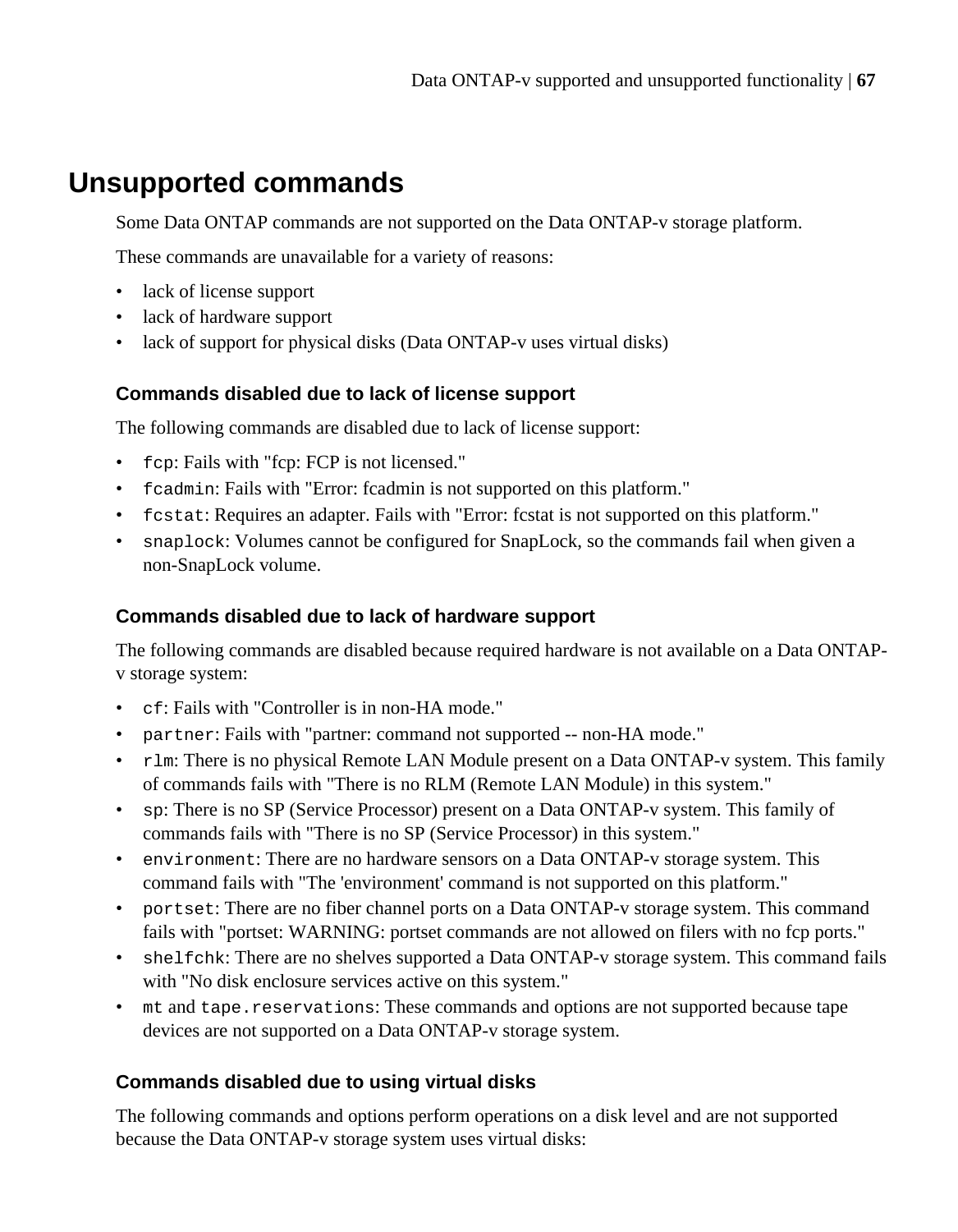# Unsupported commands

Some Data ONTAP commands are not supported on the Data ONTAP-v storage platform.

These commands are unavailable for a variety of reasons:

- lack of license support
- lack of hardware support
- lack of support for physical disks (Data ONTAP-v uses virtual disks)

### Commands disabled due to lack of license support

The following commands are disabled due to lack of license support:

- `fcp`: Fails with "fcp: FCP is not licensed."
- `fcadmin`: Fails with "Error: fcadmin is not supported on this platform."
- `fcstat`: Requires an adapter. Fails with "Error: fcstat is not supported on this platform."
- `snaplock`: Volumes cannot be configured for SnapLock, so the commands fail when given a non-SnapLock volume.

### Commands disabled due to lack of hardware support

The following commands are disabled because required hardware is not available on a Data ONTAP-v storage system:

- `cf`: Fails with "Controller is in non-HA mode."
- `partner`: Fails with "partner: command not supported -- non-HA mode."
- `rlm`: There is no physical Remote LAN Module present on a Data ONTAP-v system. This family of commands fails with "There is no RLM (Remote LAN Module) in this system."
- `sp`: There is no SP (Service Processor) present on a Data ONTAP-v system. This family of commands fails with "There is no SP (Service Processor) in this system."
- `environment`: There are no hardware sensors on a Data ONTAP-v storage system. This command fails with "The 'environment' command is not supported on this platform."
- `portset`: There are no fiber channel ports on a Data ONTAP-v storage system. This command fails with "portset: WARNING: portset commands are not allowed on filers with no fcp ports."
- `shelfchk`: There are no shelves supported a Data ONTAP-v storage system. This command fails with "No disk enclosure services active on this system."
- `mt` and `tape.reservations`: These commands and options are not supported because tape devices are not supported on a Data ONTAP-v storage system.

### Commands disabled due to using virtual disks

The following commands and options perform operations on a disk level and are not supported because the Data ONTAP-v storage system uses virtual disks: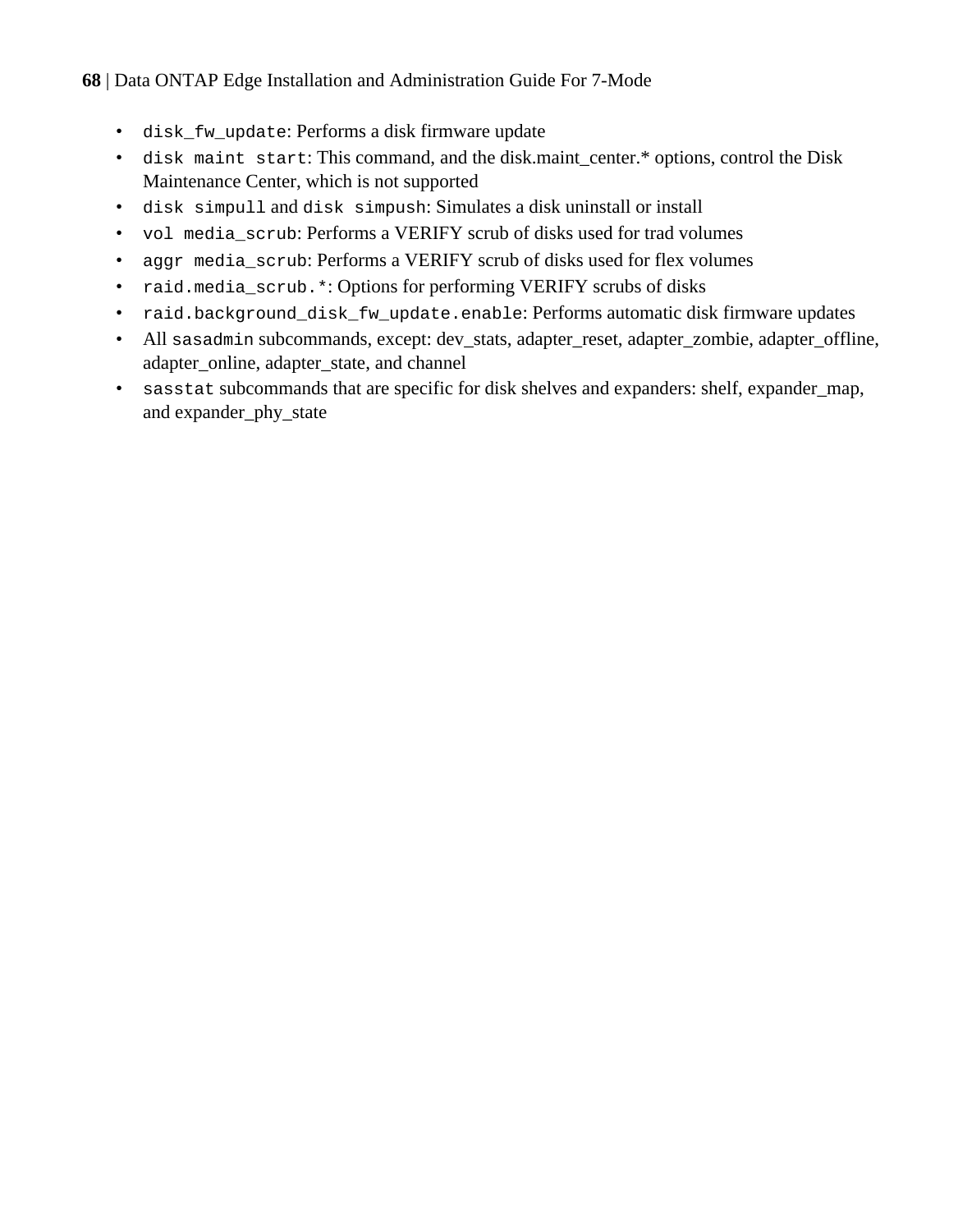- `disk_fw_update`: Performs a disk firmware update
- `disk maint start`: This command, and the disk.maint_center.* options, control the Disk Maintenance Center, which is not supported
- `disk simpull` and `disk simpush`: Simulates a disk uninstall or install
- `vol media_scrub`: Performs a VERIFY scrub of disks used for trad volumes
- `aggr media_scrub`: Performs a VERIFY scrub of disks used for flex volumes
- `raid.media_scrub.*`: Options for performing VERIFY scrubs of disks
- `raid.background_disk_fw_update.enable`: Performs automatic disk firmware updates
- All `sasadmin` subcommands, except: dev_stats, adapter_reset, adapter_zombie, adapter_offline, adapter_online, adapter_state, and channel
- `sasstat` subcommands that are specific for disk shelves and expanders: shelf, expander_map, and expander_phy_state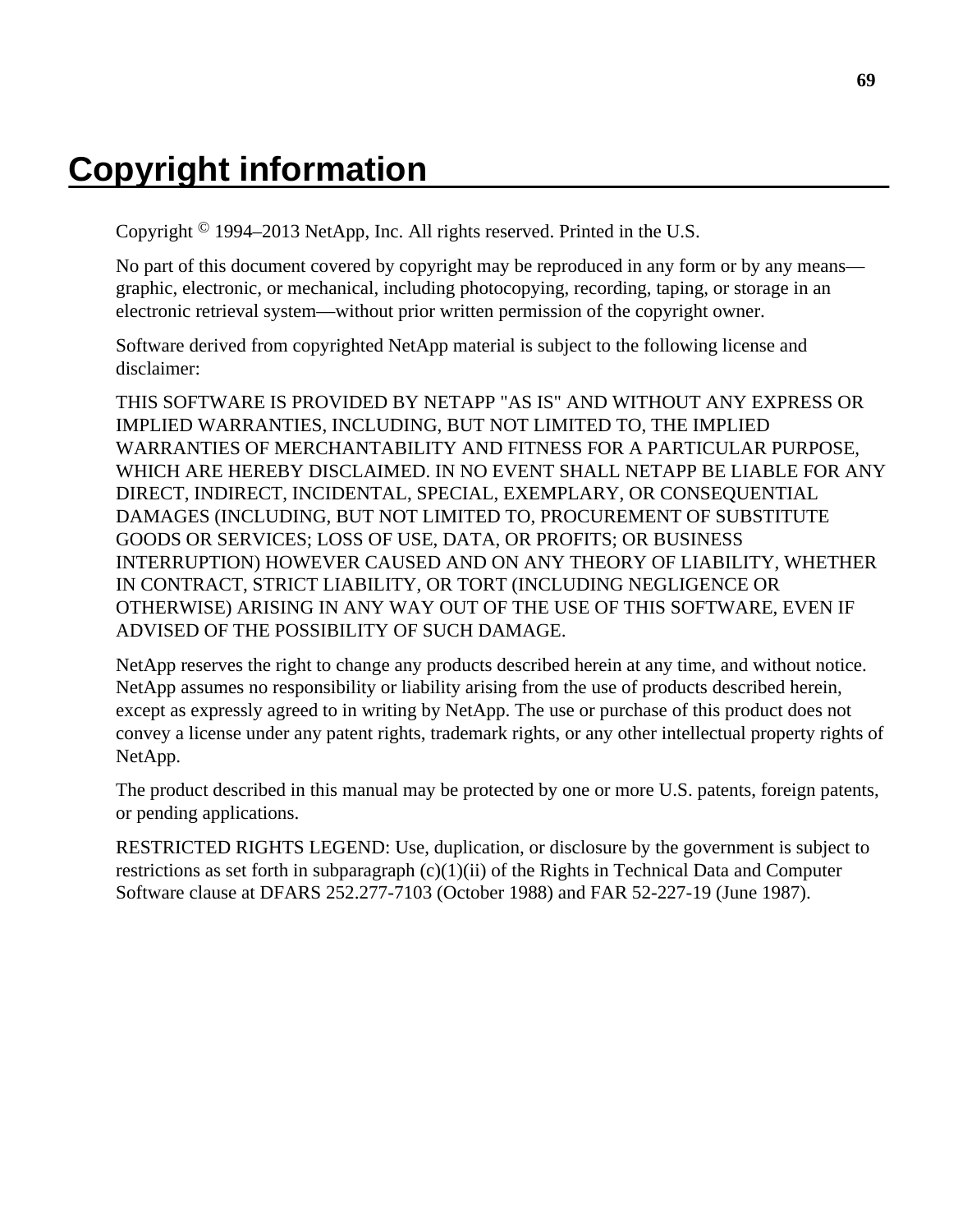# Copyright information

Copyright © 1994–2013 NetApp, Inc. All rights reserved. Printed in the U.S.

No part of this document covered by copyright may be reproduced in any form or by any means—graphic, electronic, or mechanical, including photocopying, recording, taping, or storage in an electronic retrieval system—without prior written permission of the copyright owner.

Software derived from copyrighted NetApp material is subject to the following license and disclaimer:

THIS SOFTWARE IS PROVIDED BY NETAPP "AS IS" AND WITHOUT ANY EXPRESS OR IMPLIED WARRANTIES, INCLUDING, BUT NOT LIMITED TO, THE IMPLIED WARRANTIES OF MERCHANTABILITY AND FITNESS FOR A PARTICULAR PURPOSE, WHICH ARE HEREBY DISCLAIMED. IN NO EVENT SHALL NETAPP BE LIABLE FOR ANY DIRECT, INDIRECT, INCIDENTAL, SPECIAL, EXEMPLARY, OR CONSEQUENTIAL DAMAGES (INCLUDING, BUT NOT LIMITED TO, PROCUREMENT OF SUBSTITUTE GOODS OR SERVICES; LOSS OF USE, DATA, OR PROFITS; OR BUSINESS INTERRUPTION) HOWEVER CAUSED AND ON ANY THEORY OF LIABILITY, WHETHER IN CONTRACT, STRICT LIABILITY, OR TORT (INCLUDING NEGLIGENCE OR OTHERWISE) ARISING IN ANY WAY OUT OF THE USE OF THIS SOFTWARE, EVEN IF ADVISED OF THE POSSIBILITY OF SUCH DAMAGE.

NetApp reserves the right to change any products described herein at any time, and without notice. NetApp assumes no responsibility or liability arising from the use of products described herein, except as expressly agreed to in writing by NetApp. The use or purchase of this product does not convey a license under any patent rights, trademark rights, or any other intellectual property rights of NetApp.

The product described in this manual may be protected by one or more U.S. patents, foreign patents, or pending applications.

RESTRICTED RIGHTS LEGEND: Use, duplication, or disclosure by the government is subject to restrictions as set forth in subparagraph (c)(1)(ii) of the Rights in Technical Data and Computer Software clause at DFARS 252.277-7103 (October 1988) and FAR 52-227-19 (June 1987).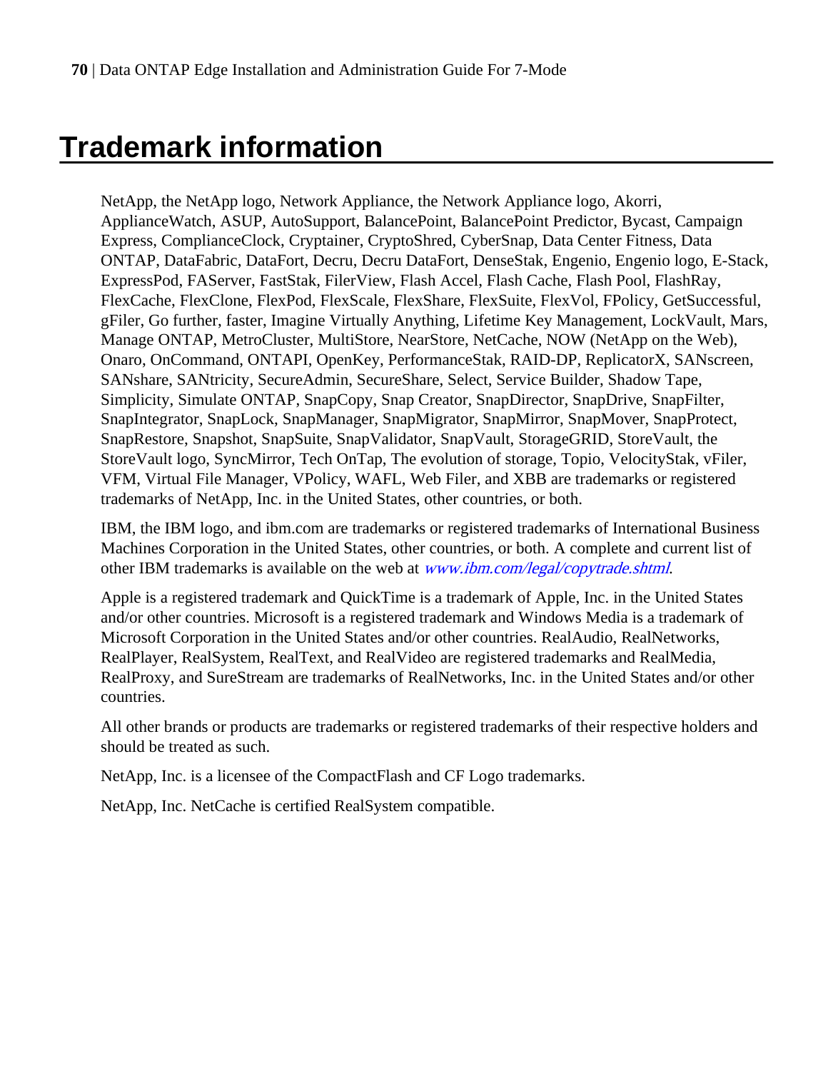# Trademark information

NetApp, the NetApp logo, Network Appliance, the Network Appliance logo, Akorri, ApplianceWatch, ASUP, AutoSupport, BalancePoint, BalancePoint Predictor, Bycast, Campaign Express, ComplianceClock, Cryptainer, CryptoShred, CyberSnap, Data Center Fitness, Data ONTAP, DataFabric, DataFort, Decru, Decru DataFort, DenseStak, Engenio, Engenio logo, E-Stack, ExpressPod, FAServer, FastStak, FilerView, Flash Accel, Flash Cache, Flash Pool, FlashRay, FlexCache, FlexClone, FlexPod, FlexScale, FlexShare, FlexSuite, FlexVol, FPolicy, GetSuccessful, gFiler, Go further, faster, Imagine Virtually Anything, Lifetime Key Management, LockVault, Mars, Manage ONTAP, MetroCluster, MultiStore, NearStore, NetCache, NOW (NetApp on the Web), Onaro, OnCommand, ONTAPI, OpenKey, PerformanceStak, RAID-DP, ReplicatorX, SANscreen, SANshare, SANtricity, SecureAdmin, SecureShare, Select, Service Builder, Shadow Tape, Simplicity, Simulate ONTAP, SnapCopy, Snap Creator, SnapDirector, SnapDrive, SnapFilter, SnapIntegrator, SnapLock, SnapManager, SnapMigrator, SnapMirror, SnapMover, SnapProtect, SnapRestore, Snapshot, SnapSuite, SnapValidator, SnapVault, StorageGRID, StoreVault, the StoreVault logo, SyncMirror, Tech OnTap, The evolution of storage, Topio, VelocityStak, vFiler, VFM, Virtual File Manager, VPolicy, WAFL, Web Filer, and XBB are trademarks or registered trademarks of NetApp, Inc. in the United States, other countries, or both.

IBM, the IBM logo, and ibm.com are trademarks or registered trademarks of International Business Machines Corporation in the United States, other countries, or both. A complete and current list of other IBM trademarks is available on the web at *www.ibm.com/legal/copytrade.shtml*.

Apple is a registered trademark and QuickTime is a trademark of Apple, Inc. in the United States and/or other countries. Microsoft is a registered trademark and Windows Media is a trademark of Microsoft Corporation in the United States and/or other countries. RealAudio, RealNetworks, RealPlayer, RealSystem, RealText, and RealVideo are registered trademarks and RealMedia, RealProxy, and SureStream are trademarks of RealNetworks, Inc. in the United States and/or other countries.

All other brands or products are trademarks or registered trademarks of their respective holders and should be treated as such.

NetApp, Inc. is a licensee of the CompactFlash and CF Logo trademarks.

NetApp, Inc. NetCache is certified RealSystem compatible.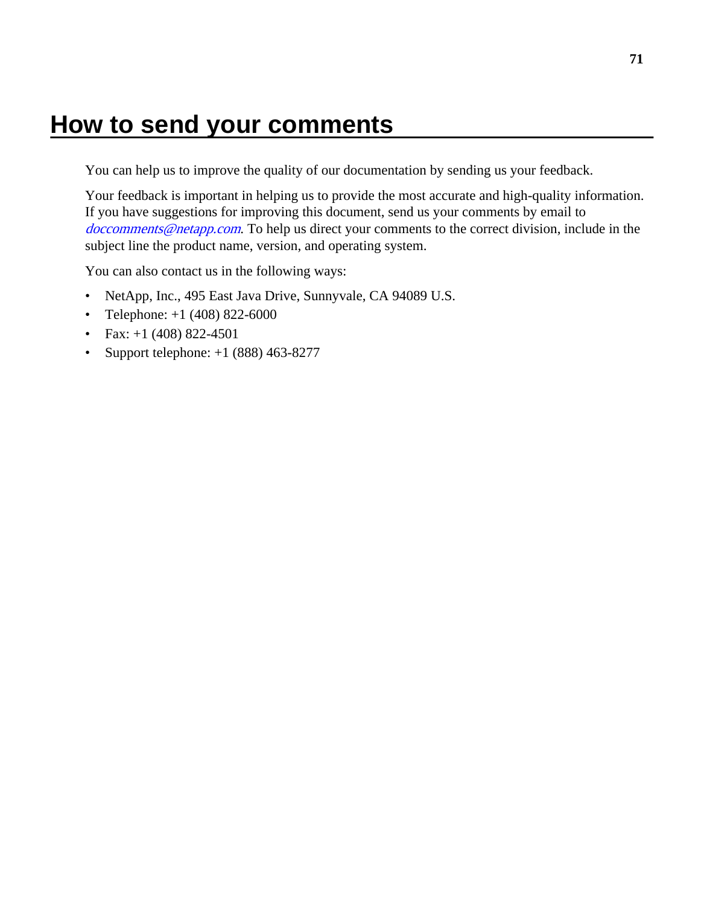# How to send your comments

You can help us to improve the quality of our documentation by sending us your feedback.

Your feedback is important in helping us to provide the most accurate and high-quality information. If you have suggestions for improving this document, send us your comments by email to *doccomments@netapp.com*. To help us direct your comments to the correct division, include in the subject line the product name, version, and operating system.

You can also contact us in the following ways:

- NetApp, Inc., 495 East Java Drive, Sunnyvale, CA 94089 U.S.
- Telephone: +1 (408) 822-6000
- Fax: +1 (408) 822-4501
- Support telephone: +1 (888) 463-8277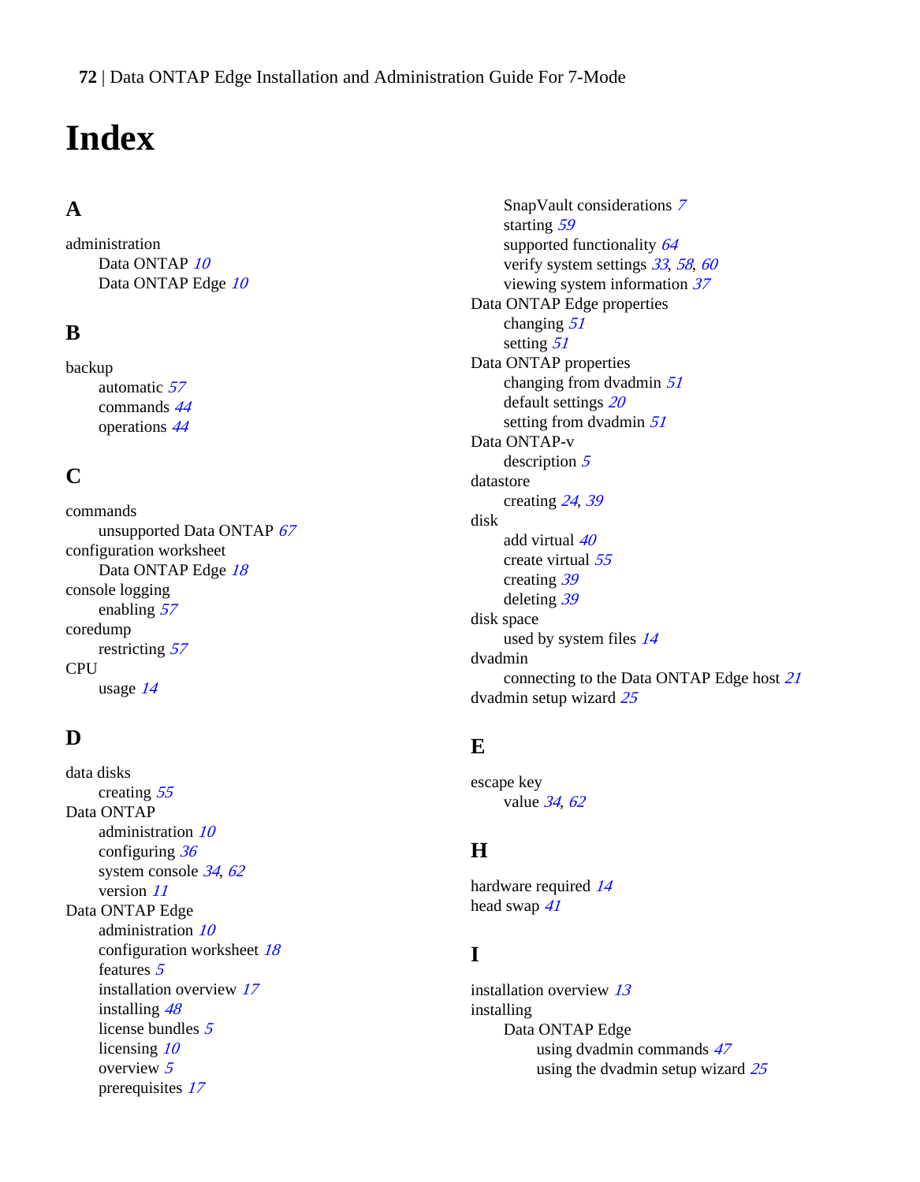# Index

## A

administration
- Data ONTAP *10*
- Data ONTAP Edge *10*

## B

backup
- automatic *57*
- commands *44*
- operations *44*

## C

commands
- unsupported Data ONTAP *67*

configuration worksheet
- Data ONTAP Edge *18*

console logging
- enabling *57*

coredump
- restricting *57*

CPU
- usage *14*

## D

data disks
- creating *55*

Data ONTAP
- administration *10*
- configuring *36*
- system console *34*, *62*
- version *11*

Data ONTAP Edge
- administration *10*
- configuration worksheet *18*
- features *5*
- installation overview *17*
- installing *48*
- license bundles *5*
- licensing *10*
- overview *5*
- prerequisites *17*
- SnapVault considerations *7*
- starting *59*
- supported functionality *64*
- verify system settings *33*, *58*, *60*
- viewing system information *37*

Data ONTAP Edge properties
- changing *51*
- setting *51*

Data ONTAP properties
- changing from dvadmin *51*
- default settings *20*
- setting from dvadmin *51*

Data ONTAP-v
- description *5*

datastore
- creating *24*, *39*

disk
- add virtual *40*
- create virtual *55*
- creating *39*
- deleting *39*

disk space
- used by system files *14*

dvadmin
- connecting to the Data ONTAP Edge host *21*

dvadmin setup wizard *25*

## E

escape key
- value *34*, *62*

## H

hardware required *14*

head swap *41*

## I

installation overview *13*

installing
- Data ONTAP Edge
  - using dvadmin commands *47*
  - using the dvadmin setup wizard *25*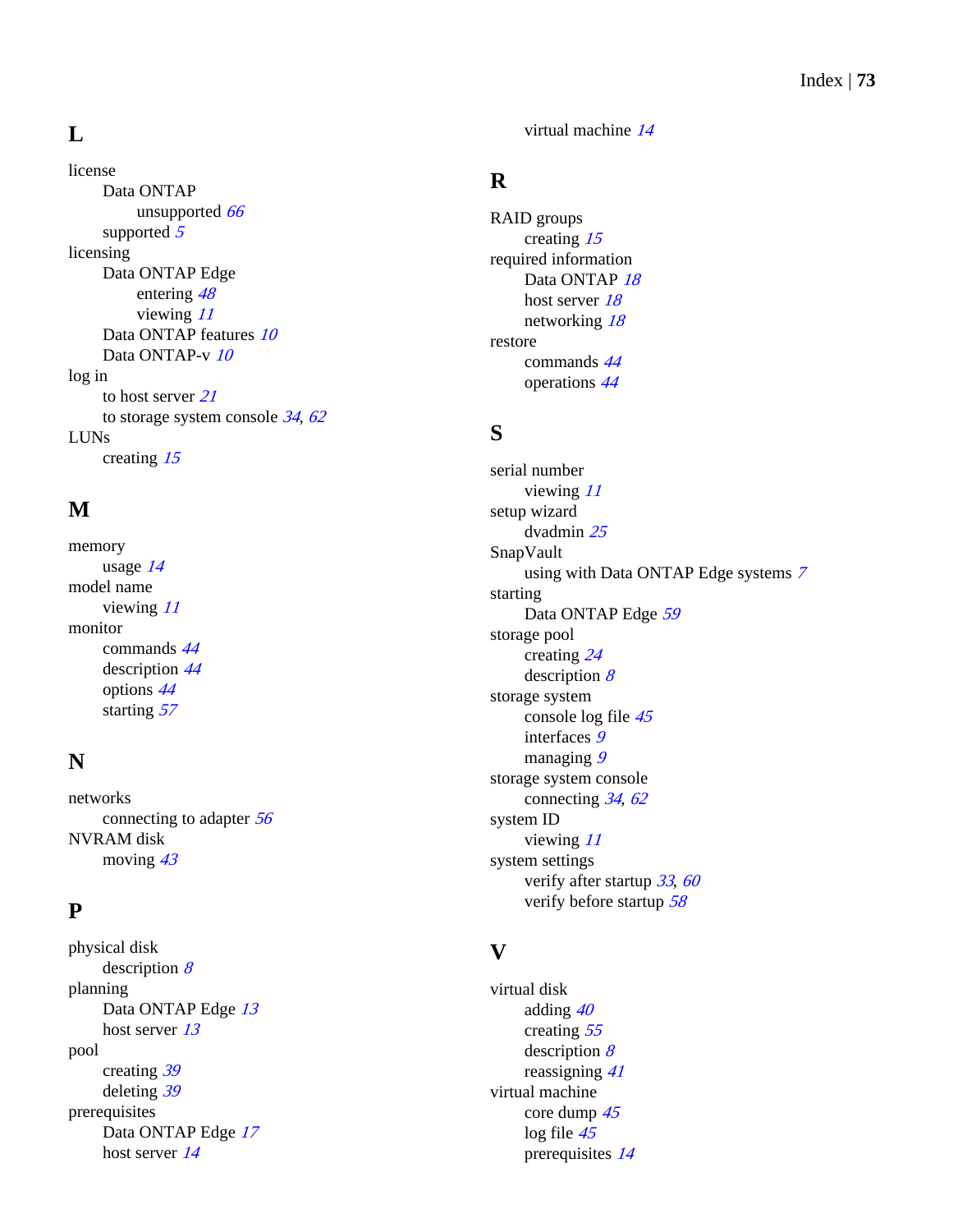## L

license
- Data ONTAP
  - unsupported *66*
- supported *5*

licensing
- Data ONTAP Edge
  - entering *48*
  - viewing *11*
- Data ONTAP features *10*
- Data ONTAP-v *10*

log in
- to host server *21*
- to storage system console *34*, *62*

LUNs
- creating *15*

## M

memory
- usage *14*

model name
- viewing *11*

monitor
- commands *44*
- description *44*
- options *44*
- starting *57*

## N

networks
- connecting to adapter *56*

NVRAM disk
- moving *43*

## P

physical disk
- description *8*

planning
- Data ONTAP Edge *13*
- host server *13*

pool
- creating *39*
- deleting *39*

prerequisites
- Data ONTAP Edge *17*
- host server *14*
- virtual machine *14*

## R

RAID groups
- creating *15*

required information
- Data ONTAP *18*
- host server *18*
- networking *18*

restore
- commands *44*
- operations *44*

## S

serial number
- viewing *11*

setup wizard
- dvadmin *25*

SnapVault
- using with Data ONTAP Edge systems *7*

starting
- Data ONTAP Edge *59*

storage pool
- creating *24*
- description *8*

storage system
- console log file *45*
- interfaces *9*
- managing *9*

storage system console
- connecting *34*, *62*

system ID
- viewing *11*

system settings
- verify after startup *33*, *60*
- verify before startup *58*

## V

virtual disk
- adding *40*
- creating *55*
- description *8*
- reassigning *41*

virtual machine
- core dump *45*
- log file *45*
- prerequisites *14*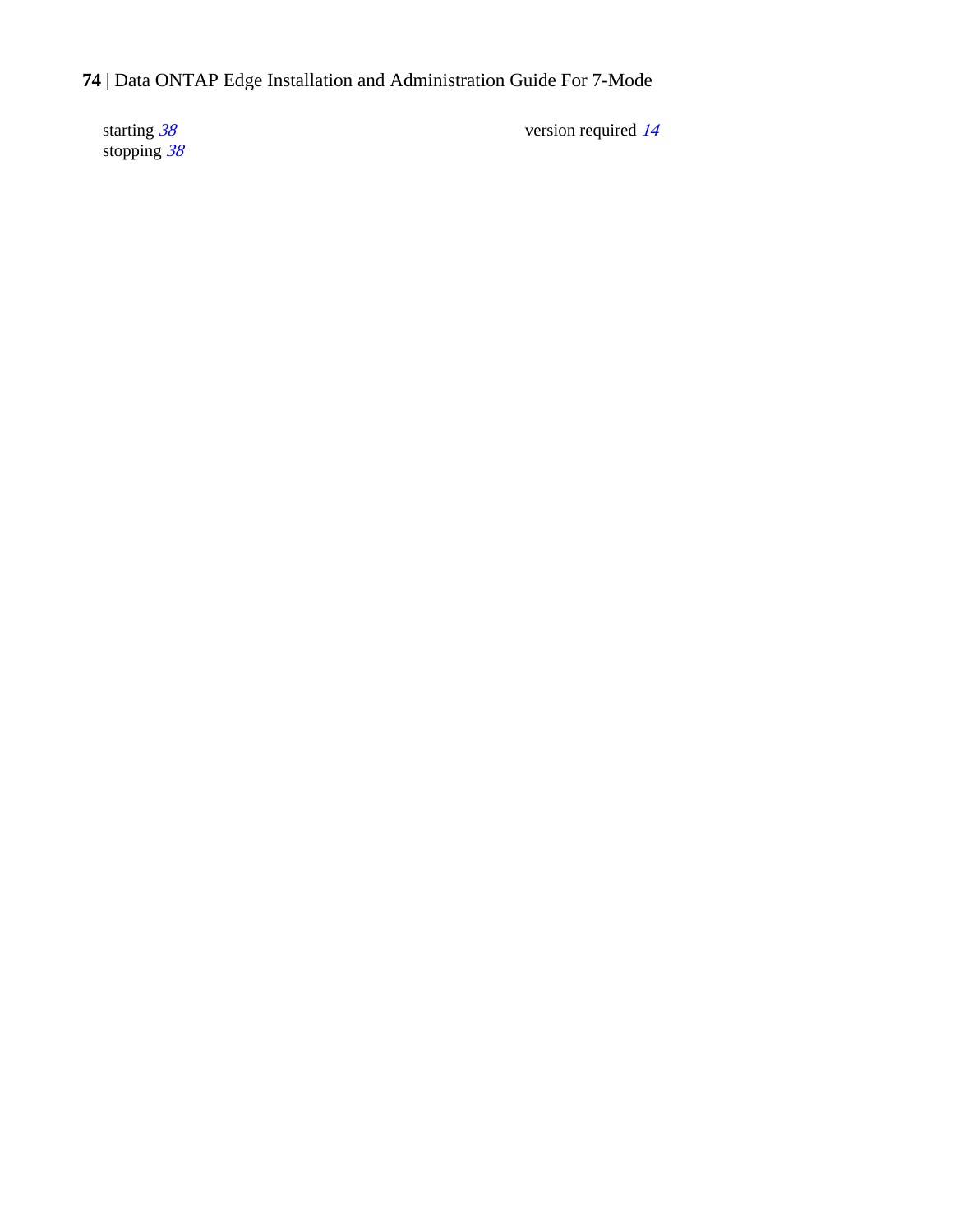starting *38*
stopping *38*

version required *14*